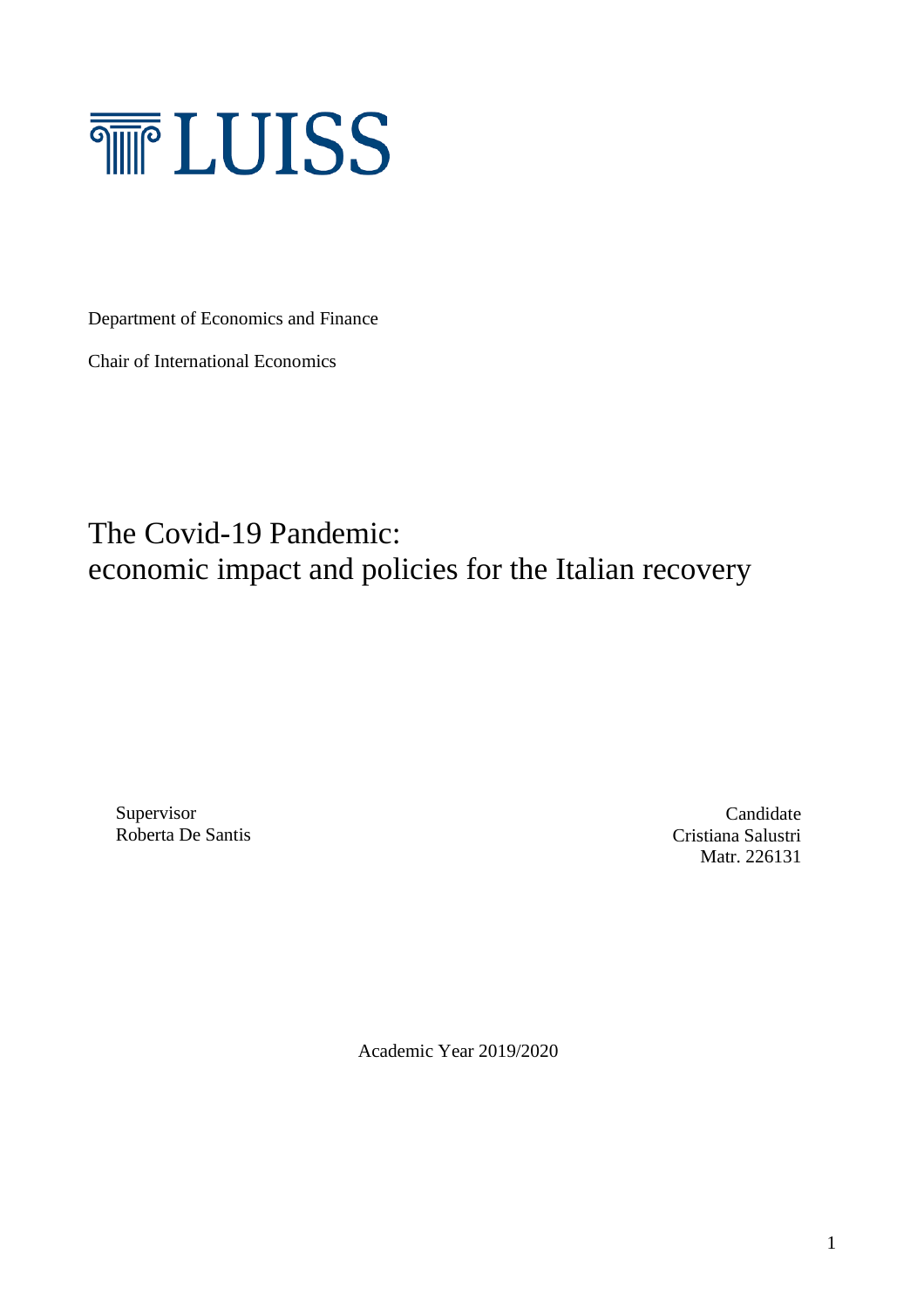LUISS

Department of Economics and Finance

Chair of International Economics

# The Covid-19 Pandemic: economic impact and policies for the Italian recovery

Supervisor
Roberta De Santis

Candidate
Cristiana Salustri
Matr. 226131

Academic Year 2019/2020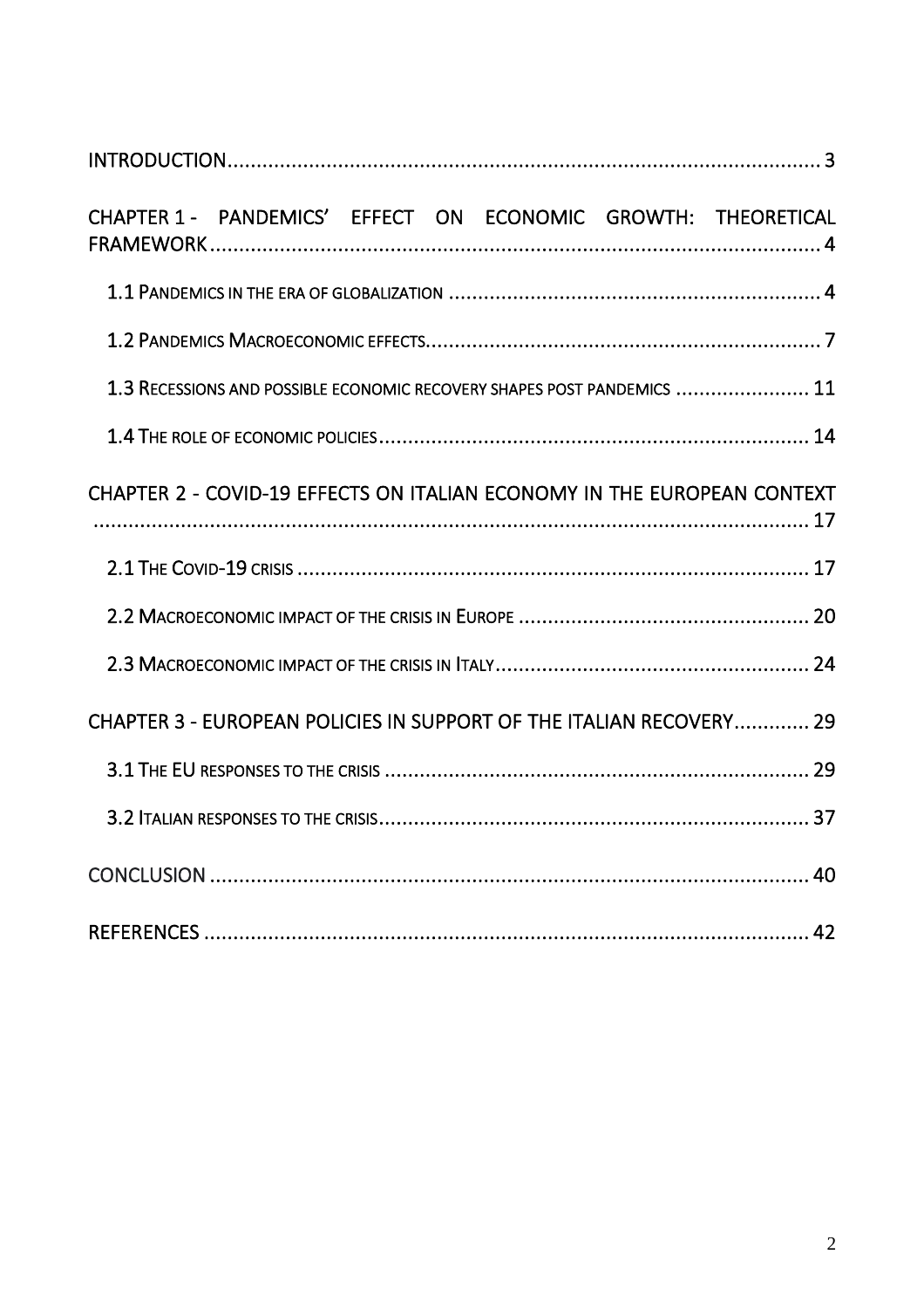INTRODUCTION ........................................................................................ 3

CHAPTER 1 - PANDEMICS' EFFECT ON ECONOMIC GROWTH: THEORETICAL FRAMEWORK ........................................................................................ 4

- 1.1 PANDEMICS IN THE ERA OF GLOBALIZATION ........................................ 4
- 1.2 PANDEMICS MACROECONOMIC EFFECTS ............................................. 7
- 1.3 RECESSIONS AND POSSIBLE ECONOMIC RECOVERY SHAPES POST PANDEMICS ........................ 11
- 1.4 THE ROLE OF ECONOMIC POLICIES ..................................................... 14

CHAPTER 2 - COVID-19 EFFECTS ON ITALIAN ECONOMY IN THE EUROPEAN CONTEXT ........................................................................................ 17

- 2.1 THE COVID-19 CRISIS ........................................................................ 17
- 2.2 MACROECONOMIC IMPACT OF THE CRISIS IN EUROPE ........................ 20
- 2.3 MACROECONOMIC IMPACT OF THE CRISIS IN ITALY ........................... 24

CHAPTER 3 - EUROPEAN POLICIES IN SUPPORT OF THE ITALIAN RECOVERY ............ 29

- 3.1 THE EU RESPONSES TO THE CRISIS .................................................... 29
- 3.2 ITALIAN RESPONSES TO THE CRISIS .................................................. 37

CONCLUSION ........................................................................................ 40

REFERENCES ........................................................................................ 42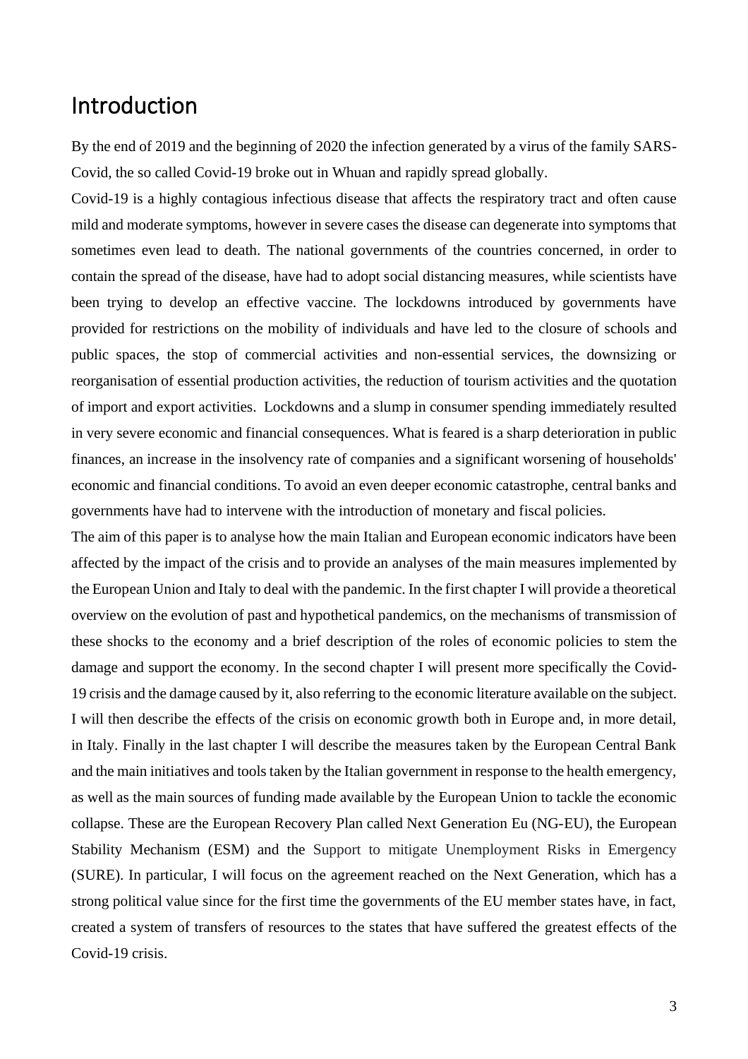# Introduction

By the end of 2019 and the beginning of 2020 the infection generated by a virus of the family SARS-Covid, the so called Covid-19 broke out in Whuan and rapidly spread globally.

Covid-19 is a highly contagious infectious disease that affects the respiratory tract and often cause mild and moderate symptoms, however in severe cases the disease can degenerate into symptoms that sometimes even lead to death. The national governments of the countries concerned, in order to contain the spread of the disease, have had to adopt social distancing measures, while scientists have been trying to develop an effective vaccine. The lockdowns introduced by governments have provided for restrictions on the mobility of individuals and have led to the closure of schools and public spaces, the stop of commercial activities and non-essential services, the downsizing or reorganisation of essential production activities, the reduction of tourism activities and the quotation of import and export activities. Lockdowns and a slump in consumer spending immediately resulted in very severe economic and financial consequences. What is feared is a sharp deterioration in public finances, an increase in the insolvency rate of companies and a significant worsening of households' economic and financial conditions. To avoid an even deeper economic catastrophe, central banks and governments have had to intervene with the introduction of monetary and fiscal policies.

The aim of this paper is to analyse how the main Italian and European economic indicators have been affected by the impact of the crisis and to provide an analyses of the main measures implemented by the European Union and Italy to deal with the pandemic. In the first chapter I will provide a theoretical overview on the evolution of past and hypothetical pandemics, on the mechanisms of transmission of these shocks to the economy and a brief description of the roles of economic policies to stem the damage and support the economy. In the second chapter I will present more specifically the Covid-19 crisis and the damage caused by it, also referring to the economic literature available on the subject. I will then describe the effects of the crisis on economic growth both in Europe and, in more detail, in Italy. Finally in the last chapter I will describe the measures taken by the European Central Bank and the main initiatives and tools taken by the Italian government in response to the health emergency, as well as the main sources of funding made available by the European Union to tackle the economic collapse. These are the European Recovery Plan called Next Generation Eu (NG-EU), the European Stability Mechanism (ESM) and the Support to mitigate Unemployment Risks in Emergency (SURE). In particular, I will focus on the agreement reached on the Next Generation, which has a strong political value since for the first time the governments of the EU member states have, in fact, created a system of transfers of resources to the states that have suffered the greatest effects of the Covid-19 crisis.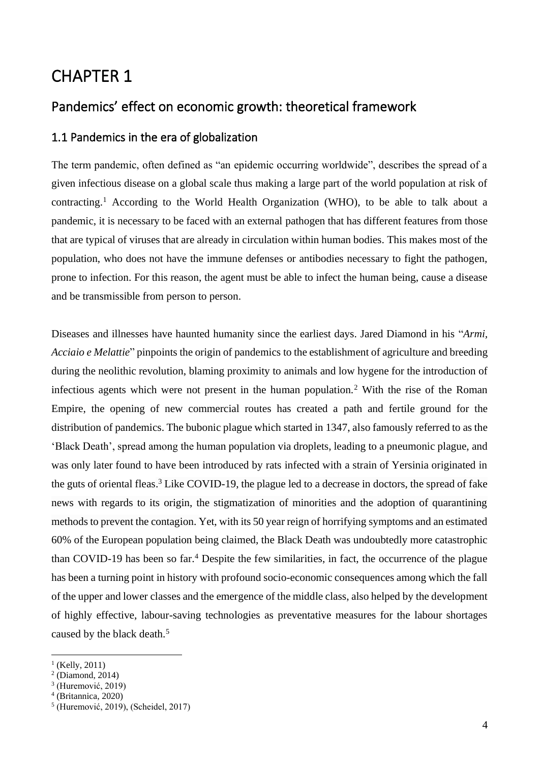# CHAPTER 1

## Pandemics' effect on economic growth: theoretical framework

### 1.1 Pandemics in the era of globalization

The term pandemic, often defined as "an epidemic occurring worldwide", describes the spread of a given infectious disease on a global scale thus making a large part of the world population at risk of contracting.[1] According to the World Health Organization (WHO), to be able to talk about a pandemic, it is necessary to be faced with an external pathogen that has different features from those that are typical of viruses that are already in circulation within human bodies. This makes most of the population, who does not have the immune defenses or antibodies necessary to fight the pathogen, prone to infection. For this reason, the agent must be able to infect the human being, cause a disease and be transmissible from person to person.

Diseases and illnesses have haunted humanity since the earliest days. Jared Diamond in his "*Armi, Acciaio e Melattie*" pinpoints the origin of pandemics to the establishment of agriculture and breeding during the neolithic revolution, blaming proximity to animals and low hygene for the introduction of infectious agents which were not present in the human population.[2] With the rise of the Roman Empire, the opening of new commercial routes has created a path and fertile ground for the distribution of pandemics. The bubonic plague which started in 1347, also famously referred to as the 'Black Death', spread among the human population via droplets, leading to a pneumonic plague, and was only later found to have been introduced by rats infected with a strain of Yersinia originated in the guts of oriental fleas.[3] Like COVID-19, the plague led to a decrease in doctors, the spread of fake news with regards to its origin, the stigmatization of minorities and the adoption of quarantining methods to prevent the contagion. Yet, with its 50 year reign of horrifying symptoms and an estimated 60% of the European population being claimed, the Black Death was undoubtedly more catastrophic than COVID-19 has been so far.[4] Despite the few similarities, in fact, the occurrence of the plague has been a turning point in history with profound socio-economic consequences among which the fall of the upper and lower classes and the emergence of the middle class, also helped by the development of highly effective, labour-saving technologies as preventative measures for the labour shortages caused by the black death.[5]

---

[1] (Kelly, 2011)

[2] (Diamond, 2014)

[3] (Huremović, 2019)

[4] (Britannica, 2020)

[5] (Huremović, 2019), (Scheidel, 2017)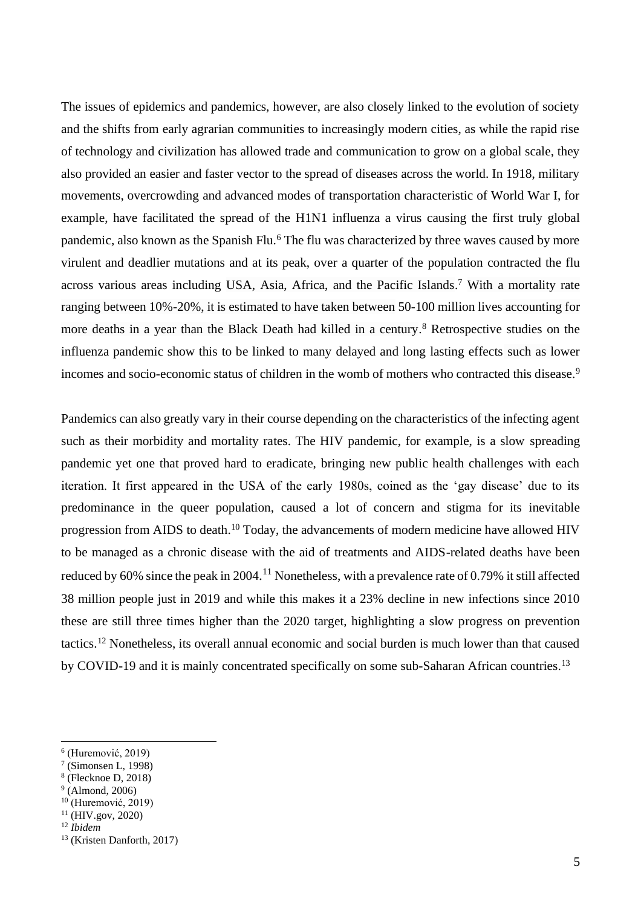The issues of epidemics and pandemics, however, are also closely linked to the evolution of society and the shifts from early agrarian communities to increasingly modern cities, as while the rapid rise of technology and civilization has allowed trade and communication to grow on a global scale, they also provided an easier and faster vector to the spread of diseases across the world. In 1918, military movements, overcrowding and advanced modes of transportation characteristic of World War I, for example, have facilitated the spread of the H1N1 influenza a virus causing the first truly global pandemic, also known as the Spanish Flu.[6] The flu was characterized by three waves caused by more virulent and deadlier mutations and at its peak, over a quarter of the population contracted the flu across various areas including USA, Asia, Africa, and the Pacific Islands.[7] With a mortality rate ranging between 10%-20%, it is estimated to have taken between 50-100 million lives accounting for more deaths in a year than the Black Death had killed in a century.[8] Retrospective studies on the influenza pandemic show this to be linked to many delayed and long lasting effects such as lower incomes and socio-economic status of children in the womb of mothers who contracted this disease.[9]

Pandemics can also greatly vary in their course depending on the characteristics of the infecting agent such as their morbidity and mortality rates. The HIV pandemic, for example, is a slow spreading pandemic yet one that proved hard to eradicate, bringing new public health challenges with each iteration. It first appeared in the USA of the early 1980s, coined as the 'gay disease' due to its predominance in the queer population, caused a lot of concern and stigma for its inevitable progression from AIDS to death.[10] Today, the advancements of modern medicine have allowed HIV to be managed as a chronic disease with the aid of treatments and AIDS-related deaths have been reduced by 60% since the peak in 2004.[11] Nonetheless, with a prevalence rate of 0.79% it still affected 38 million people just in 2019 and while this makes it a 23% decline in new infections since 2010 these are still three times higher than the 2020 target, highlighting a slow progress on prevention tactics.[12] Nonetheless, its overall annual economic and social burden is much lower than that caused by COVID-19 and it is mainly concentrated specifically on some sub-Saharan African countries.[13]

---

[6] (Huremović, 2019)
[7] (Simonsen L, 1998)
[8] (Flecknoe D, 2018)
[9] (Almond, 2006)
[10] (Huremović, 2019)
[11] (HIV.gov, 2020)
[12] *Ibidem*
[13] (Kristen Danforth, 2017)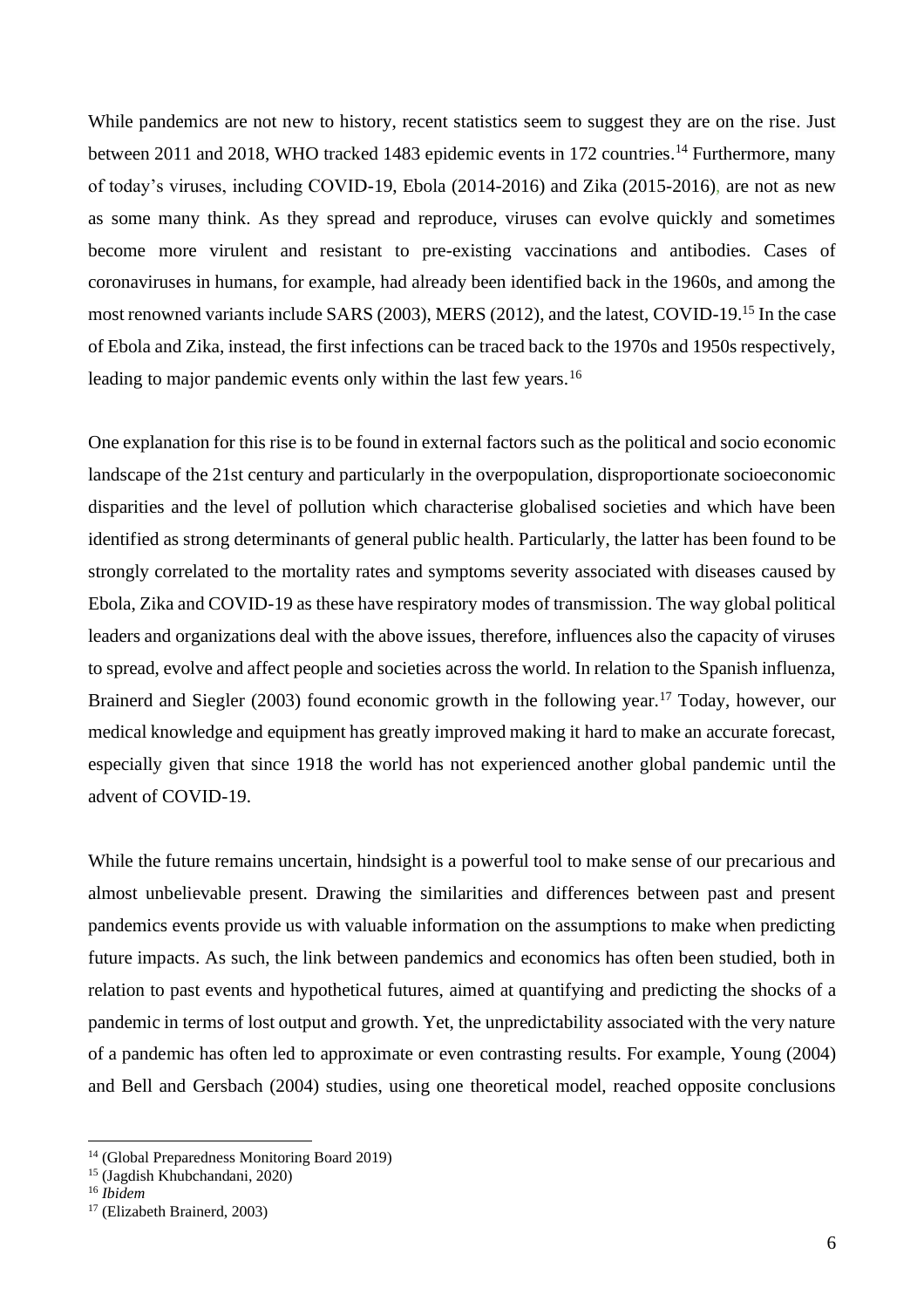While pandemics are not new to history, recent statistics seem to suggest they are on the rise. Just between 2011 and 2018, WHO tracked 1483 epidemic events in 172 countries.[14] Furthermore, many of today's viruses, including COVID-19, Ebola (2014-2016) and Zika (2015-2016), are not as new as some many think. As they spread and reproduce, viruses can evolve quickly and sometimes become more virulent and resistant to pre-existing vaccinations and antibodies. Cases of coronaviruses in humans, for example, had already been identified back in the 1960s, and among the most renowned variants include SARS (2003), MERS (2012), and the latest, COVID-19.[15] In the case of Ebola and Zika, instead, the first infections can be traced back to the 1970s and 1950s respectively, leading to major pandemic events only within the last few years.[16]

One explanation for this rise is to be found in external factors such as the political and socio economic landscape of the 21st century and particularly in the overpopulation, disproportionate socioeconomic disparities and the level of pollution which characterise globalised societies and which have been identified as strong determinants of general public health. Particularly, the latter has been found to be strongly correlated to the mortality rates and symptoms severity associated with diseases caused by Ebola, Zika and COVID-19 as these have respiratory modes of transmission. The way global political leaders and organizations deal with the above issues, therefore, influences also the capacity of viruses to spread, evolve and affect people and societies across the world. In relation to the Spanish influenza, Brainerd and Siegler (2003) found economic growth in the following year.[17] Today, however, our medical knowledge and equipment has greatly improved making it hard to make an accurate forecast, especially given that since 1918 the world has not experienced another global pandemic until the advent of COVID-19.

While the future remains uncertain, hindsight is a powerful tool to make sense of our precarious and almost unbelievable present. Drawing the similarities and differences between past and present pandemics events provide us with valuable information on the assumptions to make when predicting future impacts. As such, the link between pandemics and economics has often been studied, both in relation to past events and hypothetical futures, aimed at quantifying and predicting the shocks of a pandemic in terms of lost output and growth. Yet, the unpredictability associated with the very nature of a pandemic has often led to approximate or even contrasting results. For example, Young (2004) and Bell and Gersbach (2004) studies, using one theoretical model, reached opposite conclusions

[14] (Global Preparedness Monitoring Board 2019)

[15] (Jagdish Khubchandani, 2020)

[16] *Ibidem*

[17] (Elizabeth Brainerd, 2003)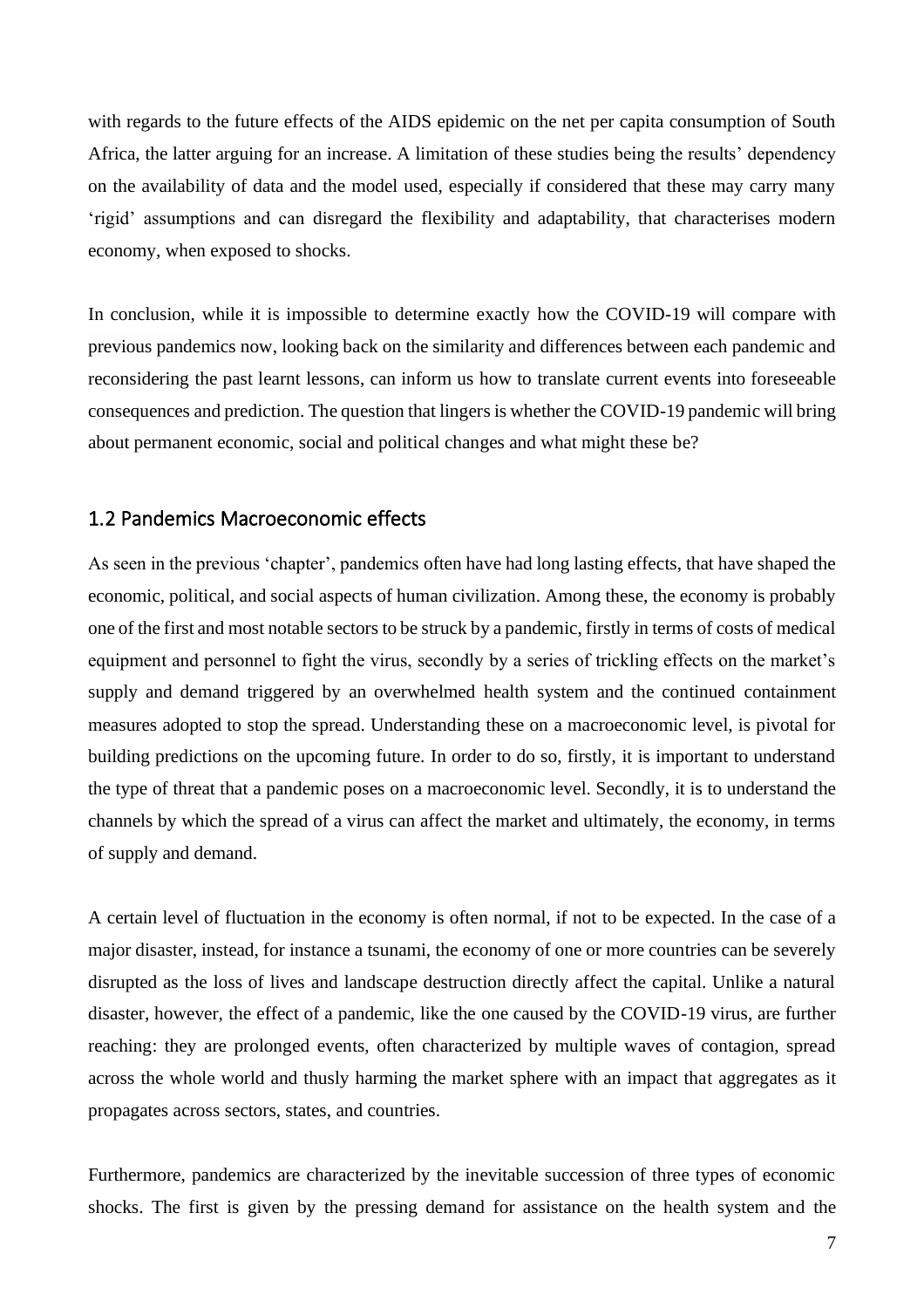with regards to the future effects of the AIDS epidemic on the net per capita consumption of South Africa, the latter arguing for an increase. A limitation of these studies being the results' dependency on the availability of data and the model used, especially if considered that these may carry many 'rigid' assumptions and can disregard the flexibility and adaptability, that characterises modern economy, when exposed to shocks.

In conclusion, while it is impossible to determine exactly how the COVID-19 will compare with previous pandemics now, looking back on the similarity and differences between each pandemic and reconsidering the past learnt lessons, can inform us how to translate current events into foreseeable consequences and prediction. The question that lingers is whether the COVID-19 pandemic will bring about permanent economic, social and political changes and what might these be?

## 1.2 Pandemics Macroeconomic effects

As seen in the previous 'chapter', pandemics often have had long lasting effects, that have shaped the economic, political, and social aspects of human civilization. Among these, the economy is probably one of the first and most notable sectors to be struck by a pandemic, firstly in terms of costs of medical equipment and personnel to fight the virus, secondly by a series of trickling effects on the market's supply and demand triggered by an overwhelmed health system and the continued containment measures adopted to stop the spread. Understanding these on a macroeconomic level, is pivotal for building predictions on the upcoming future. In order to do so, firstly, it is important to understand the type of threat that a pandemic poses on a macroeconomic level. Secondly, it is to understand the channels by which the spread of a virus can affect the market and ultimately, the economy, in terms of supply and demand.

A certain level of fluctuation in the economy is often normal, if not to be expected. In the case of a major disaster, instead, for instance a tsunami, the economy of one or more countries can be severely disrupted as the loss of lives and landscape destruction directly affect the capital. Unlike a natural disaster, however, the effect of a pandemic, like the one caused by the COVID-19 virus, are further reaching: they are prolonged events, often characterized by multiple waves of contagion, spread across the whole world and thusly harming the market sphere with an impact that aggregates as it propagates across sectors, states, and countries.

Furthermore, pandemics are characterized by the inevitable succession of three types of economic shocks. The first is given by the pressing demand for assistance on the health system and the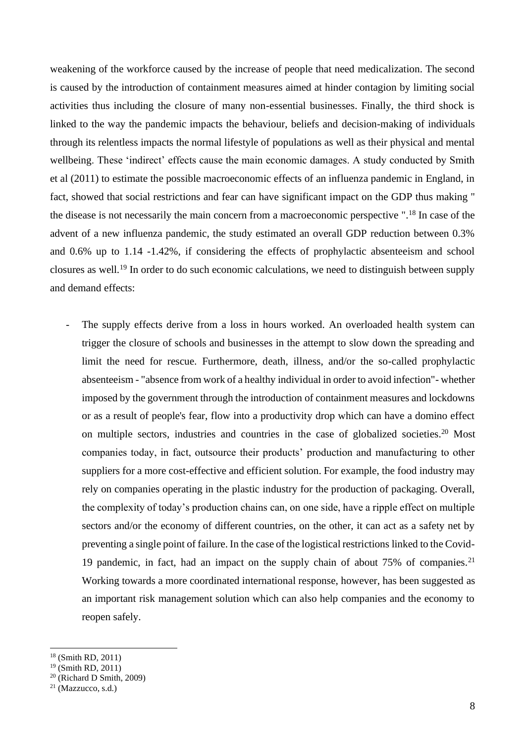weakening of the workforce caused by the increase of people that need medicalization. The second is caused by the introduction of containment measures aimed at hinder contagion by limiting social activities thus including the closure of many non-essential businesses. Finally, the third shock is linked to the way the pandemic impacts the behaviour, beliefs and decision-making of individuals through its relentless impacts the normal lifestyle of populations as well as their physical and mental wellbeing. These 'indirect' effects cause the main economic damages. A study conducted by Smith et al (2011) to estimate the possible macroeconomic effects of an influenza pandemic in England, in fact, showed that social restrictions and fear can have significant impact on the GDP thus making " the disease is not necessarily the main concern from a macroeconomic perspective ".[18] In case of the advent of a new influenza pandemic, the study estimated an overall GDP reduction between 0.3% and 0.6% up to 1.14 -1.42%, if considering the effects of prophylactic absenteeism and school closures as well.[19] In order to do such economic calculations, we need to distinguish between supply and demand effects:

- The supply effects derive from a loss in hours worked. An overloaded health system can trigger the closure of schools and businesses in the attempt to slow down the spreading and limit the need for rescue. Furthermore, death, illness, and/or the so-called prophylactic absenteeism - "absence from work of a healthy individual in order to avoid infection"- whether imposed by the government through the introduction of containment measures and lockdowns or as a result of people's fear, flow into a productivity drop which can have a domino effect on multiple sectors, industries and countries in the case of globalized societies.[20] Most companies today, in fact, outsource their products' production and manufacturing to other suppliers for a more cost-effective and efficient solution. For example, the food industry may rely on companies operating in the plastic industry for the production of packaging. Overall, the complexity of today's production chains can, on one side, have a ripple effect on multiple sectors and/or the economy of different countries, on the other, it can act as a safety net by preventing a single point of failure. In the case of the logistical restrictions linked to the Covid-19 pandemic, in fact, had an impact on the supply chain of about 75% of companies.[21] Working towards a more coordinated international response, however, has been suggested as an important risk management solution which can also help companies and the economy to reopen safely.

[18] (Smith RD, 2011)
[19] (Smith RD, 2011)
[20] (Richard D Smith, 2009)
[21] (Mazzucco, s.d.)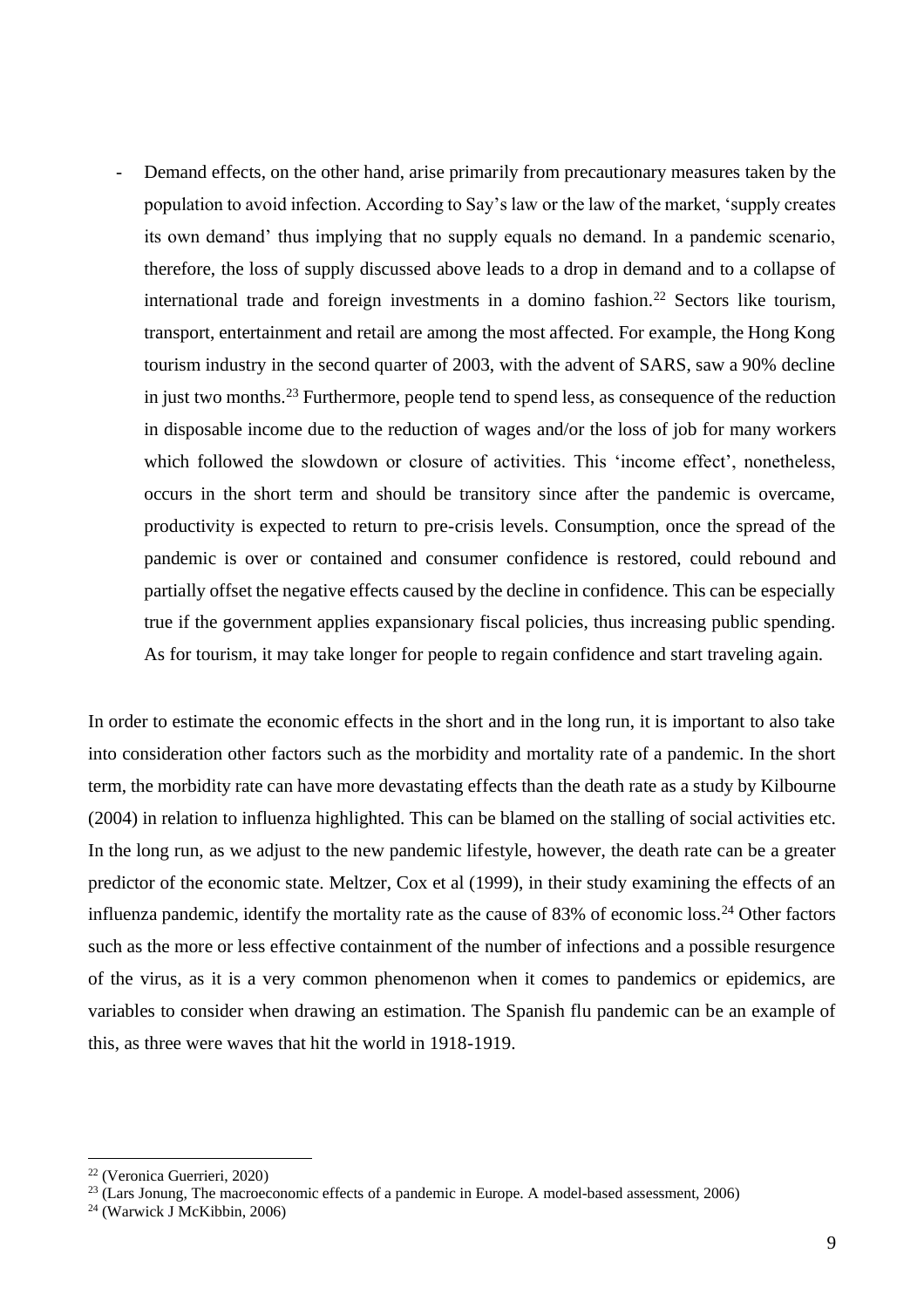- Demand effects, on the other hand, arise primarily from precautionary measures taken by the population to avoid infection. According to Say's law or the law of the market, 'supply creates its own demand' thus implying that no supply equals no demand. In a pandemic scenario, therefore, the loss of supply discussed above leads to a drop in demand and to a collapse of international trade and foreign investments in a domino fashion.[22] Sectors like tourism, transport, entertainment and retail are among the most affected. For example, the Hong Kong tourism industry in the second quarter of 2003, with the advent of SARS, saw a 90% decline in just two months.[23] Furthermore, people tend to spend less, as consequence of the reduction in disposable income due to the reduction of wages and/or the loss of job for many workers which followed the slowdown or closure of activities. This 'income effect', nonetheless, occurs in the short term and should be transitory since after the pandemic is overcame, productivity is expected to return to pre-crisis levels. Consumption, once the spread of the pandemic is over or contained and consumer confidence is restored, could rebound and partially offset the negative effects caused by the decline in confidence. This can be especially true if the government applies expansionary fiscal policies, thus increasing public spending. As for tourism, it may take longer for people to regain confidence and start traveling again.

In order to estimate the economic effects in the short and in the long run, it is important to also take into consideration other factors such as the morbidity and mortality rate of a pandemic. In the short term, the morbidity rate can have more devastating effects than the death rate as a study by Kilbourne (2004) in relation to influenza highlighted. This can be blamed on the stalling of social activities etc. In the long run, as we adjust to the new pandemic lifestyle, however, the death rate can be a greater predictor of the economic state. Meltzer, Cox et al (1999), in their study examining the effects of an influenza pandemic, identify the mortality rate as the cause of 83% of economic loss.[24] Other factors such as the more or less effective containment of the number of infections and a possible resurgence of the virus, as it is a very common phenomenon when it comes to pandemics or epidemics, are variables to consider when drawing an estimation. The Spanish flu pandemic can be an example of this, as three were waves that hit the world in 1918-1919.

[22] (Veronica Guerrieri, 2020)

[23] (Lars Jonung, The macroeconomic effects of a pandemic in Europe. A model-based assessment, 2006)

[24] (Warwick J McKibbin, 2006)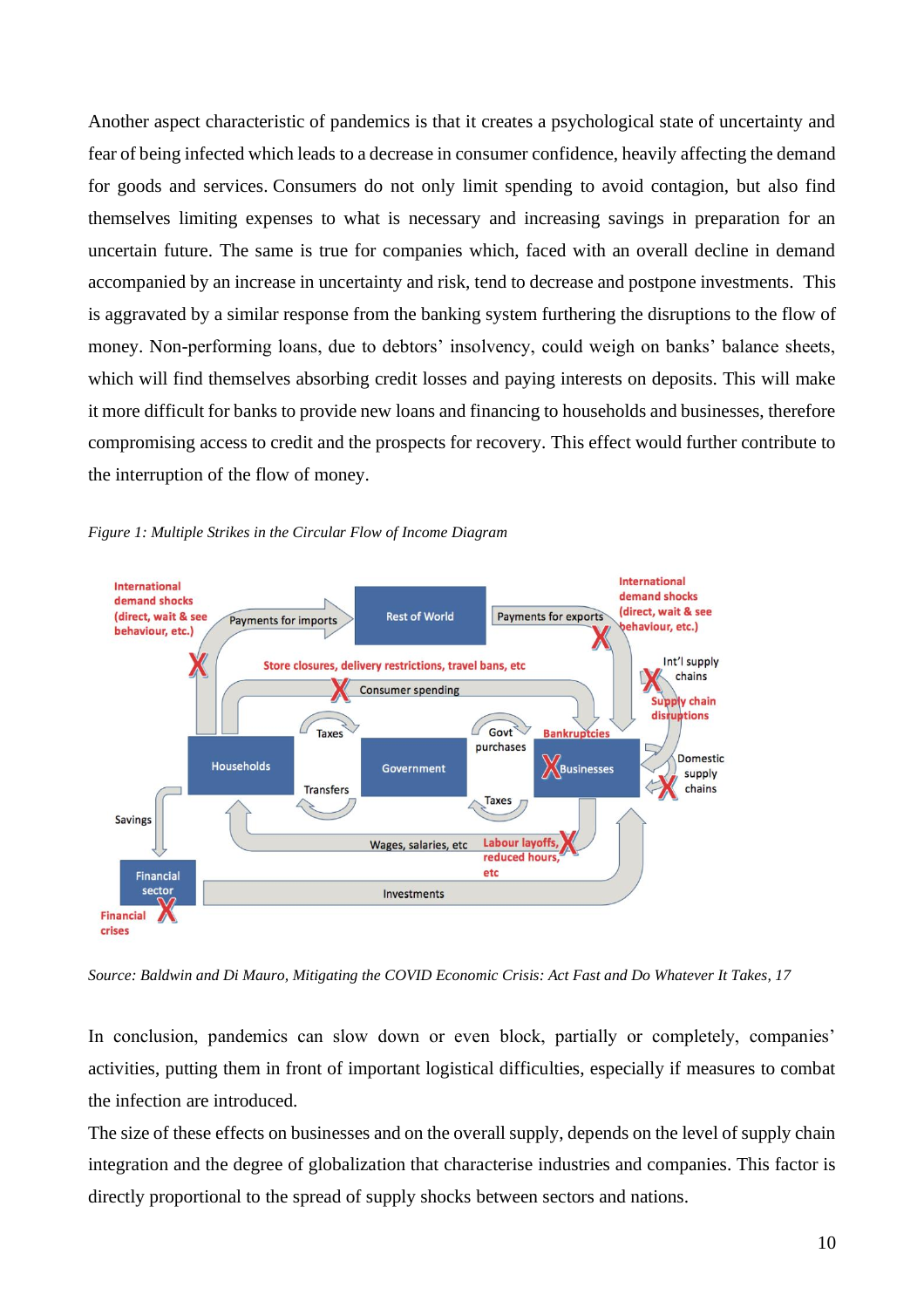Another aspect characteristic of pandemics is that it creates a psychological state of uncertainty and fear of being infected which leads to a decrease in consumer confidence, heavily affecting the demand for goods and services. Consumers do not only limit spending to avoid contagion, but also find themselves limiting expenses to what is necessary and increasing savings in preparation for an uncertain future. The same is true for companies which, faced with an overall decline in demand accompanied by an increase in uncertainty and risk, tend to decrease and postpone investments. This is aggravated by a similar response from the banking system furthering the disruptions to the flow of money. Non-performing loans, due to debtors' insolvency, could weigh on banks' balance sheets, which will find themselves absorbing credit losses and paying interests on deposits. This will make it more difficult for banks to provide new loans and financing to households and businesses, therefore compromising access to credit and the prospects for recovery. This effect would further contribute to the interruption of the flow of money.

*Figure 1: Multiple Strikes in the Circular Flow of Income Diagram*

*Source: Baldwin and Di Mauro, Mitigating the COVID Economic Crisis: Act Fast and Do Whatever It Takes, 17*

In conclusion, pandemics can slow down or even block, partially or completely, companies' activities, putting them in front of important logistical difficulties, especially if measures to combat the infection are introduced.

The size of these effects on businesses and on the overall supply, depends on the level of supply chain integration and the degree of globalization that characterise industries and companies. This factor is directly proportional to the spread of supply shocks between sectors and nations.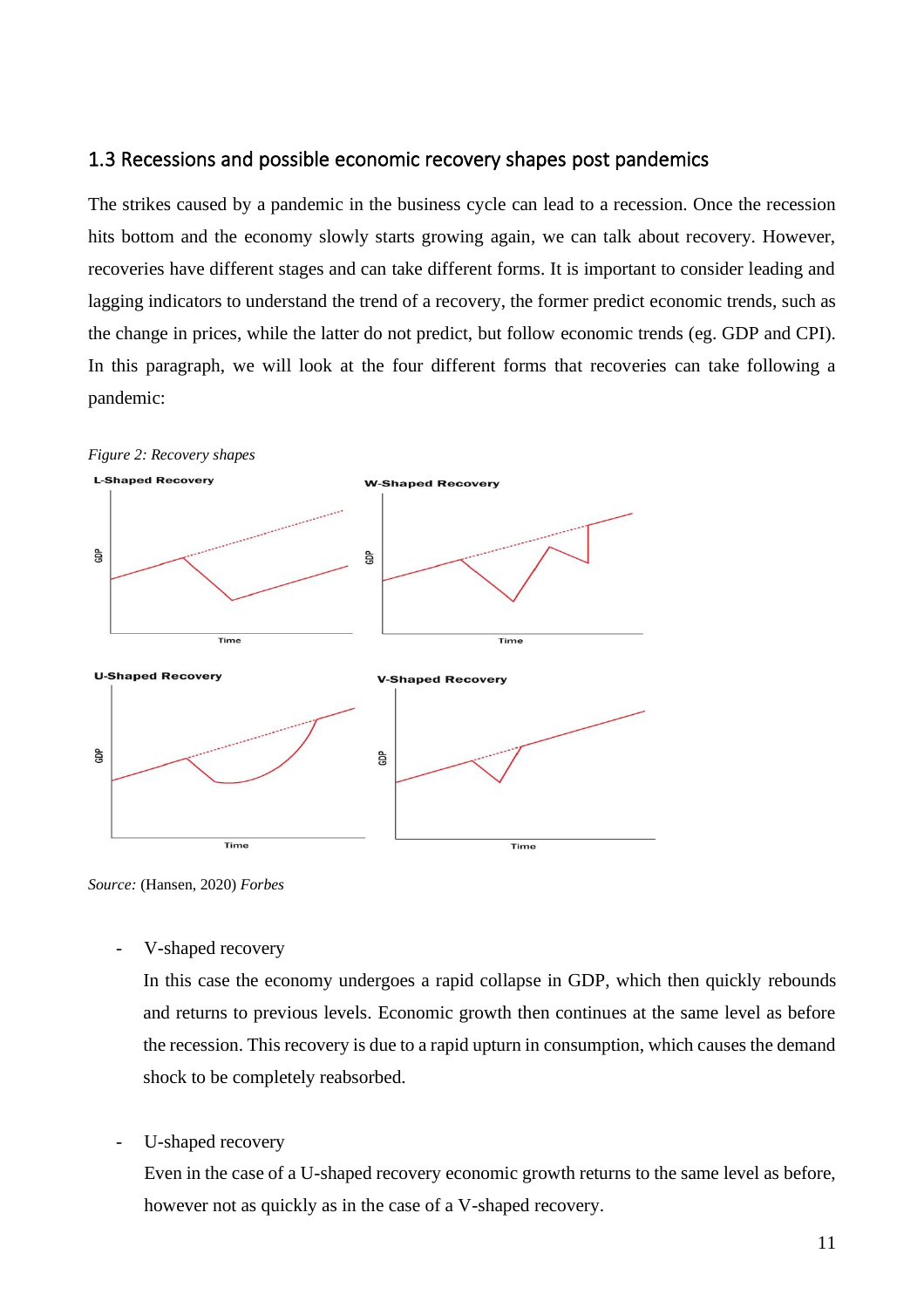## 1.3 Recessions and possible economic recovery shapes post pandemics

The strikes caused by a pandemic in the business cycle can lead to a recession. Once the recession hits bottom and the economy slowly starts growing again, we can talk about recovery. However, recoveries have different stages and can take different forms. It is important to consider leading and lagging indicators to understand the trend of a recovery, the former predict economic trends, such as the change in prices, while the latter do not predict, but follow economic trends (eg. GDP and CPI). In this paragraph, we will look at the four different forms that recoveries can take following a pandemic:

*Figure 2: Recovery shapes*

*Source:* (Hansen, 2020) *Forbes*

- V-shaped recovery

  In this case the economy undergoes a rapid collapse in GDP, which then quickly rebounds and returns to previous levels. Economic growth then continues at the same level as before the recession. This recovery is due to a rapid upturn in consumption, which causes the demand shock to be completely reabsorbed.

- U-shaped recovery

  Even in the case of a U-shaped recovery economic growth returns to the same level as before, however not as quickly as in the case of a V-shaped recovery.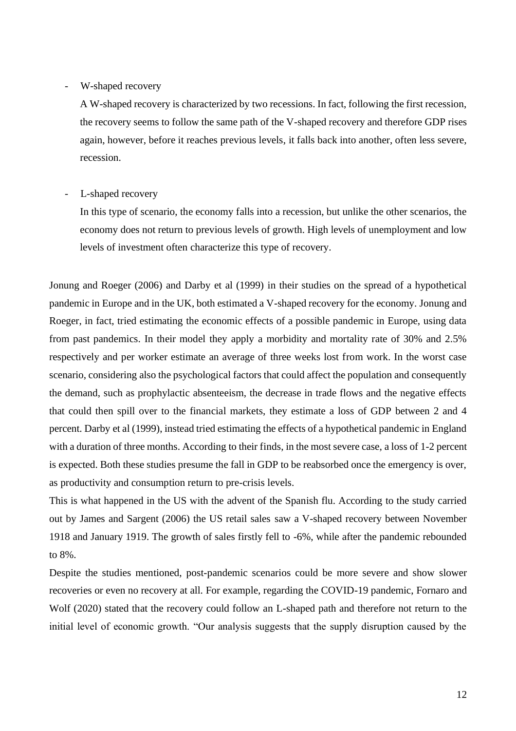- W-shaped recovery

  A W-shaped recovery is characterized by two recessions. In fact, following the first recession, the recovery seems to follow the same path of the V-shaped recovery and therefore GDP rises again, however, before it reaches previous levels, it falls back into another, often less severe, recession.

- L-shaped recovery

  In this type of scenario, the economy falls into a recession, but unlike the other scenarios, the economy does not return to previous levels of growth. High levels of unemployment and low levels of investment often characterize this type of recovery.

Jonung and Roeger (2006) and Darby et al (1999) in their studies on the spread of a hypothetical pandemic in Europe and in the UK, both estimated a V-shaped recovery for the economy. Jonung and Roeger, in fact, tried estimating the economic effects of a possible pandemic in Europe, using data from past pandemics. In their model they apply a morbidity and mortality rate of 30% and 2.5% respectively and per worker estimate an average of three weeks lost from work. In the worst case scenario, considering also the psychological factors that could affect the population and consequently the demand, such as prophylactic absenteeism, the decrease in trade flows and the negative effects that could then spill over to the financial markets, they estimate a loss of GDP between 2 and 4 percent. Darby et al (1999), instead tried estimating the effects of a hypothetical pandemic in England with a duration of three months. According to their finds, in the most severe case, a loss of 1-2 percent is expected. Both these studies presume the fall in GDP to be reabsorbed once the emergency is over, as productivity and consumption return to pre-crisis levels.

This is what happened in the US with the advent of the Spanish flu. According to the study carried out by James and Sargent (2006) the US retail sales saw a V-shaped recovery between November 1918 and January 1919. The growth of sales firstly fell to -6%, while after the pandemic rebounded to 8%.

Despite the studies mentioned, post-pandemic scenarios could be more severe and show slower recoveries or even no recovery at all. For example, regarding the COVID-19 pandemic, Fornaro and Wolf (2020) stated that the recovery could follow an L-shaped path and therefore not return to the initial level of economic growth. "Our analysis suggests that the supply disruption caused by the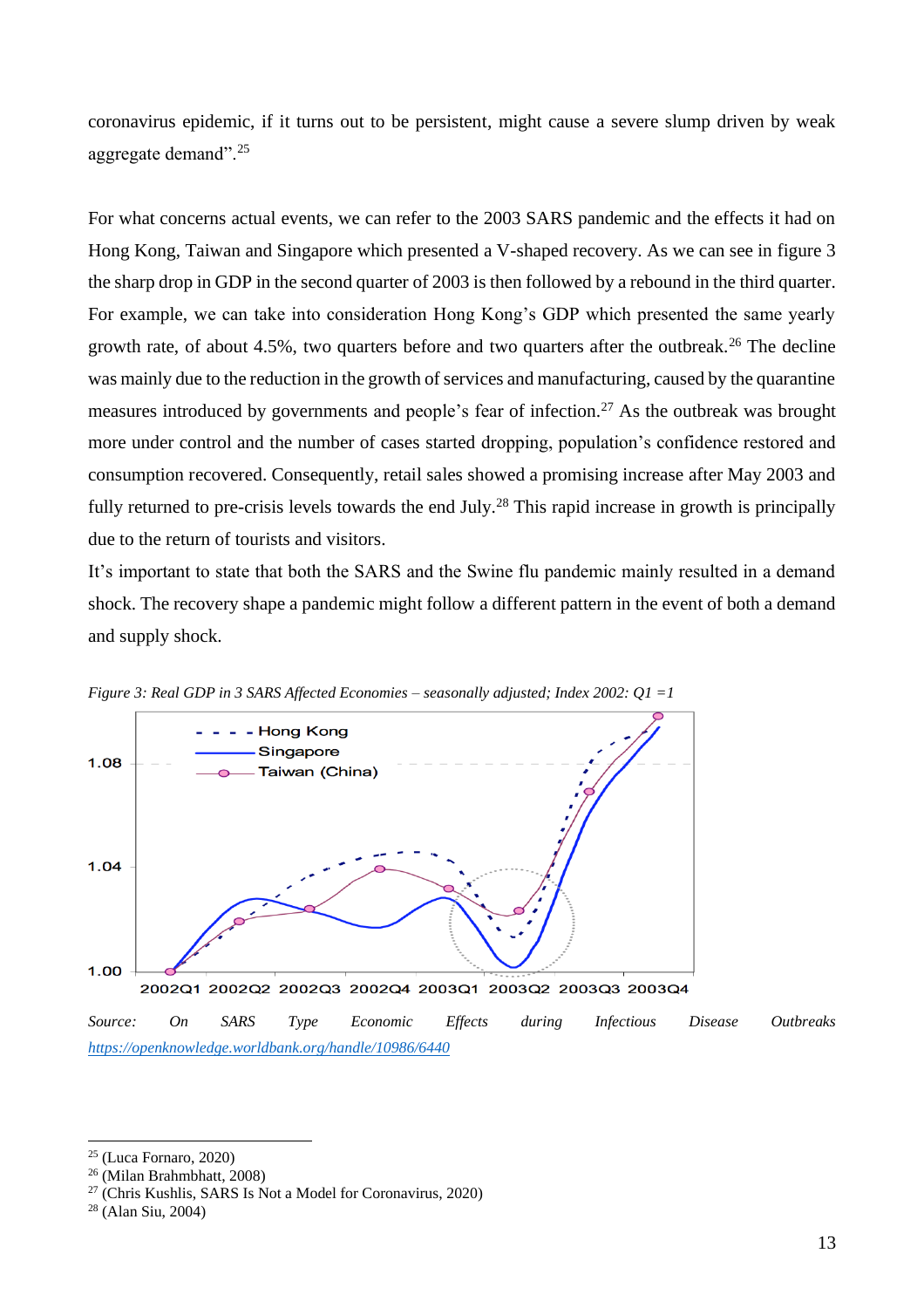coronavirus epidemic, if it turns out to be persistent, might cause a severe slump driven by weak aggregate demand".[25]

For what concerns actual events, we can refer to the 2003 SARS pandemic and the effects it had on Hong Kong, Taiwan and Singapore which presented a V-shaped recovery. As we can see in figure 3 the sharp drop in GDP in the second quarter of 2003 is then followed by a rebound in the third quarter. For example, we can take into consideration Hong Kong's GDP which presented the same yearly growth rate, of about 4.5%, two quarters before and two quarters after the outbreak.[26] The decline was mainly due to the reduction in the growth of services and manufacturing, caused by the quarantine measures introduced by governments and people's fear of infection.[27] As the outbreak was brought more under control and the number of cases started dropping, population's confidence restored and consumption recovered. Consequently, retail sales showed a promising increase after May 2003 and fully returned to pre-crisis levels towards the end July.[28] This rapid increase in growth is principally due to the return of tourists and visitors.

It's important to state that both the SARS and the Swine flu pandemic mainly resulted in a demand shock. The recovery shape a pandemic might follow a different pattern in the event of both a demand and supply shock.

*Figure 3: Real GDP in 3 SARS Affected Economies – seasonally adjusted; Index 2002: Q1 =1*

*Source: On SARS Type Economic Effects during Infectious Disease Outbreaks* [https://openknowledge.worldbank.org/handle/10986/6440](https://openknowledge.worldbank.org/handle/10986/6440)

---

[25] (Luca Fornaro, 2020)
[26] (Milan Brahmbhatt, 2008)
[27] (Chris Kushlis, SARS Is Not a Model for Coronavirus, 2020)
[28] (Alan Siu, 2004)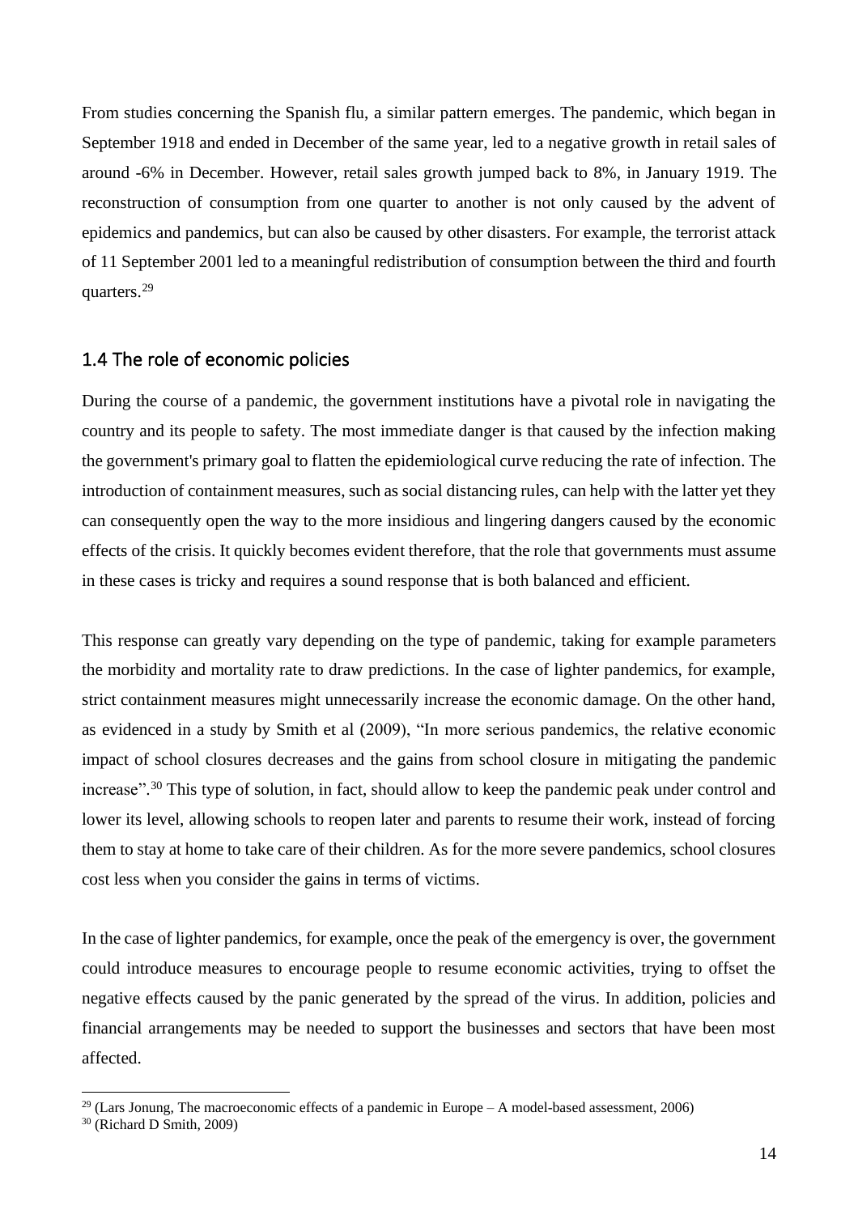From studies concerning the Spanish flu, a similar pattern emerges. The pandemic, which began in September 1918 and ended in December of the same year, led to a negative growth in retail sales of around -6% in December. However, retail sales growth jumped back to 8%, in January 1919. The reconstruction of consumption from one quarter to another is not only caused by the advent of epidemics and pandemics, but can also be caused by other disasters. For example, the terrorist attack of 11 September 2001 led to a meaningful redistribution of consumption between the third and fourth quarters.[29]

## 1.4 The role of economic policies

During the course of a pandemic, the government institutions have a pivotal role in navigating the country and its people to safety. The most immediate danger is that caused by the infection making the government's primary goal to flatten the epidemiological curve reducing the rate of infection. The introduction of containment measures, such as social distancing rules, can help with the latter yet they can consequently open the way to the more insidious and lingering dangers caused by the economic effects of the crisis. It quickly becomes evident therefore, that the role that governments must assume in these cases is tricky and requires a sound response that is both balanced and efficient.

This response can greatly vary depending on the type of pandemic, taking for example parameters the morbidity and mortality rate to draw predictions. In the case of lighter pandemics, for example, strict containment measures might unnecessarily increase the economic damage. On the other hand, as evidenced in a study by Smith et al (2009), "In more serious pandemics, the relative economic impact of school closures decreases and the gains from school closure in mitigating the pandemic increase".[30] This type of solution, in fact, should allow to keep the pandemic peak under control and lower its level, allowing schools to reopen later and parents to resume their work, instead of forcing them to stay at home to take care of their children. As for the more severe pandemics, school closures cost less when you consider the gains in terms of victims.

In the case of lighter pandemics, for example, once the peak of the emergency is over, the government could introduce measures to encourage people to resume economic activities, trying to offset the negative effects caused by the panic generated by the spread of the virus. In addition, policies and financial arrangements may be needed to support the businesses and sectors that have been most affected.

---

[29] (Lars Jonung, The macroeconomic effects of a pandemic in Europe – A model-based assessment, 2006)

[30] (Richard D Smith, 2009)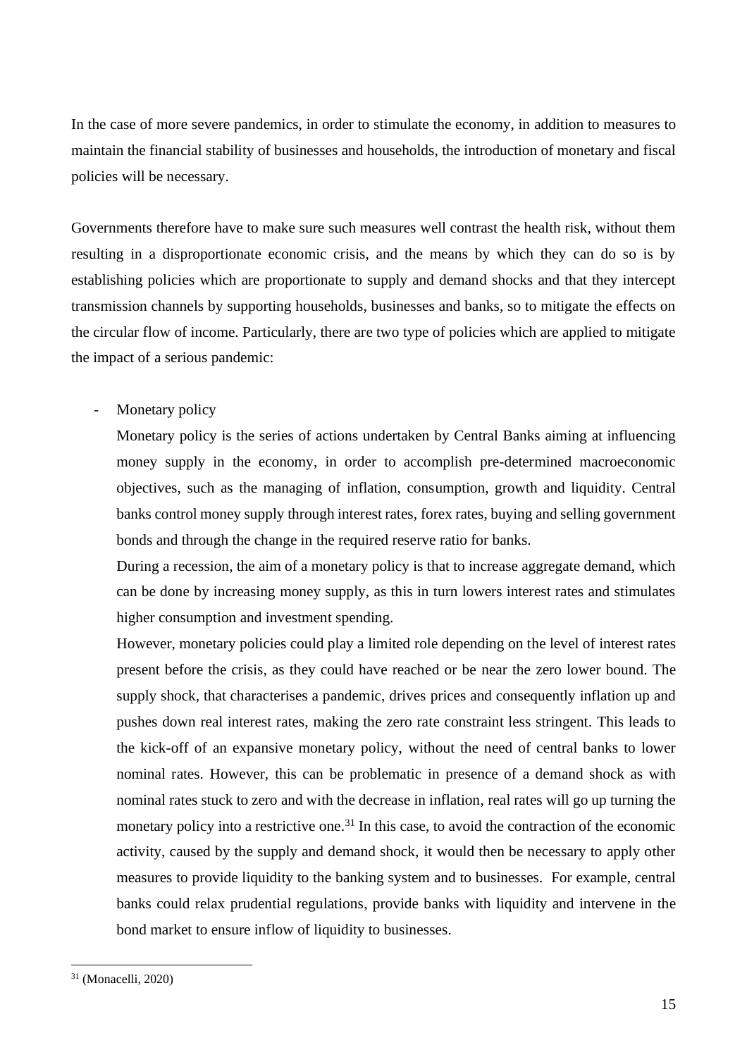In the case of more severe pandemics, in order to stimulate the economy, in addition to measures to maintain the financial stability of businesses and households, the introduction of monetary and fiscal policies will be necessary.

Governments therefore have to make sure such measures well contrast the health risk, without them resulting in a disproportionate economic crisis, and the means by which they can do so is by establishing policies which are proportionate to supply and demand shocks and that they intercept transmission channels by supporting households, businesses and banks, so to mitigate the effects on the circular flow of income. Particularly, there are two type of policies which are applied to mitigate the impact of a serious pandemic:

- Monetary policy

  Monetary policy is the series of actions undertaken by Central Banks aiming at influencing money supply in the economy, in order to accomplish pre-determined macroeconomic objectives, such as the managing of inflation, consumption, growth and liquidity. Central banks control money supply through interest rates, forex rates, buying and selling government bonds and through the change in the required reserve ratio for banks.

  During a recession, the aim of a monetary policy is that to increase aggregate demand, which can be done by increasing money supply, as this in turn lowers interest rates and stimulates higher consumption and investment spending.

  However, monetary policies could play a limited role depending on the level of interest rates present before the crisis, as they could have reached or be near the zero lower bound. The supply shock, that characterises a pandemic, drives prices and consequently inflation up and pushes down real interest rates, making the zero rate constraint less stringent. This leads to the kick-off of an expansive monetary policy, without the need of central banks to lower nominal rates. However, this can be problematic in presence of a demand shock as with nominal rates stuck to zero and with the decrease in inflation, real rates will go up turning the monetary policy into a restrictive one.[31] In this case, to avoid the contraction of the economic activity, caused by the supply and demand shock, it would then be necessary to apply other measures to provide liquidity to the banking system and to businesses. For example, central banks could relax prudential regulations, provide banks with liquidity and intervene in the bond market to ensure inflow of liquidity to businesses.

[31] (Monacelli, 2020)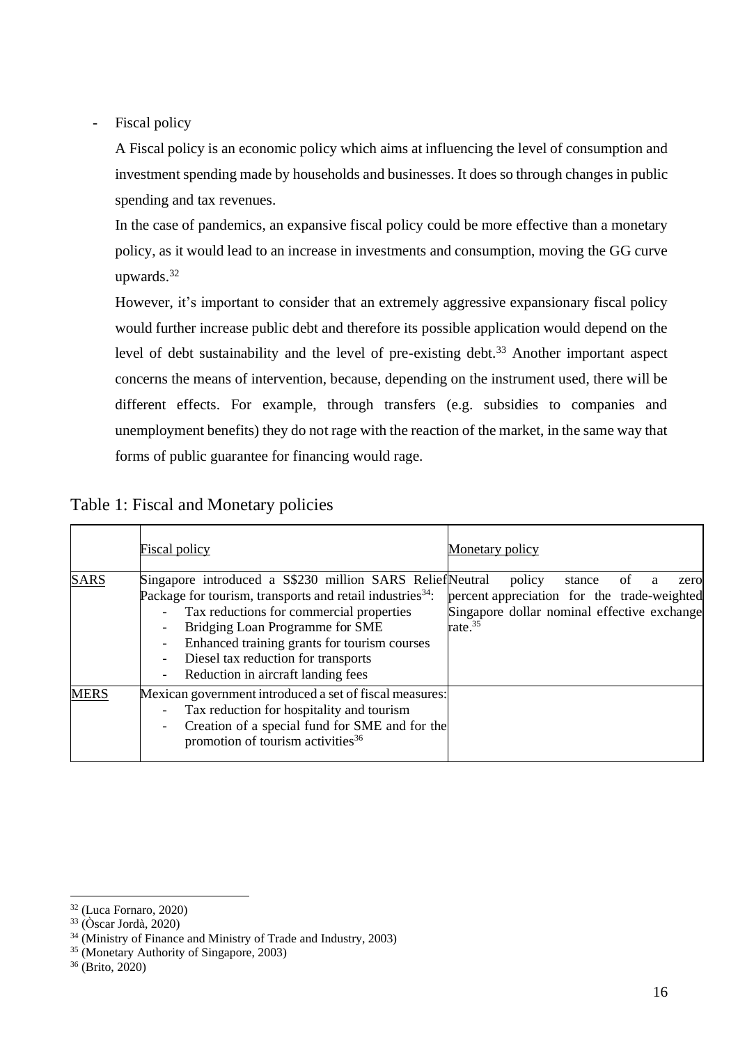- Fiscal policy

  A Fiscal policy is an economic policy which aims at influencing the level of consumption and investment spending made by households and businesses. It does so through changes in public spending and tax revenues.

  In the case of pandemics, an expansive fiscal policy could be more effective than a monetary policy, as it would lead to an increase in investments and consumption, moving the GG curve upwards.[32]

  However, it's important to consider that an extremely aggressive expansionary fiscal policy would further increase public debt and therefore its possible application would depend on the level of debt sustainability and the level of pre-existing debt.[33] Another important aspect concerns the means of intervention, because, depending on the instrument used, there will be different effects. For example, through transfers (e.g. subsidies to companies and unemployment benefits) they do not rage with the reaction of the market, in the same way that forms of public guarantee for financing would rage.

Table 1: Fiscal and Monetary policies

| | Fiscal policy | Monetary policy |
|---|---|---|
| SARS | Singapore introduced a S$230 million SARS Relief Package for tourism, transports and retail industries[34]: <br> - Tax reductions for commercial properties <br> - Bridging Loan Programme for SME <br> - Enhanced training grants for tourism courses <br> - Diesel tax reduction for transports <br> - Reduction in aircraft landing fees | Neutral policy stance of a zero percent appreciation for the trade-weighted Singapore dollar nominal effective exchange rate.[35] |
| MERS | Mexican government introduced a set of fiscal measures: <br> - Tax reduction for hospitality and tourism <br> - Creation of a special fund for SME and for the promotion of tourism activities[36] | |

[32] (Luca Fornaro, 2020)
[33] (Òscar Jordà, 2020)
[34] (Ministry of Finance and Ministry of Trade and Industry, 2003)
[35] (Monetary Authority of Singapore, 2003)
[36] (Brito, 2020)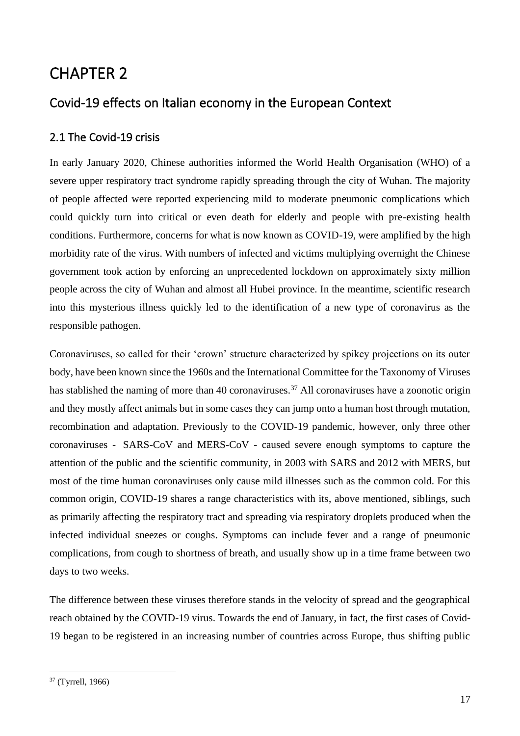# CHAPTER 2

## Covid-19 effects on Italian economy in the European Context

### 2.1 The Covid-19 crisis

In early January 2020, Chinese authorities informed the World Health Organisation (WHO) of a severe upper respiratory tract syndrome rapidly spreading through the city of Wuhan. The majority of people affected were reported experiencing mild to moderate pneumonic complications which could quickly turn into critical or even death for elderly and people with pre-existing health conditions. Furthermore, concerns for what is now known as COVID-19, were amplified by the high morbidity rate of the virus. With numbers of infected and victims multiplying overnight the Chinese government took action by enforcing an unprecedented lockdown on approximately sixty million people across the city of Wuhan and almost all Hubei province. In the meantime, scientific research into this mysterious illness quickly led to the identification of a new type of coronavirus as the responsible pathogen.

Coronaviruses, so called for their 'crown' structure characterized by spikey projections on its outer body, have been known since the 1960s and the International Committee for the Taxonomy of Viruses has stablished the naming of more than 40 coronaviruses.[37] All coronaviruses have a zoonotic origin and they mostly affect animals but in some cases they can jump onto a human host through mutation, recombination and adaptation. Previously to the COVID-19 pandemic, however, only three other coronaviruses - SARS-CoV and MERS-CoV - caused severe enough symptoms to capture the attention of the public and the scientific community, in 2003 with SARS and 2012 with MERS, but most of the time human coronaviruses only cause mild illnesses such as the common cold. For this common origin, COVID-19 shares a range characteristics with its, above mentioned, siblings, such as primarily affecting the respiratory tract and spreading via respiratory droplets produced when the infected individual sneezes or coughs. Symptoms can include fever and a range of pneumonic complications, from cough to shortness of breath, and usually show up in a time frame between two days to two weeks.

The difference between these viruses therefore stands in the velocity of spread and the geographical reach obtained by the COVID-19 virus. Towards the end of January, in fact, the first cases of Covid-19 began to be registered in an increasing number of countries across Europe, thus shifting public

[37] (Tyrrell, 1966)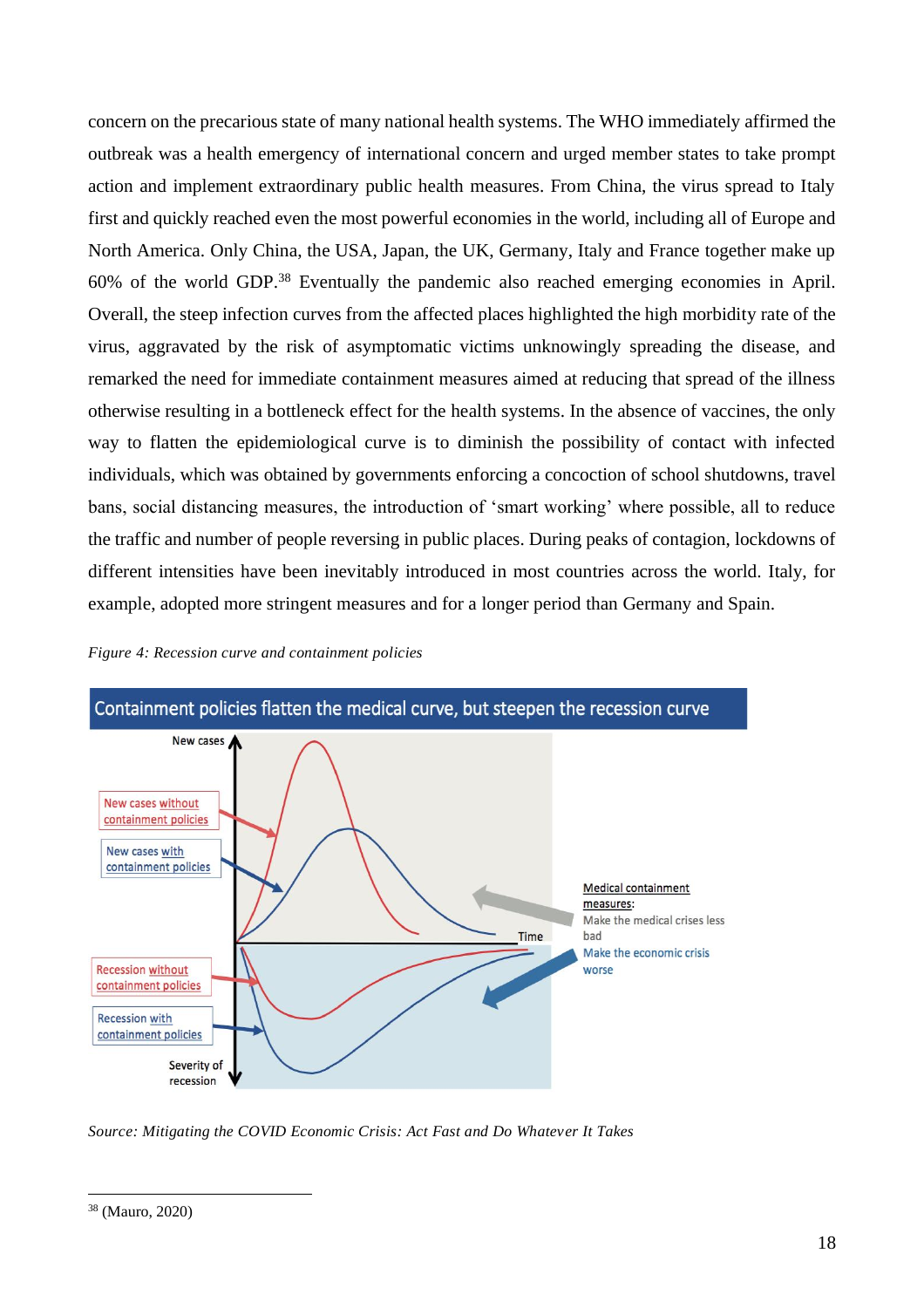concern on the precarious state of many national health systems. The WHO immediately affirmed the outbreak was a health emergency of international concern and urged member states to take prompt action and implement extraordinary public health measures. From China, the virus spread to Italy first and quickly reached even the most powerful economies in the world, including all of Europe and North America. Only China, the USA, Japan, the UK, Germany, Italy and France together make up 60% of the world GDP.[38] Eventually the pandemic also reached emerging economies in April. Overall, the steep infection curves from the affected places highlighted the high morbidity rate of the virus, aggravated by the risk of asymptomatic victims unknowingly spreading the disease, and remarked the need for immediate containment measures aimed at reducing that spread of the illness otherwise resulting in a bottleneck effect for the health systems. In the absence of vaccines, the only way to flatten the epidemiological curve is to diminish the possibility of contact with infected individuals, which was obtained by governments enforcing a concoction of school shutdowns, travel bans, social distancing measures, the introduction of 'smart working' where possible, all to reduce the traffic and number of people reversing in public places. During peaks of contagion, lockdowns of different intensities have been inevitably introduced in most countries across the world. Italy, for example, adopted more stringent measures and for a longer period than Germany and Spain.

*Figure 4: Recession curve and containment policies*

*Source: Mitigating the COVID Economic Crisis: Act Fast and Do Whatever It Takes*

[38] (Mauro, 2020)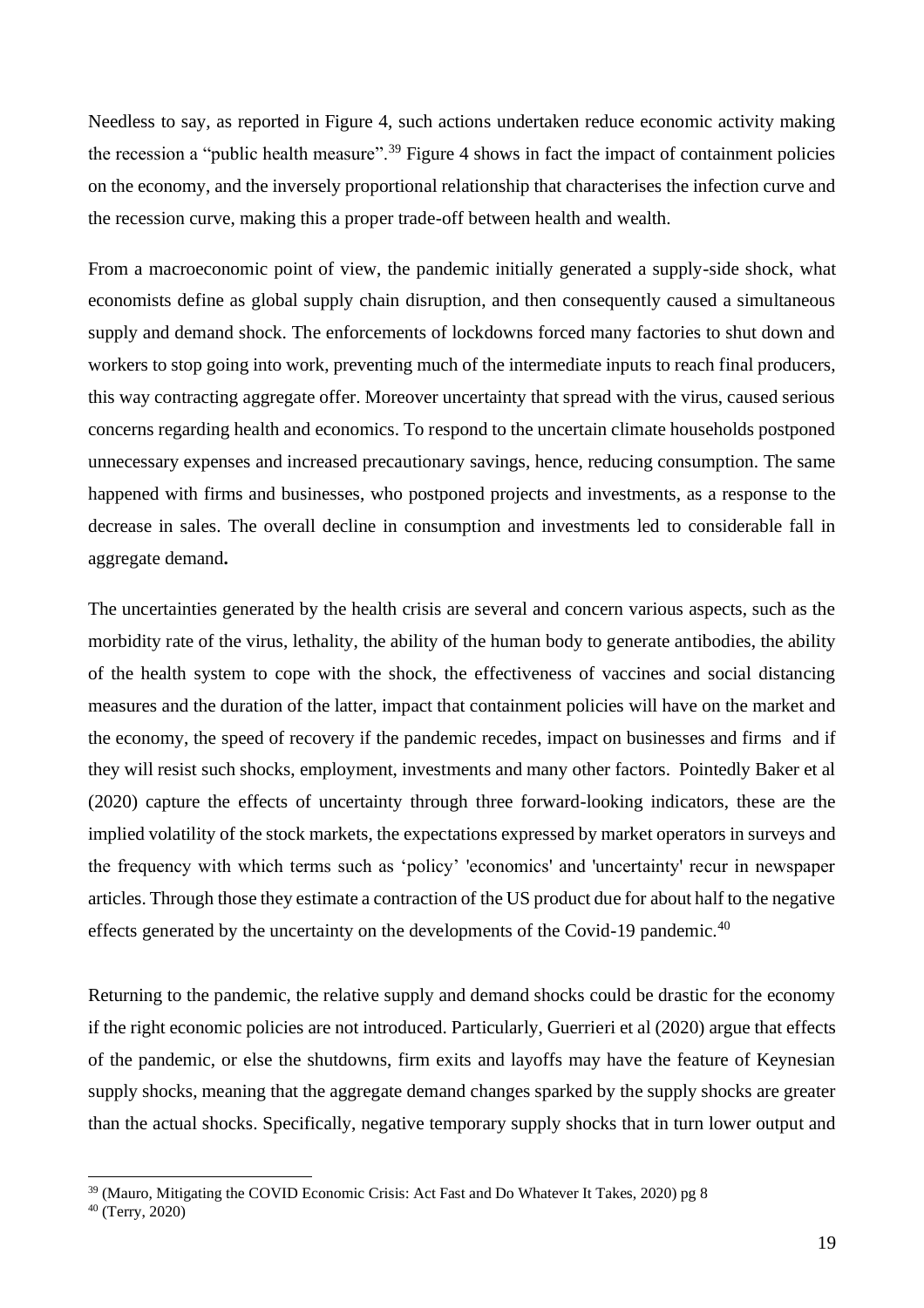Needless to say, as reported in Figure 4, such actions undertaken reduce economic activity making the recession a "public health measure".[39] Figure 4 shows in fact the impact of containment policies on the economy, and the inversely proportional relationship that characterises the infection curve and the recession curve, making this a proper trade-off between health and wealth.

From a macroeconomic point of view, the pandemic initially generated a supply-side shock, what economists define as global supply chain disruption, and then consequently caused a simultaneous supply and demand shock. The enforcements of lockdowns forced many factories to shut down and workers to stop going into work, preventing much of the intermediate inputs to reach final producers, this way contracting aggregate offer. Moreover uncertainty that spread with the virus, caused serious concerns regarding health and economics. To respond to the uncertain climate households postponed unnecessary expenses and increased precautionary savings, hence, reducing consumption. The same happened with firms and businesses, who postponed projects and investments, as a response to the decrease in sales. The overall decline in consumption and investments led to considerable fall in aggregate demand**.**

The uncertainties generated by the health crisis are several and concern various aspects, such as the morbidity rate of the virus, lethality, the ability of the human body to generate antibodies, the ability of the health system to cope with the shock, the effectiveness of vaccines and social distancing measures and the duration of the latter, impact that containment policies will have on the market and the economy, the speed of recovery if the pandemic recedes, impact on businesses and firms and if they will resist such shocks, employment, investments and many other factors. Pointedly Baker et al (2020) capture the effects of uncertainty through three forward-looking indicators, these are the implied volatility of the stock markets, the expectations expressed by market operators in surveys and the frequency with which terms such as 'policy' 'economics' and 'uncertainty' recur in newspaper articles. Through those they estimate a contraction of the US product due for about half to the negative effects generated by the uncertainty on the developments of the Covid-19 pandemic.[40]

Returning to the pandemic, the relative supply and demand shocks could be drastic for the economy if the right economic policies are not introduced. Particularly, Guerrieri et al (2020) argue that effects of the pandemic, or else the shutdowns, firm exits and layoffs may have the feature of Keynesian supply shocks, meaning that the aggregate demand changes sparked by the supply shocks are greater than the actual shocks. Specifically, negative temporary supply shocks that in turn lower output and

[39] (Mauro, Mitigating the COVID Economic Crisis: Act Fast and Do Whatever It Takes, 2020) pg 8

[40] (Terry, 2020)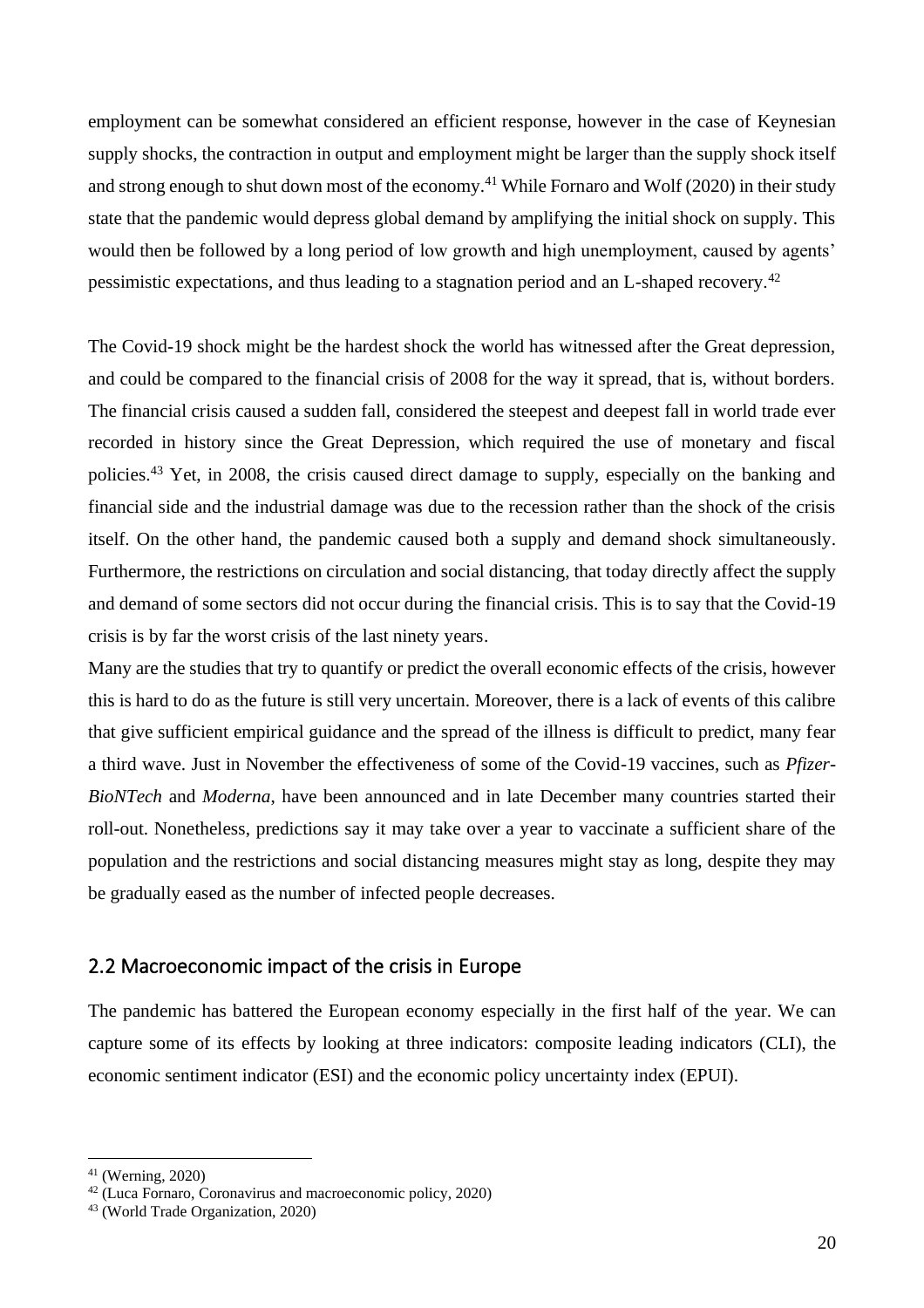employment can be somewhat considered an efficient response, however in the case of Keynesian supply shocks, the contraction in output and employment might be larger than the supply shock itself and strong enough to shut down most of the economy.[41] While Fornaro and Wolf (2020) in their study state that the pandemic would depress global demand by amplifying the initial shock on supply. This would then be followed by a long period of low growth and high unemployment, caused by agents' pessimistic expectations, and thus leading to a stagnation period and an L-shaped recovery.[42]

The Covid-19 shock might be the hardest shock the world has witnessed after the Great depression, and could be compared to the financial crisis of 2008 for the way it spread, that is, without borders. The financial crisis caused a sudden fall, considered the steepest and deepest fall in world trade ever recorded in history since the Great Depression, which required the use of monetary and fiscal policies.[43] Yet, in 2008, the crisis caused direct damage to supply, especially on the banking and financial side and the industrial damage was due to the recession rather than the shock of the crisis itself. On the other hand, the pandemic caused both a supply and demand shock simultaneously. Furthermore, the restrictions on circulation and social distancing, that today directly affect the supply and demand of some sectors did not occur during the financial crisis. This is to say that the Covid-19 crisis is by far the worst crisis of the last ninety years.

Many are the studies that try to quantify or predict the overall economic effects of the crisis, however this is hard to do as the future is still very uncertain. Moreover, there is a lack of events of this calibre that give sufficient empirical guidance and the spread of the illness is difficult to predict, many fear a third wave. Just in November the effectiveness of some of the Covid-19 vaccines, such as *Pfizer-BioNTech* and *Moderna*, have been announced and in late December many countries started their roll-out. Nonetheless, predictions say it may take over a year to vaccinate a sufficient share of the population and the restrictions and social distancing measures might stay as long, despite they may be gradually eased as the number of infected people decreases.

## 2.2 Macroeconomic impact of the crisis in Europe

The pandemic has battered the European economy especially in the first half of the year. We can capture some of its effects by looking at three indicators: composite leading indicators (CLI), the economic sentiment indicator (ESI) and the economic policy uncertainty index (EPUI).

---

[41] (Werning, 2020)

[42] (Luca Fornaro, Coronavirus and macroeconomic policy, 2020)

[43] (World Trade Organization, 2020)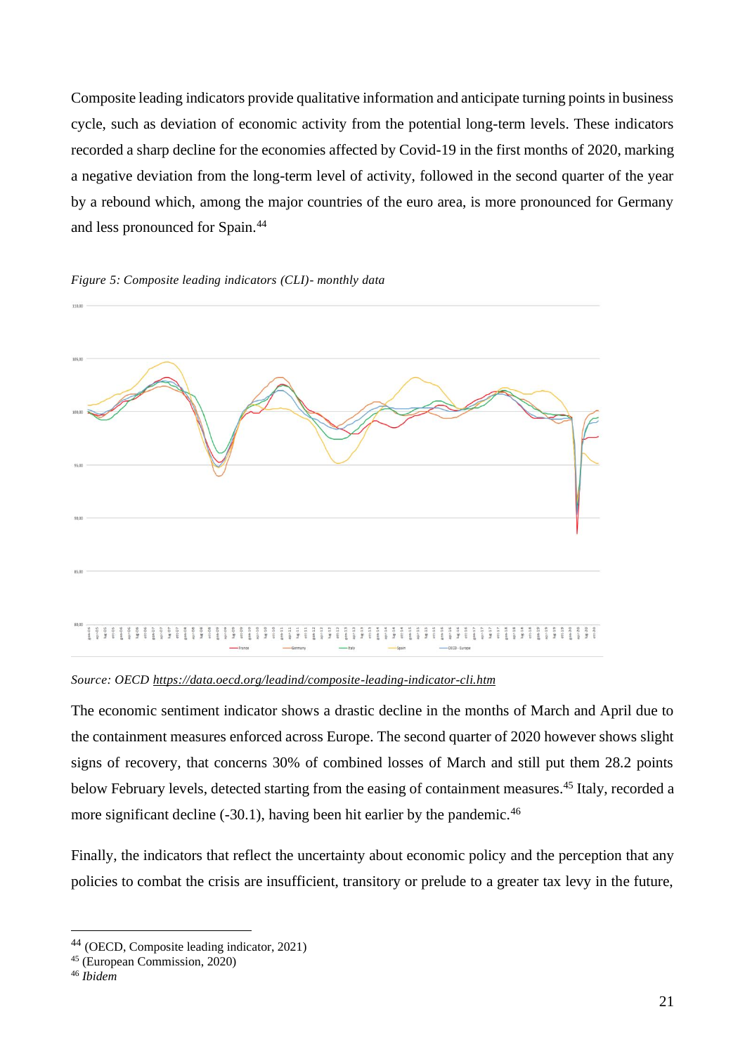Composite leading indicators provide qualitative information and anticipate turning points in business cycle, such as deviation of economic activity from the potential long-term levels. These indicators recorded a sharp decline for the economies affected by Covid-19 in the first months of 2020, marking a negative deviation from the long-term level of activity, followed in the second quarter of the year by a rebound which, among the major countries of the euro area, is more pronounced for Germany and less pronounced for Spain.[44]

*Figure 5: Composite leading indicators (CLI)- monthly data*

*Source: OECD https://data.oecd.org/leadind/composite-leading-indicator-cli.htm*

The economic sentiment indicator shows a drastic decline in the months of March and April due to the containment measures enforced across Europe. The second quarter of 2020 however shows slight signs of recovery, that concerns 30% of combined losses of March and still put them 28.2 points below February levels, detected starting from the easing of containment measures.[45] Italy, recorded a more significant decline (-30.1), having been hit earlier by the pandemic.[46]

Finally, the indicators that reflect the uncertainty about economic policy and the perception that any policies to combat the crisis are insufficient, transitory or prelude to a greater tax levy in the future,

---

[44] (OECD, Composite leading indicator, 2021)

[45] (European Commission, 2020)

[46] *Ibidem*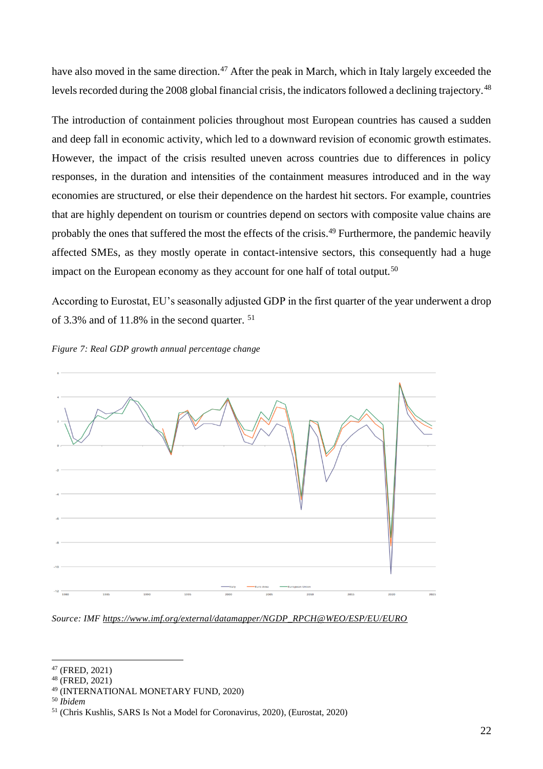have also moved in the same direction.[47] After the peak in March, which in Italy largely exceeded the levels recorded during the 2008 global financial crisis, the indicators followed a declining trajectory.[48]

The introduction of containment policies throughout most European countries has caused a sudden and deep fall in economic activity, which led to a downward revision of economic growth estimates. However, the impact of the crisis resulted uneven across countries due to differences in policy responses, in the duration and intensities of the containment measures introduced and in the way economies are structured, or else their dependence on the hardest hit sectors. For example, countries that are highly dependent on tourism or countries depend on sectors with composite value chains are probably the ones that suffered the most the effects of the crisis.[49] Furthermore, the pandemic heavily affected SMEs, as they mostly operate in contact-intensive sectors, this consequently had a huge impact on the European economy as they account for one half of total output.[50]

According to Eurostat, EU's seasonally adjusted GDP in the first quarter of the year underwent a drop of 3.3% and of 11.8% in the second quarter. [51]

*Figure 7: Real GDP growth annual percentage change*

*Source: IMF https://www.imf.org/external/datamapper/NGDP_RPCH@WEO/ESP/EU/EURO*

---

[47] (FRED, 2021)

[48] (FRED, 2021)

[49] (INTERNATIONAL MONETARY FUND, 2020)

[50] *Ibidem*

[51] (Chris Kushlis, SARS Is Not a Model for Coronavirus, 2020), (Eurostat, 2020)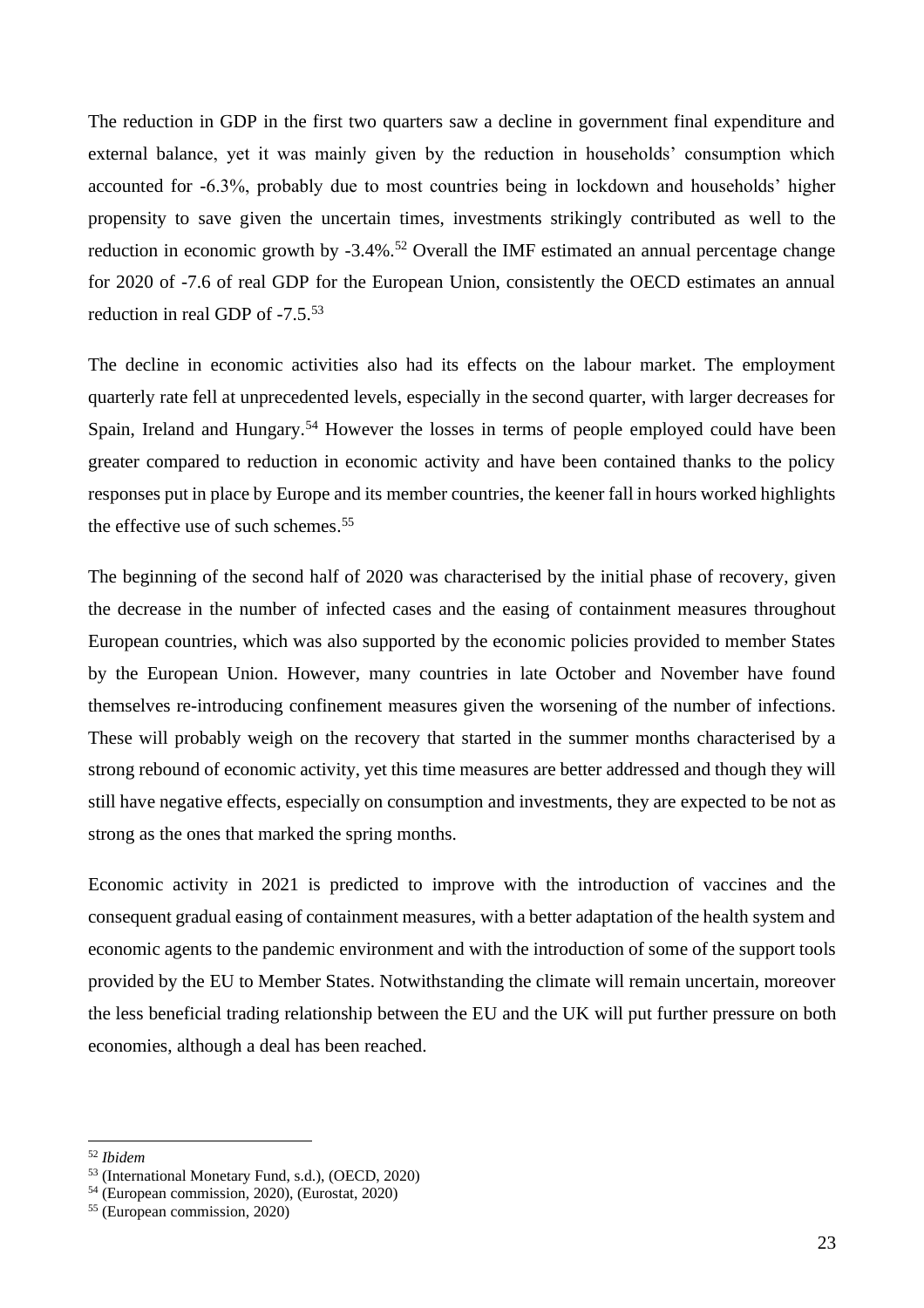The reduction in GDP in the first two quarters saw a decline in government final expenditure and external balance, yet it was mainly given by the reduction in households' consumption which accounted for -6.3%, probably due to most countries being in lockdown and households' higher propensity to save given the uncertain times, investments strikingly contributed as well to the reduction in economic growth by -3.4%.[52] Overall the IMF estimated an annual percentage change for 2020 of -7.6 of real GDP for the European Union, consistently the OECD estimates an annual reduction in real GDP of -7.5.[53]

The decline in economic activities also had its effects on the labour market. The employment quarterly rate fell at unprecedented levels, especially in the second quarter, with larger decreases for Spain, Ireland and Hungary.[54] However the losses in terms of people employed could have been greater compared to reduction in economic activity and have been contained thanks to the policy responses put in place by Europe and its member countries, the keener fall in hours worked highlights the effective use of such schemes.[55]

The beginning of the second half of 2020 was characterised by the initial phase of recovery, given the decrease in the number of infected cases and the easing of containment measures throughout European countries, which was also supported by the economic policies provided to member States by the European Union. However, many countries in late October and November have found themselves re-introducing confinement measures given the worsening of the number of infections. These will probably weigh on the recovery that started in the summer months characterised by a strong rebound of economic activity, yet this time measures are better addressed and though they will still have negative effects, especially on consumption and investments, they are expected to be not as strong as the ones that marked the spring months.

Economic activity in 2021 is predicted to improve with the introduction of vaccines and the consequent gradual easing of containment measures, with a better adaptation of the health system and economic agents to the pandemic environment and with the introduction of some of the support tools provided by the EU to Member States. Notwithstanding the climate will remain uncertain, moreover the less beneficial trading relationship between the EU and the UK will put further pressure on both economies, although a deal has been reached.

---

[52] *Ibidem*

[53] (International Monetary Fund, s.d.), (OECD, 2020)

[54] (European commission, 2020), (Eurostat, 2020)

[55] (European commission, 2020)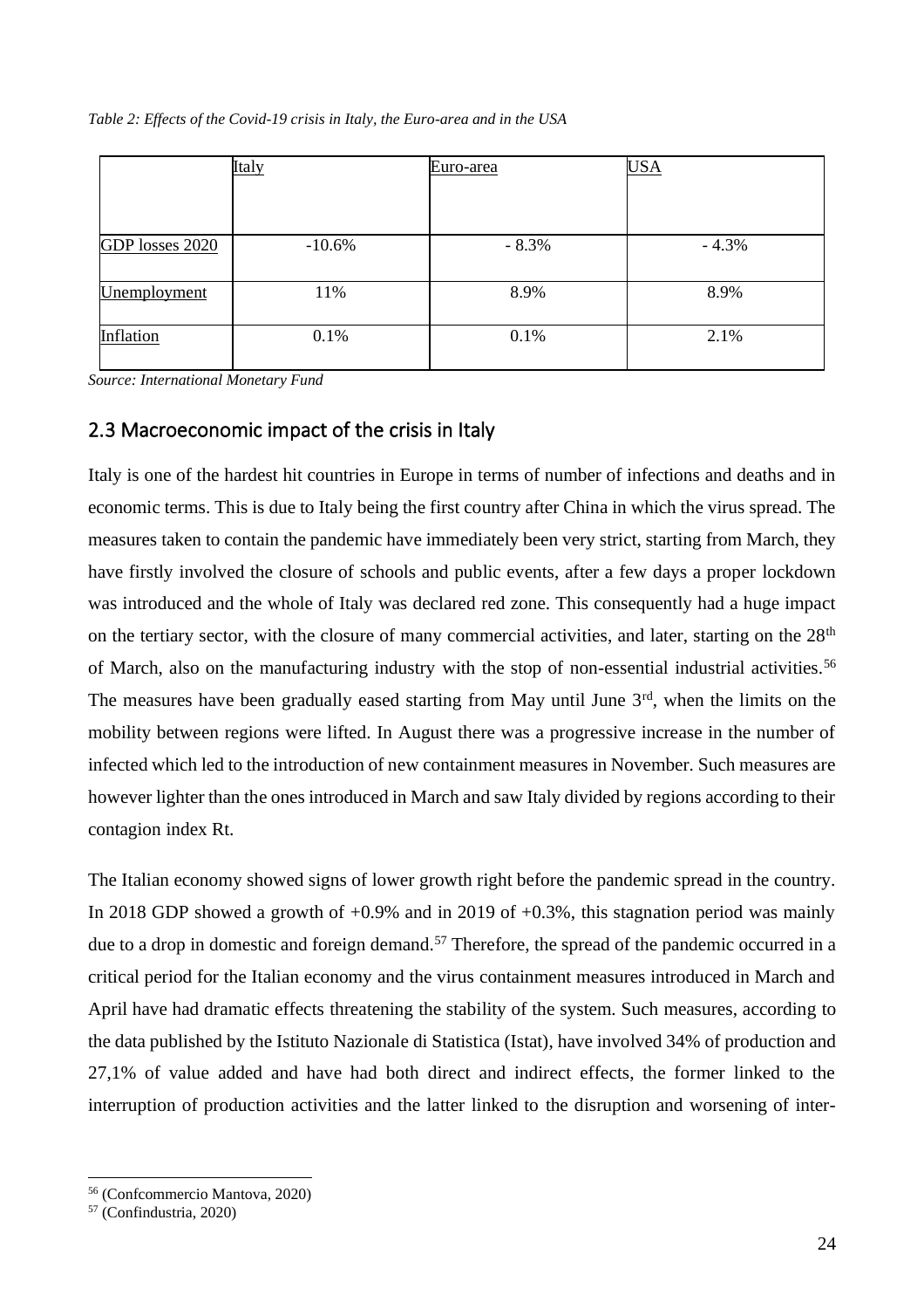*Table 2: Effects of the Covid-19 crisis in Italy, the Euro-area and in the USA*

| | Italy | Euro-area | USA |
|---|---|---|---|
| GDP losses 2020 | -10.6% | - 8.3% | - 4.3% |
| Unemployment | 11% | 8.9% | 8.9% |
| Inflation | 0.1% | 0.1% | 2.1% |

*Source: International Monetary Fund*

## 2.3 Macroeconomic impact of the crisis in Italy

Italy is one of the hardest hit countries in Europe in terms of number of infections and deaths and in economic terms. This is due to Italy being the first country after China in which the virus spread. The measures taken to contain the pandemic have immediately been very strict, starting from March, they have firstly involved the closure of schools and public events, after a few days a proper lockdown was introduced and the whole of Italy was declared red zone. This consequently had a huge impact on the tertiary sector, with the closure of many commercial activities, and later, starting on the 28th of March, also on the manufacturing industry with the stop of non-essential industrial activities.[56] The measures have been gradually eased starting from May until June 3rd, when the limits on the mobility between regions were lifted. In August there was a progressive increase in the number of infected which led to the introduction of new containment measures in November. Such measures are however lighter than the ones introduced in March and saw Italy divided by regions according to their contagion index Rt.

The Italian economy showed signs of lower growth right before the pandemic spread in the country. In 2018 GDP showed a growth of +0.9% and in 2019 of +0.3%, this stagnation period was mainly due to a drop in domestic and foreign demand.[57] Therefore, the spread of the pandemic occurred in a critical period for the Italian economy and the virus containment measures introduced in March and April have had dramatic effects threatening the stability of the system. Such measures, according to the data published by the Istituto Nazionale di Statistica (Istat), have involved 34% of production and 27,1% of value added and have had both direct and indirect effects, the former linked to the interruption of production activities and the latter linked to the disruption and worsening of inter-

[56] (Confcommercio Mantova, 2020)

[57] (Confindustria, 2020)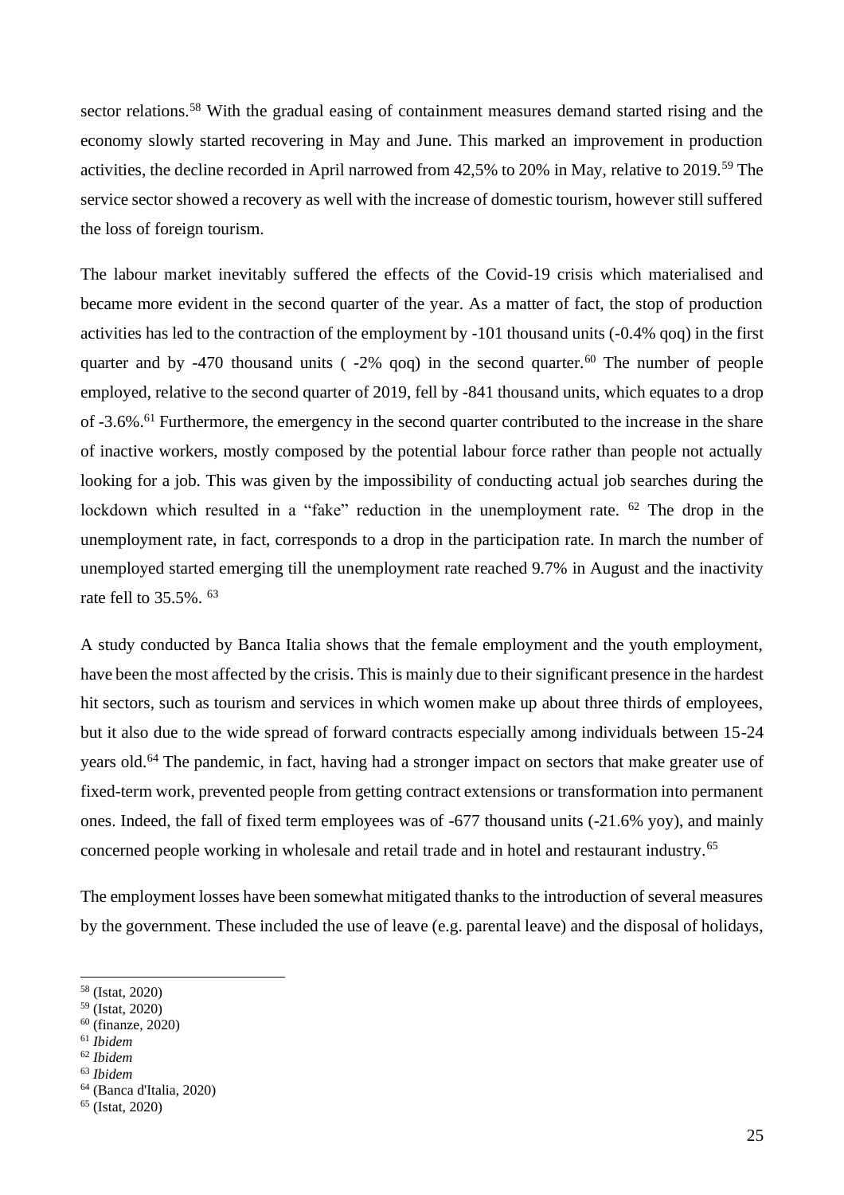sector relations.[58] With the gradual easing of containment measures demand started rising and the economy slowly started recovering in May and June. This marked an improvement in production activities, the decline recorded in April narrowed from 42,5% to 20% in May, relative to 2019.[59] The service sector showed a recovery as well with the increase of domestic tourism, however still suffered the loss of foreign tourism.

The labour market inevitably suffered the effects of the Covid-19 crisis which materialised and became more evident in the second quarter of the year. As a matter of fact, the stop of production activities has led to the contraction of the employment by -101 thousand units (-0.4% qoq) in the first quarter and by -470 thousand units ( -2% qoq) in the second quarter.[60] The number of people employed, relative to the second quarter of 2019, fell by -841 thousand units, which equates to a drop of -3.6%.[61] Furthermore, the emergency in the second quarter contributed to the increase in the share of inactive workers, mostly composed by the potential labour force rather than people not actually looking for a job. This was given by the impossibility of conducting actual job searches during the lockdown which resulted in a "fake" reduction in the unemployment rate. [62] The drop in the unemployment rate, in fact, corresponds to a drop in the participation rate. In march the number of unemployed started emerging till the unemployment rate reached 9.7% in August and the inactivity rate fell to 35.5%. [63]

A study conducted by Banca Italia shows that the female employment and the youth employment, have been the most affected by the crisis. This is mainly due to their significant presence in the hardest hit sectors, such as tourism and services in which women make up about three thirds of employees, but it also due to the wide spread of forward contracts especially among individuals between 15-24 years old.[64] The pandemic, in fact, having had a stronger impact on sectors that make greater use of fixed-term work, prevented people from getting contract extensions or transformation into permanent ones. Indeed, the fall of fixed term employees was of -677 thousand units (-21.6% yoy), and mainly concerned people working in wholesale and retail trade and in hotel and restaurant industry.[65]

The employment losses have been somewhat mitigated thanks to the introduction of several measures by the government. These included the use of leave (e.g. parental leave) and the disposal of holidays,

---

[58] (Istat, 2020)
[59] (Istat, 2020)
[60] (finanze, 2020)
[61] *Ibidem*
[62] *Ibidem*
[63] *Ibidem*
[64] (Banca d'Italia, 2020)
[65] (Istat, 2020)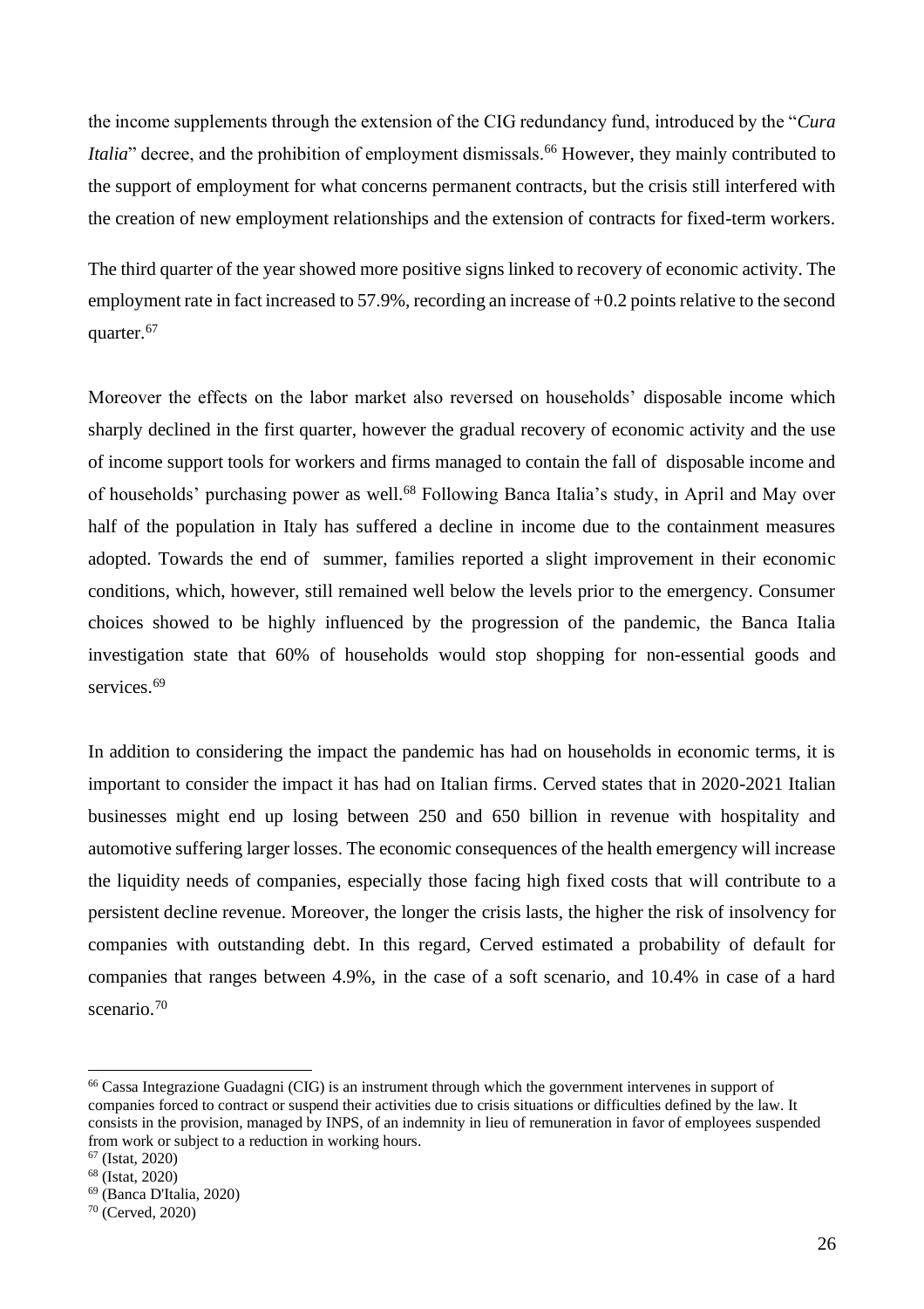the income supplements through the extension of the CIG redundancy fund, introduced by the "*Cura Italia*" decree, and the prohibition of employment dismissals.[66] However, they mainly contributed to the support of employment for what concerns permanent contracts, but the crisis still interfered with the creation of new employment relationships and the extension of contracts for fixed-term workers.

The third quarter of the year showed more positive signs linked to recovery of economic activity. The employment rate in fact increased to 57.9%, recording an increase of +0.2 points relative to the second quarter.[67]

Moreover the effects on the labor market also reversed on households' disposable income which sharply declined in the first quarter, however the gradual recovery of economic activity and the use of income support tools for workers and firms managed to contain the fall of disposable income and of households' purchasing power as well.[68] Following Banca Italia's study, in April and May over half of the population in Italy has suffered a decline in income due to the containment measures adopted. Towards the end of summer, families reported a slight improvement in their economic conditions, which, however, still remained well below the levels prior to the emergency. Consumer choices showed to be highly influenced by the progression of the pandemic, the Banca Italia investigation state that 60% of households would stop shopping for non-essential goods and services.[69]

In addition to considering the impact the pandemic has had on households in economic terms, it is important to consider the impact it has had on Italian firms. Cerved states that in 2020-2021 Italian businesses might end up losing between 250 and 650 billion in revenue with hospitality and automotive suffering larger losses. The economic consequences of the health emergency will increase the liquidity needs of companies, especially those facing high fixed costs that will contribute to a persistent decline revenue. Moreover, the longer the crisis lasts, the higher the risk of insolvency for companies with outstanding debt. In this regard, Cerved estimated a probability of default for companies that ranges between 4.9%, in the case of a soft scenario, and 10.4% in case of a hard scenario.[70]

---

[66] Cassa Integrazione Guadagni (CIG) is an instrument through which the government intervenes in support of companies forced to contract or suspend their activities due to crisis situations or difficulties defined by the law. It consists in the provision, managed by INPS, of an indemnity in lieu of remuneration in favor of employees suspended from work or subject to a reduction in working hours.

[67] (Istat, 2020)

[68] (Istat, 2020)

[69] (Banca D'Italia, 2020)

[70] (Cerved, 2020)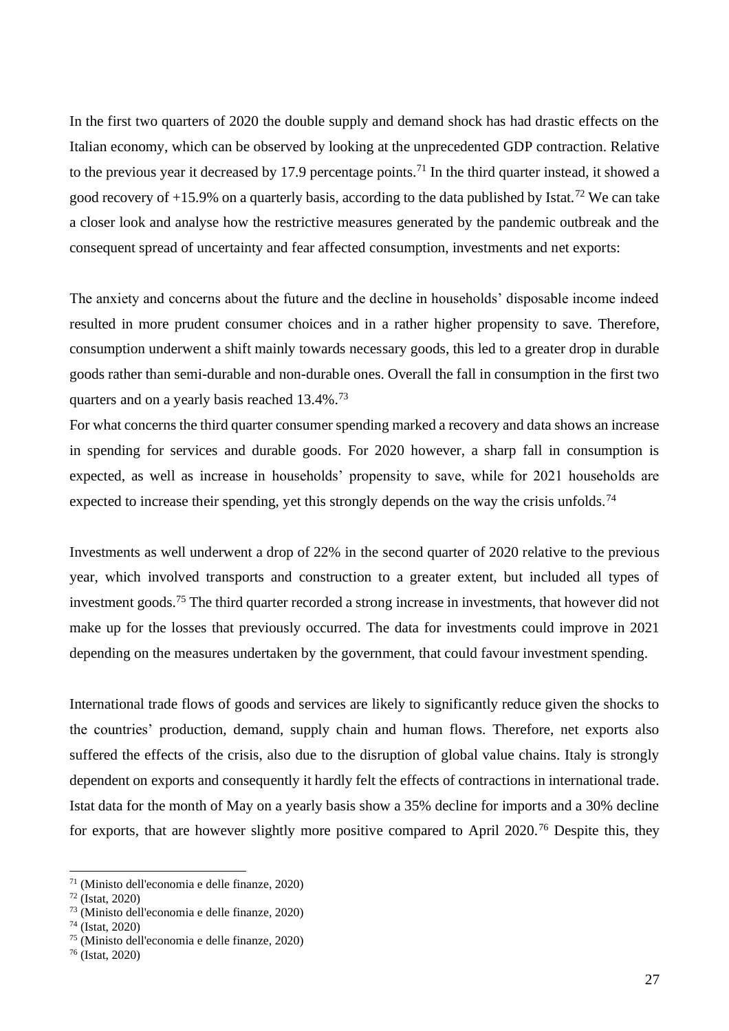In the first two quarters of 2020 the double supply and demand shock has had drastic effects on the Italian economy, which can be observed by looking at the unprecedented GDP contraction. Relative to the previous year it decreased by 17.9 percentage points.[71] In the third quarter instead, it showed a good recovery of +15.9% on a quarterly basis, according to the data published by Istat.[72] We can take a closer look and analyse how the restrictive measures generated by the pandemic outbreak and the consequent spread of uncertainty and fear affected consumption, investments and net exports:

The anxiety and concerns about the future and the decline in households' disposable income indeed resulted in more prudent consumer choices and in a rather higher propensity to save. Therefore, consumption underwent a shift mainly towards necessary goods, this led to a greater drop in durable goods rather than semi-durable and non-durable ones. Overall the fall in consumption in the first two quarters and on a yearly basis reached 13.4%.[73]

For what concerns the third quarter consumer spending marked a recovery and data shows an increase in spending for services and durable goods. For 2020 however, a sharp fall in consumption is expected, as well as increase in households' propensity to save, while for 2021 households are expected to increase their spending, yet this strongly depends on the way the crisis unfolds.[74]

Investments as well underwent a drop of 22% in the second quarter of 2020 relative to the previous year, which involved transports and construction to a greater extent, but included all types of investment goods.[75] The third quarter recorded a strong increase in investments, that however did not make up for the losses that previously occurred. The data for investments could improve in 2021 depending on the measures undertaken by the government, that could favour investment spending.

International trade flows of goods and services are likely to significantly reduce given the shocks to the countries' production, demand, supply chain and human flows. Therefore, net exports also suffered the effects of the crisis, also due to the disruption of global value chains. Italy is strongly dependent on exports and consequently it hardly felt the effects of contractions in international trade. Istat data for the month of May on a yearly basis show a 35% decline for imports and a 30% decline for exports, that are however slightly more positive compared to April 2020.[76] Despite this, they

---

[71] (Ministo dell'economia e delle finanze, 2020)

[72] (Istat, 2020)

[73] (Ministo dell'economia e delle finanze, 2020)

[74] (Istat, 2020)

[75] (Ministo dell'economia e delle finanze, 2020)

[76] (Istat, 2020)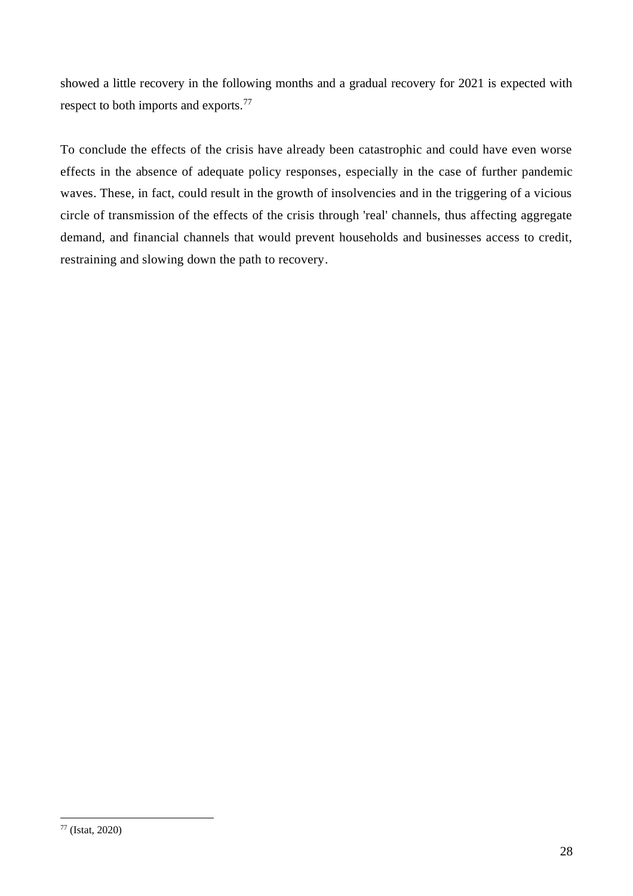showed a little recovery in the following months and a gradual recovery for 2021 is expected with respect to both imports and exports.[77]

To conclude the effects of the crisis have already been catastrophic and could have even worse effects in the absence of adequate policy responses, especially in the case of further pandemic waves. These, in fact, could result in the growth of insolvencies and in the triggering of a vicious circle of transmission of the effects of the crisis through 'real' channels, thus affecting aggregate demand, and financial channels that would prevent households and businesses access to credit, restraining and slowing down the path to recovery.

[77] (Istat, 2020)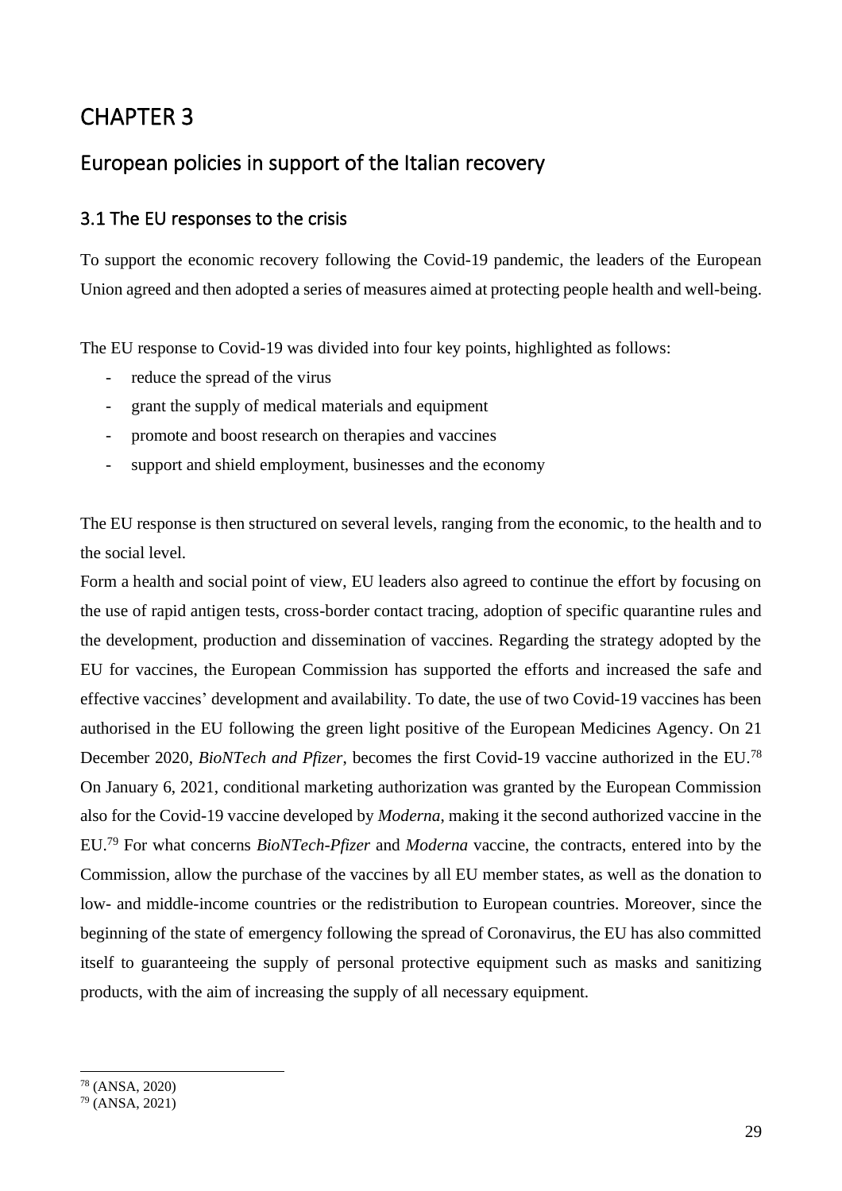# CHAPTER 3

## European policies in support of the Italian recovery

### 3.1 The EU responses to the crisis

To support the economic recovery following the Covid-19 pandemic, the leaders of the European Union agreed and then adopted a series of measures aimed at protecting people health and well-being.

The EU response to Covid-19 was divided into four key points, highlighted as follows:

- reduce the spread of the virus
- grant the supply of medical materials and equipment
- promote and boost research on therapies and vaccines
- support and shield employment, businesses and the economy

The EU response is then structured on several levels, ranging from the economic, to the health and to the social level.

Form a health and social point of view, EU leaders also agreed to continue the effort by focusing on the use of rapid antigen tests, cross-border contact tracing, adoption of specific quarantine rules and the development, production and dissemination of vaccines. Regarding the strategy adopted by the EU for vaccines, the European Commission has supported the efforts and increased the safe and effective vaccines' development and availability. To date, the use of two Covid-19 vaccines has been authorised in the EU following the green light positive of the European Medicines Agency. On 21 December 2020, *BioNTech and Pfizer*, becomes the first Covid-19 vaccine authorized in the EU.[78] On January 6, 2021, conditional marketing authorization was granted by the European Commission also for the Covid-19 vaccine developed by *Moderna*, making it the second authorized vaccine in the EU.[79] For what concerns *BioNTech-Pfizer* and *Moderna* vaccine, the contracts, entered into by the Commission, allow the purchase of the vaccines by all EU member states, as well as the donation to low- and middle-income countries or the redistribution to European countries. Moreover, since the beginning of the state of emergency following the spread of Coronavirus, the EU has also committed itself to guaranteeing the supply of personal protective equipment such as masks and sanitizing products, with the aim of increasing the supply of all necessary equipment.

---

[78] (ANSA, 2020)

[79] (ANSA, 2021)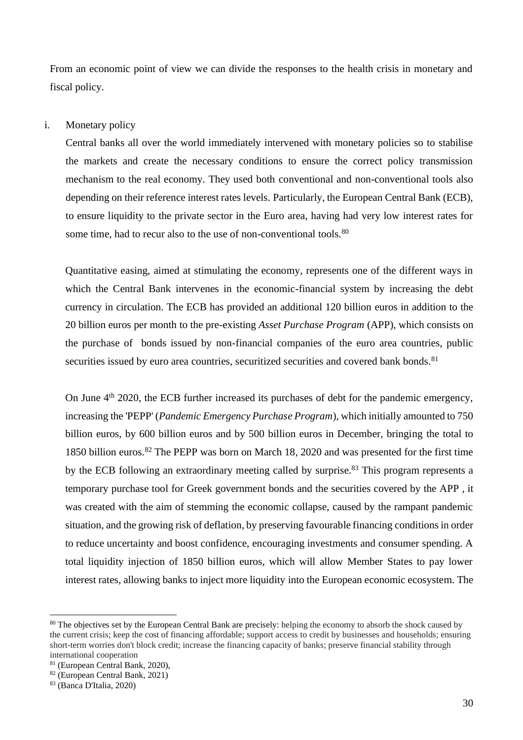From an economic point of view we can divide the responses to the health crisis in monetary and fiscal policy.

i. Monetary policy

Central banks all over the world immediately intervened with monetary policies so to stabilise the markets and create the necessary conditions to ensure the correct policy transmission mechanism to the real economy. They used both conventional and non-conventional tools also depending on their reference interest rates levels. Particularly, the European Central Bank (ECB), to ensure liquidity to the private sector in the Euro area, having had very low interest rates for some time, had to recur also to the use of non-conventional tools.[80]

Quantitative easing, aimed at stimulating the economy, represents one of the different ways in which the Central Bank intervenes in the economic-financial system by increasing the debt currency in circulation. The ECB has provided an additional 120 billion euros in addition to the 20 billion euros per month to the pre-existing *Asset Purchase Program* (APP), which consists on the purchase of bonds issued by non-financial companies of the euro area countries, public securities issued by euro area countries, securitized securities and covered bank bonds.[81]

On June 4th 2020, the ECB further increased its purchases of debt for the pandemic emergency, increasing the 'PEPP' (*Pandemic Emergency Purchase Program*), which initially amounted to 750 billion euros, by 600 billion euros and by 500 billion euros in December, bringing the total to 1850 billion euros.[82] The PEPP was born on March 18, 2020 and was presented for the first time by the ECB following an extraordinary meeting called by surprise.[83] This program represents a temporary purchase tool for Greek government bonds and the securities covered by the APP , it was created with the aim of stemming the economic collapse, caused by the rampant pandemic situation, and the growing risk of deflation, by preserving favourable financing conditions in order to reduce uncertainty and boost confidence, encouraging investments and consumer spending. A total liquidity injection of 1850 billion euros, which will allow Member States to pay lower interest rates, allowing banks to inject more liquidity into the European economic ecosystem. The

---

[80] The objectives set by the European Central Bank are precisely: helping the economy to absorb the shock caused by the current crisis; keep the cost of financing affordable; support access to credit by businesses and households; ensuring short-term worries don't block credit; increase the financing capacity of banks; preserve financial stability through international cooperation

[81] (European Central Bank, 2020),

[82] (European Central Bank, 2021)

[83] (Banca D'Italia, 2020)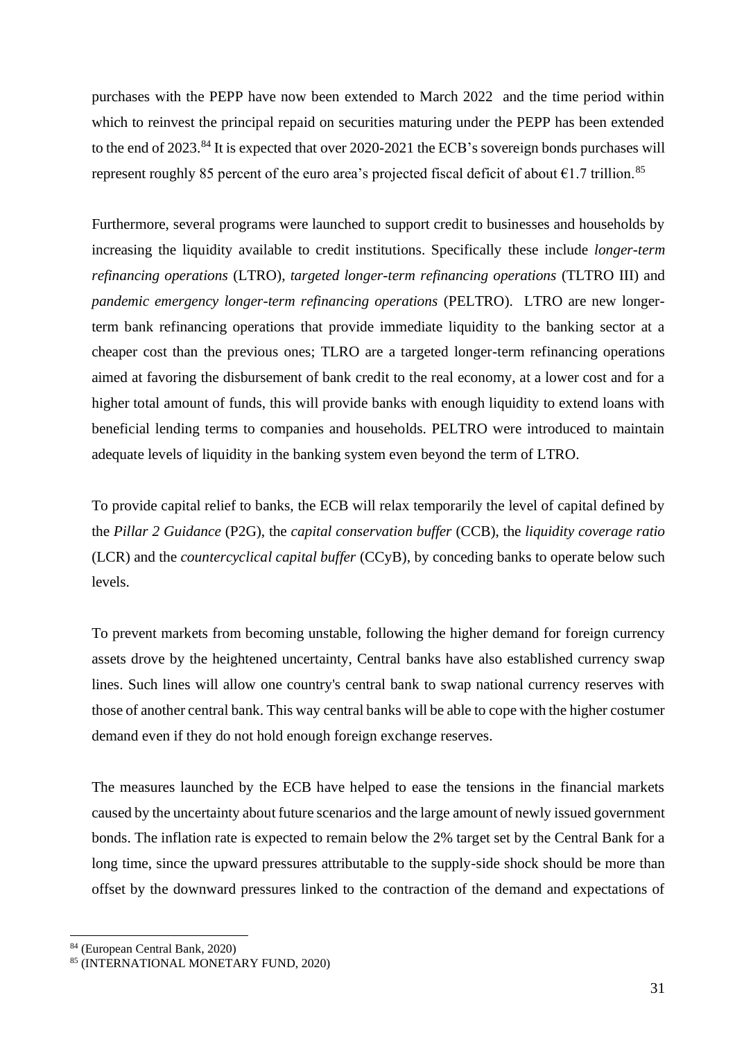purchases with the PEPP have now been extended to March 2022 and the time period within which to reinvest the principal repaid on securities maturing under the PEPP has been extended to the end of 2023.[84] It is expected that over 2020-2021 the ECB's sovereign bonds purchases will represent roughly 85 percent of the euro area's projected fiscal deficit of about €1.7 trillion.[85]

Furthermore, several programs were launched to support credit to businesses and households by increasing the liquidity available to credit institutions. Specifically these include *longer-term refinancing operations* (LTRO), *targeted longer-term refinancing operations* (TLTRO III) and *pandemic emergency longer-term refinancing operations* (PELTRO). LTRO are new longer-term bank refinancing operations that provide immediate liquidity to the banking sector at a cheaper cost than the previous ones; TLRO are a targeted longer-term refinancing operations aimed at favoring the disbursement of bank credit to the real economy, at a lower cost and for a higher total amount of funds, this will provide banks with enough liquidity to extend loans with beneficial lending terms to companies and households. PELTRO were introduced to maintain adequate levels of liquidity in the banking system even beyond the term of LTRO.

To provide capital relief to banks, the ECB will relax temporarily the level of capital defined by the *Pillar 2 Guidance* (P2G), the *capital conservation buffer* (CCB), the *liquidity coverage ratio* (LCR) and the *countercyclical capital buffer* (CCyB), by conceding banks to operate below such levels.

To prevent markets from becoming unstable, following the higher demand for foreign currency assets drove by the heightened uncertainty, Central banks have also established currency swap lines. Such lines will allow one country's central bank to swap national currency reserves with those of another central bank. This way central banks will be able to cope with the higher costumer demand even if they do not hold enough foreign exchange reserves.

The measures launched by the ECB have helped to ease the tensions in the financial markets caused by the uncertainty about future scenarios and the large amount of newly issued government bonds. The inflation rate is expected to remain below the 2% target set by the Central Bank for a long time, since the upward pressures attributable to the supply-side shock should be more than offset by the downward pressures linked to the contraction of the demand and expectations of

---

[84] (European Central Bank, 2020)

[85] (INTERNATIONAL MONETARY FUND, 2020)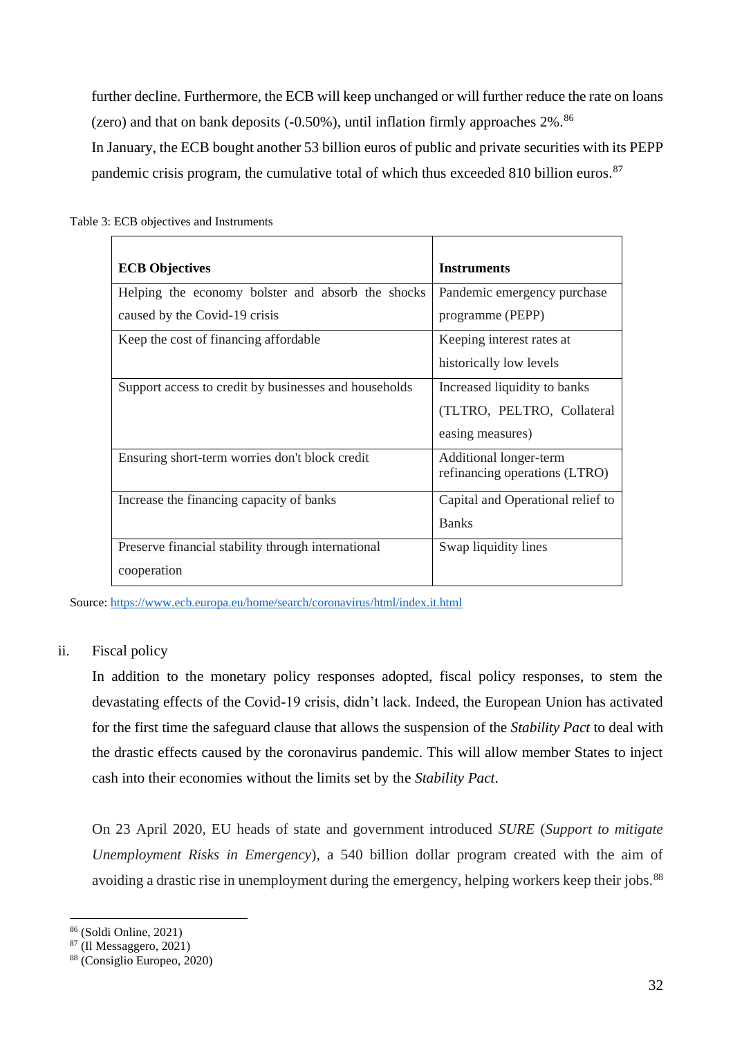further decline. Furthermore, the ECB will keep unchanged or will further reduce the rate on loans (zero) and that on bank deposits (-0.50%), until inflation firmly approaches 2%.[86]

In January, the ECB bought another 53 billion euros of public and private securities with its PEPP pandemic crisis program, the cumulative total of which thus exceeded 810 billion euros.[87]

Table 3: ECB objectives and Instruments

| **ECB Objectives** | **Instruments** |
|---|---|
| Helping the economy bolster and absorb the shocks caused by the Covid-19 crisis | Pandemic emergency purchase programme (PEPP) |
| Keep the cost of financing affordable | Keeping interest rates at historically low levels |
| Support access to credit by businesses and households | Increased liquidity to banks (TLTRO, PELTRO, Collateral easing measures) |
| Ensuring short-term worries don't block credit | Additional longer-term refinancing operations (LTRO) |
| Increase the financing capacity of banks | Capital and Operational relief to Banks |
| Preserve financial stability through international cooperation | Swap liquidity lines |

Source: https://www.ecb.europa.eu/home/search/coronavirus/html/index.it.html

ii. Fiscal policy

In addition to the monetary policy responses adopted, fiscal policy responses, to stem the devastating effects of the Covid-19 crisis, didn't lack. Indeed, the European Union has activated for the first time the safeguard clause that allows the suspension of the *Stability Pact* to deal with the drastic effects caused by the coronavirus pandemic. This will allow member States to inject cash into their economies without the limits set by the *Stability Pact*.

On 23 April 2020, EU heads of state and government introduced *SURE* (*Support to mitigate Unemployment Risks in Emergency*), a 540 billion dollar program created with the aim of avoiding a drastic rise in unemployment during the emergency, helping workers keep their jobs.[88]

[86] (Soldi Online, 2021)
[87] (Il Messaggero, 2021)
[88] (Consiglio Europeo, 2020)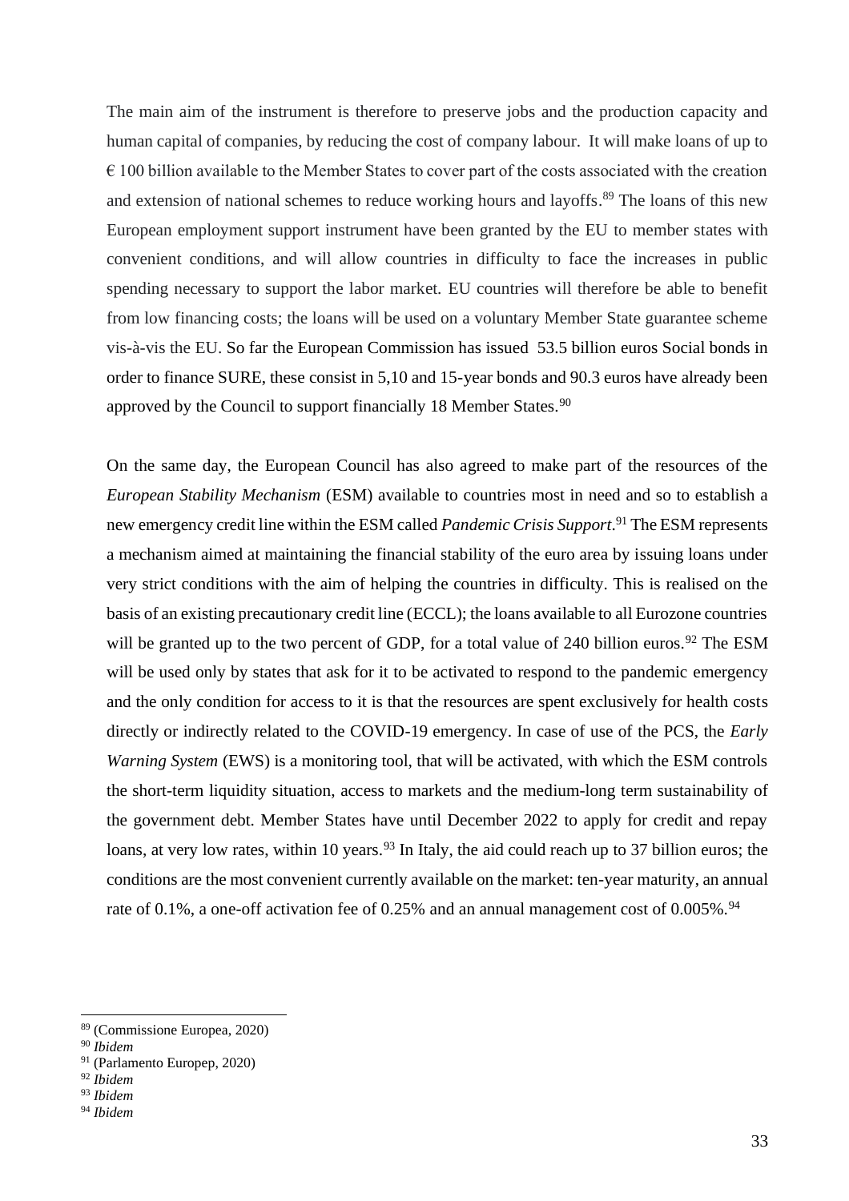The main aim of the instrument is therefore to preserve jobs and the production capacity and human capital of companies, by reducing the cost of company labour. It will make loans of up to € 100 billion available to the Member States to cover part of the costs associated with the creation and extension of national schemes to reduce working hours and layoffs.[89] The loans of this new European employment support instrument have been granted by the EU to member states with convenient conditions, and will allow countries in difficulty to face the increases in public spending necessary to support the labor market. EU countries will therefore be able to benefit from low financing costs; the loans will be used on a voluntary Member State guarantee scheme vis-à-vis the EU. So far the European Commission has issued 53.5 billion euros Social bonds in order to finance SURE, these consist in 5,10 and 15-year bonds and 90.3 euros have already been approved by the Council to support financially 18 Member States.[90]

On the same day, the European Council has also agreed to make part of the resources of the *European Stability Mechanism* (ESM) available to countries most in need and so to establish a new emergency credit line within the ESM called *Pandemic Crisis Support*.[91] The ESM represents a mechanism aimed at maintaining the financial stability of the euro area by issuing loans under very strict conditions with the aim of helping the countries in difficulty. This is realised on the basis of an existing precautionary credit line (ECCL); the loans available to all Eurozone countries will be granted up to the two percent of GDP, for a total value of 240 billion euros.[92] The ESM will be used only by states that ask for it to be activated to respond to the pandemic emergency and the only condition for access to it is that the resources are spent exclusively for health costs directly or indirectly related to the COVID-19 emergency. In case of use of the PCS, the *Early Warning System* (EWS) is a monitoring tool, that will be activated, with which the ESM controls the short-term liquidity situation, access to markets and the medium-long term sustainability of the government debt. Member States have until December 2022 to apply for credit and repay loans, at very low rates, within 10 years.[93] In Italy, the aid could reach up to 37 billion euros; the conditions are the most convenient currently available on the market: ten-year maturity, an annual rate of 0.1%, a one-off activation fee of 0.25% and an annual management cost of 0.005%.[94]

---

[89] (Commissione Europea, 2020)

[90] *Ibidem*

[91] (Parlamento Europep, 2020)

[92] *Ibidem*

[93] *Ibidem*

[94] *Ibidem*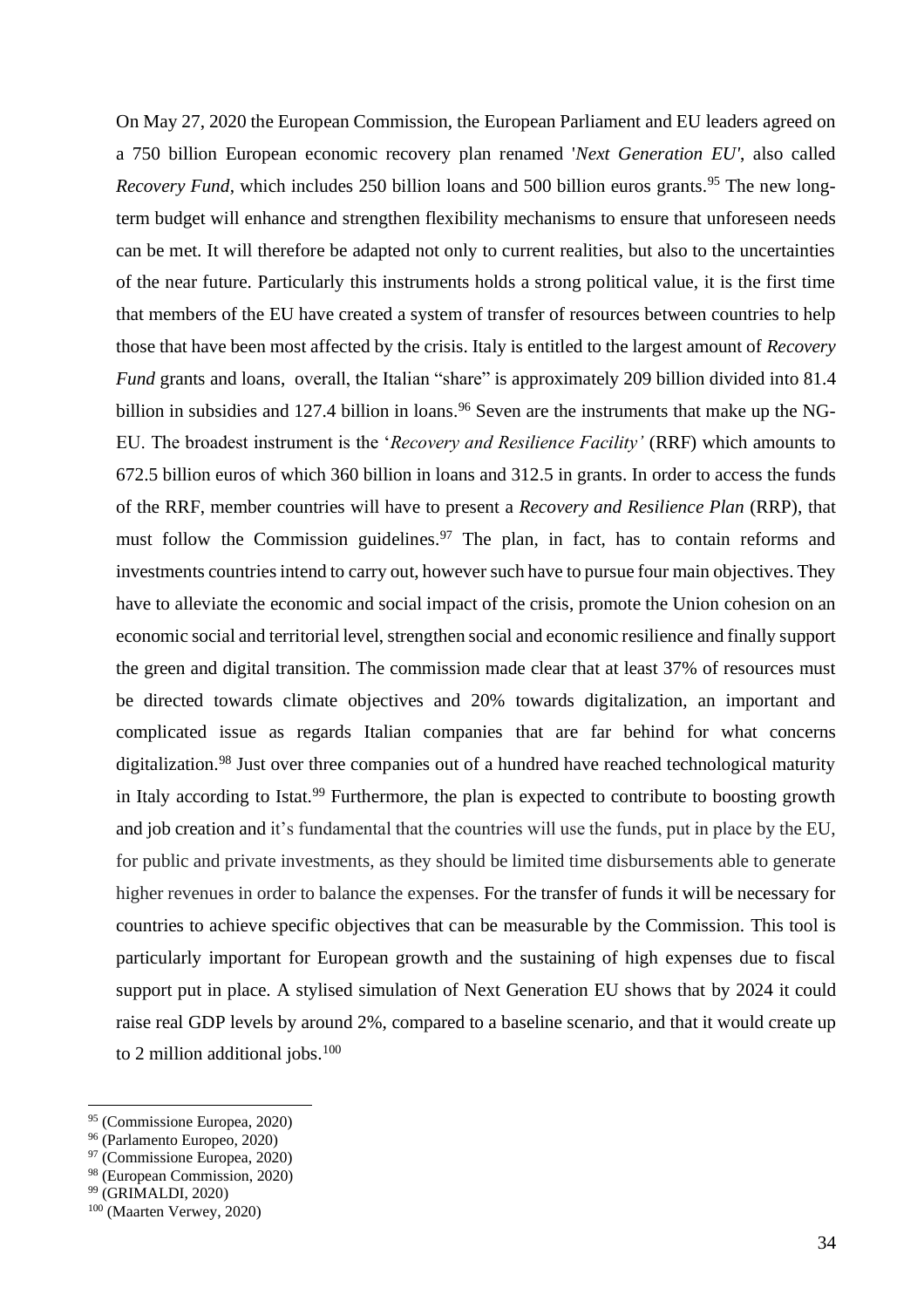On May 27, 2020 the European Commission, the European Parliament and EU leaders agreed on a 750 billion European economic recovery plan renamed '*Next Generation EU'*, also called *Recovery Fund*, which includes 250 billion loans and 500 billion euros grants.[95] The new long-term budget will enhance and strengthen flexibility mechanisms to ensure that unforeseen needs can be met. It will therefore be adapted not only to current realities, but also to the uncertainties of the near future. Particularly this instruments holds a strong political value, it is the first time that members of the EU have created a system of transfer of resources between countries to help those that have been most affected by the crisis. Italy is entitled to the largest amount of *Recovery Fund* grants and loans, overall, the Italian "share" is approximately 209 billion divided into 81.4 billion in subsidies and 127.4 billion in loans.[96] Seven are the instruments that make up the NG-EU. The broadest instrument is the '*Recovery and Resilience Facility'* (RRF) which amounts to 672.5 billion euros of which 360 billion in loans and 312.5 in grants. In order to access the funds of the RRF, member countries will have to present a *Recovery and Resilience Plan* (RRP), that must follow the Commission guidelines.[97] The plan, in fact, has to contain reforms and investments countries intend to carry out, however such have to pursue four main objectives. They have to alleviate the economic and social impact of the crisis, promote the Union cohesion on an economic social and territorial level, strengthen social and economic resilience and finally support the green and digital transition. The commission made clear that at least 37% of resources must be directed towards climate objectives and 20% towards digitalization, an important and complicated issue as regards Italian companies that are far behind for what concerns digitalization.[98] Just over three companies out of a hundred have reached technological maturity in Italy according to Istat.[99] Furthermore, the plan is expected to contribute to boosting growth and job creation and it's fundamental that the countries will use the funds, put in place by the EU, for public and private investments, as they should be limited time disbursements able to generate higher revenues in order to balance the expenses. For the transfer of funds it will be necessary for countries to achieve specific objectives that can be measurable by the Commission. This tool is particularly important for European growth and the sustaining of high expenses due to fiscal support put in place. A stylised simulation of Next Generation EU shows that by 2024 it could raise real GDP levels by around 2%, compared to a baseline scenario, and that it would create up to 2 million additional jobs.[100]

---

[95] (Commissione Europea, 2020)

[96] (Parlamento Europeo, 2020)

[97] (Commissione Europea, 2020)

[98] (European Commission, 2020)

[99] (GRIMALDI, 2020)

[100] (Maarten Verwey, 2020)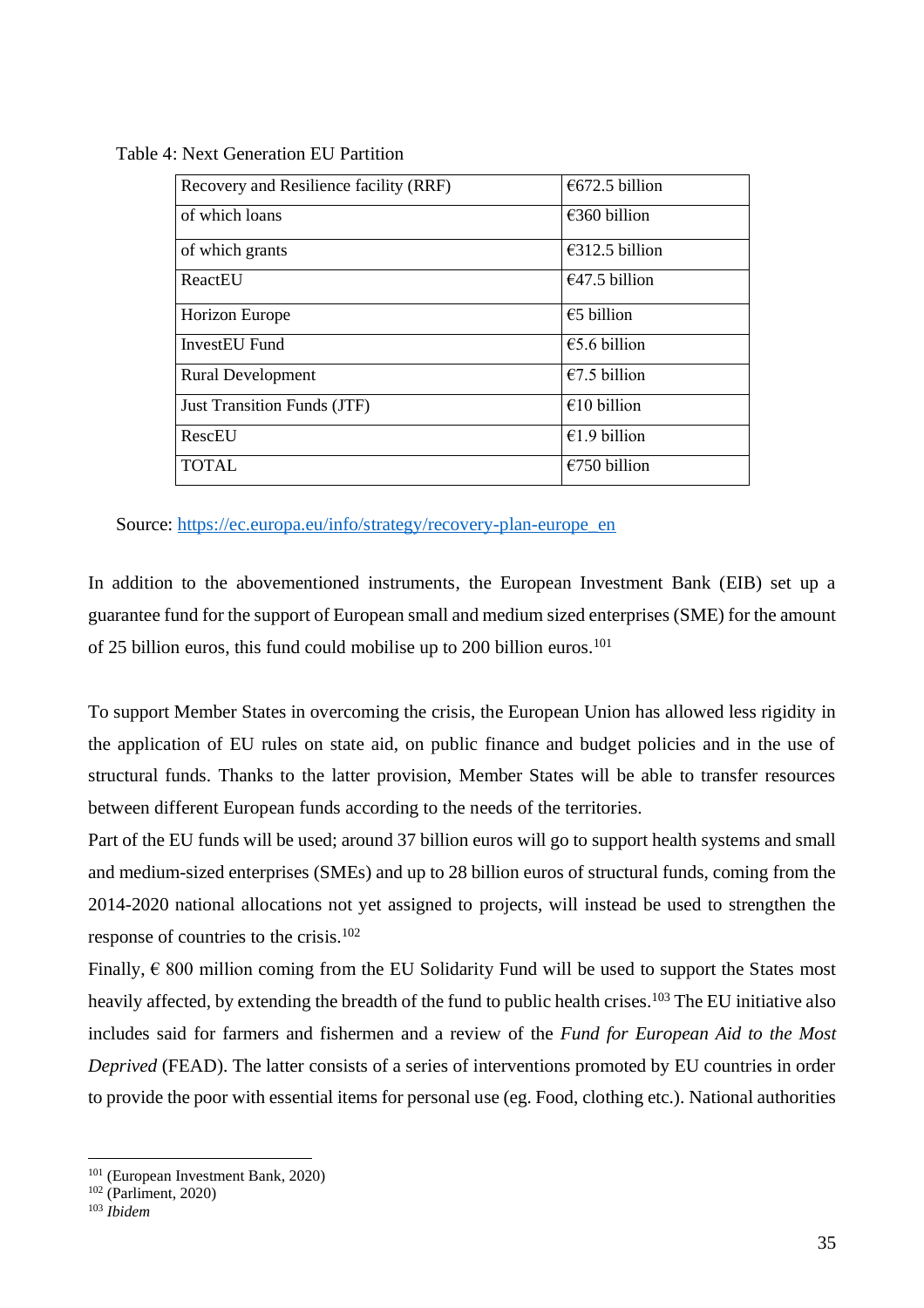Table 4: Next Generation EU Partition

| Recovery and Resilience facility (RRF) | €672.5 billion |
|---|---|
| of which loans | €360 billion |
| of which grants | €312.5 billion |
| ReactEU | €47.5 billion |
| Horizon Europe | €5 billion |
| InvestEU Fund | €5.6 billion |
| Rural Development | €7.5 billion |
| Just Transition Funds (JTF) | €10 billion |
| RescEU | €1.9 billion |
| TOTAL | €750 billion |

Source: [https://ec.europa.eu/info/strategy/recovery-plan-europe_en](https://ec.europa.eu/info/strategy/recovery-plan-europe_en)

In addition to the abovementioned instruments, the European Investment Bank (EIB) set up a guarantee fund for the support of European small and medium sized enterprises (SME) for the amount of 25 billion euros, this fund could mobilise up to 200 billion euros.[101]

To support Member States in overcoming the crisis, the European Union has allowed less rigidity in the application of EU rules on state aid, on public finance and budget policies and in the use of structural funds. Thanks to the latter provision, Member States will be able to transfer resources between different European funds according to the needs of the territories.

Part of the EU funds will be used; around 37 billion euros will go to support health systems and small and medium-sized enterprises (SMEs) and up to 28 billion euros of structural funds, coming from the 2014-2020 national allocations not yet assigned to projects, will instead be used to strengthen the response of countries to the crisis.[102]

Finally, € 800 million coming from the EU Solidarity Fund will be used to support the States most heavily affected, by extending the breadth of the fund to public health crises.[103] The EU initiative also includes said for farmers and fishermen and a review of the *Fund for European Aid to the Most Deprived* (FEAD). The latter consists of a series of interventions promoted by EU countries in order to provide the poor with essential items for personal use (eg. Food, clothing etc.). National authorities

[101] (European Investment Bank, 2020)
[102] (Parliment, 2020)
[103] *Ibidem*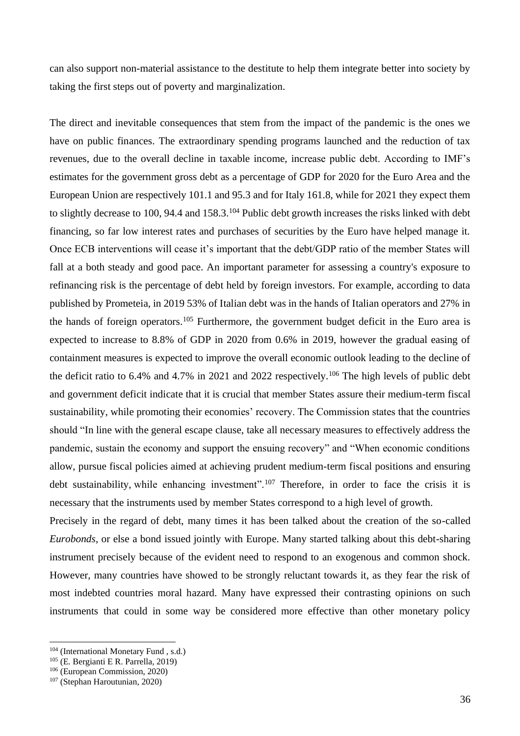can also support non-material assistance to the destitute to help them integrate better into society by taking the first steps out of poverty and marginalization.

The direct and inevitable consequences that stem from the impact of the pandemic is the ones we have on public finances. The extraordinary spending programs launched and the reduction of tax revenues, due to the overall decline in taxable income, increase public debt. According to IMF's estimates for the government gross debt as a percentage of GDP for 2020 for the Euro Area and the European Union are respectively 101.1 and 95.3 and for Italy 161.8, while for 2021 they expect them to slightly decrease to 100, 94.4 and 158.3.[104] Public debt growth increases the risks linked with debt financing, so far low interest rates and purchases of securities by the Euro have helped manage it. Once ECB interventions will cease it's important that the debt/GDP ratio of the member States will fall at a both steady and good pace. An important parameter for assessing a country's exposure to refinancing risk is the percentage of debt held by foreign investors. For example, according to data published by Prometeia, in 2019 53% of Italian debt was in the hands of Italian operators and 27% in the hands of foreign operators.[105] Furthermore, the government budget deficit in the Euro area is expected to increase to 8.8% of GDP in 2020 from 0.6% in 2019, however the gradual easing of containment measures is expected to improve the overall economic outlook leading to the decline of the deficit ratio to 6.4% and 4.7% in 2021 and 2022 respectively.[106] The high levels of public debt and government deficit indicate that it is crucial that member States assure their medium-term fiscal sustainability, while promoting their economies' recovery. The Commission states that the countries should "In line with the general escape clause, take all necessary measures to effectively address the pandemic, sustain the economy and support the ensuing recovery" and "When economic conditions allow, pursue fiscal policies aimed at achieving prudent medium-term fiscal positions and ensuring debt sustainability, while enhancing investment".[107] Therefore, in order to face the crisis it is necessary that the instruments used by member States correspond to a high level of growth.

Precisely in the regard of debt, many times it has been talked about the creation of the so-called *Eurobonds*, or else a bond issued jointly with Europe. Many started talking about this debt-sharing instrument precisely because of the evident need to respond to an exogenous and common shock. However, many countries have showed to be strongly reluctant towards it, as they fear the risk of most indebted countries moral hazard. Many have expressed their contrasting opinions on such instruments that could in some way be considered more effective than other monetary policy

---

[104] (International Monetary Fund , s.d.)

[105] (E. Bergianti E R. Parrella, 2019)

[106] (European Commission, 2020)

[107] (Stephan Haroutunian, 2020)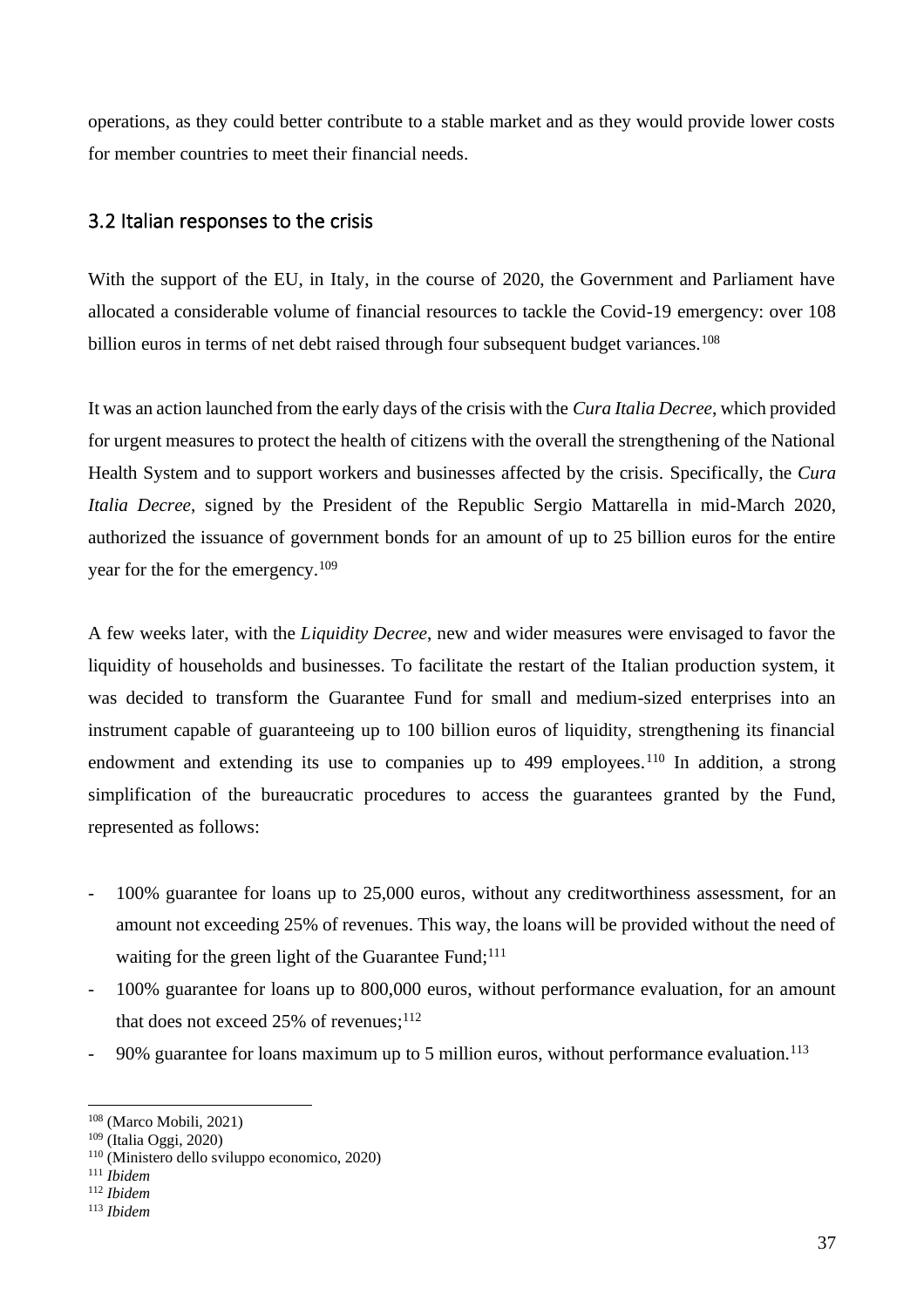operations, as they could better contribute to a stable market and as they would provide lower costs for member countries to meet their financial needs.

## 3.2 Italian responses to the crisis

With the support of the EU, in Italy, in the course of 2020, the Government and Parliament have allocated a considerable volume of financial resources to tackle the Covid-19 emergency: over 108 billion euros in terms of net debt raised through four subsequent budget variances.[108]

It was an action launched from the early days of the crisis with the *Cura Italia Decree*, which provided for urgent measures to protect the health of citizens with the overall the strengthening of the National Health System and to support workers and businesses affected by the crisis. Specifically, the *Cura Italia Decree*, signed by the President of the Republic Sergio Mattarella in mid-March 2020, authorized the issuance of government bonds for an amount of up to 25 billion euros for the entire year for the for the emergency.[109]

A few weeks later, with the *Liquidity Decree*, new and wider measures were envisaged to favor the liquidity of households and businesses. To facilitate the restart of the Italian production system, it was decided to transform the Guarantee Fund for small and medium-sized enterprises into an instrument capable of guaranteeing up to 100 billion euros of liquidity, strengthening its financial endowment and extending its use to companies up to 499 employees.[110] In addition, a strong simplification of the bureaucratic procedures to access the guarantees granted by the Fund, represented as follows:

- 100% guarantee for loans up to 25,000 euros, without any creditworthiness assessment, for an amount not exceeding 25% of revenues. This way, the loans will be provided without the need of waiting for the green light of the Guarantee Fund;[111]
- 100% guarantee for loans up to 800,000 euros, without performance evaluation, for an amount that does not exceed 25% of revenues;[112]
- 90% guarantee for loans maximum up to 5 million euros, without performance evaluation.[113]

[108] (Marco Mobili, 2021)
[109] (Italia Oggi, 2020)
[110] (Ministero dello sviluppo economico, 2020)
[111] *Ibidem*
[112] *Ibidem*
[113] *Ibidem*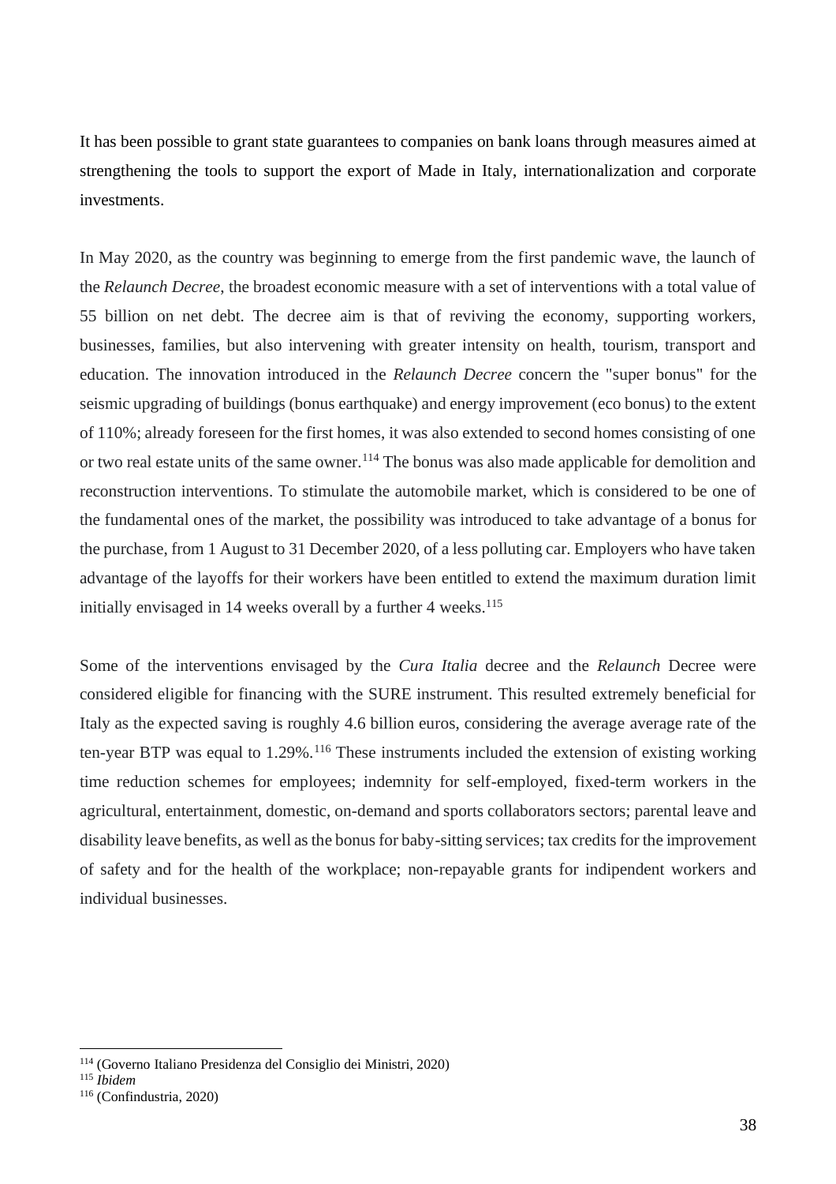It has been possible to grant state guarantees to companies on bank loans through measures aimed at strengthening the tools to support the export of Made in Italy, internationalization and corporate investments.

In May 2020, as the country was beginning to emerge from the first pandemic wave, the launch of the *Relaunch Decree*, the broadest economic measure with a set of interventions with a total value of 55 billion on net debt. The decree aim is that of reviving the economy, supporting workers, businesses, families, but also intervening with greater intensity on health, tourism, transport and education. The innovation introduced in the *Relaunch Decree* concern the "super bonus" for the seismic upgrading of buildings (bonus earthquake) and energy improvement (eco bonus) to the extent of 110%; already foreseen for the first homes, it was also extended to second homes consisting of one or two real estate units of the same owner.[114] The bonus was also made applicable for demolition and reconstruction interventions. To stimulate the automobile market, which is considered to be one of the fundamental ones of the market, the possibility was introduced to take advantage of a bonus for the purchase, from 1 August to 31 December 2020, of a less polluting car. Employers who have taken advantage of the layoffs for their workers have been entitled to extend the maximum duration limit initially envisaged in 14 weeks overall by a further 4 weeks.[115]

Some of the interventions envisaged by the *Cura Italia* decree and the *Relaunch* Decree were considered eligible for financing with the SURE instrument. This resulted extremely beneficial for Italy as the expected saving is roughly 4.6 billion euros, considering the average average rate of the ten-year BTP was equal to 1.29%.[116] These instruments included the extension of existing working time reduction schemes for employees; indemnity for self-employed, fixed-term workers in the agricultural, entertainment, domestic, on-demand and sports collaborators sectors; parental leave and disability leave benefits, as well as the bonus for baby-sitting services; tax credits for the improvement of safety and for the health of the workplace; non-repayable grants for indipendent workers and individual businesses.

---

[114] (Governo Italiano Presidenza del Consiglio dei Ministri, 2020)

[115] *Ibidem*

[116] (Confindustria, 2020)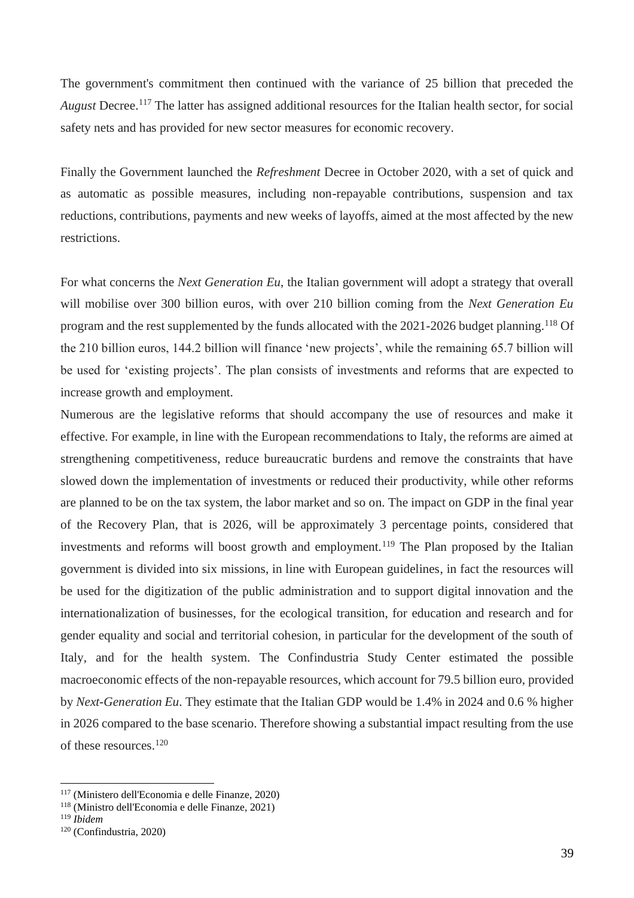The government's commitment then continued with the variance of 25 billion that preceded the *August* Decree.[117] The latter has assigned additional resources for the Italian health sector, for social safety nets and has provided for new sector measures for economic recovery.

Finally the Government launched the *Refreshment* Decree in October 2020, with a set of quick and as automatic as possible measures, including non-repayable contributions, suspension and tax reductions, contributions, payments and new weeks of layoffs, aimed at the most affected by the new restrictions.

For what concerns the *Next Generation Eu*, the Italian government will adopt a strategy that overall will mobilise over 300 billion euros, with over 210 billion coming from the *Next Generation Eu* program and the rest supplemented by the funds allocated with the 2021-2026 budget planning.[118] Of the 210 billion euros, 144.2 billion will finance 'new projects', while the remaining 65.7 billion will be used for 'existing projects'. The plan consists of investments and reforms that are expected to increase growth and employment.

Numerous are the legislative reforms that should accompany the use of resources and make it effective. For example, in line with the European recommendations to Italy, the reforms are aimed at strengthening competitiveness, reduce bureaucratic burdens and remove the constraints that have slowed down the implementation of investments or reduced their productivity, while other reforms are planned to be on the tax system, the labor market and so on. The impact on GDP in the final year of the Recovery Plan, that is 2026, will be approximately 3 percentage points, considered that investments and reforms will boost growth and employment.[119] The Plan proposed by the Italian government is divided into six missions, in line with European guidelines, in fact the resources will be used for the digitization of the public administration and to support digital innovation and the internationalization of businesses, for the ecological transition, for education and research and for gender equality and social and territorial cohesion, in particular for the development of the south of Italy, and for the health system. The Confindustria Study Center estimated the possible macroeconomic effects of the non-repayable resources, which account for 79.5 billion euro, provided by *Next-Generation Eu*. They estimate that the Italian GDP would be 1.4% in 2024 and 0.6 % higher in 2026 compared to the base scenario. Therefore showing a substantial impact resulting from the use of these resources.[120]

---

[117] (Ministero dell'Economia e delle Finanze, 2020)

[118] (Ministro dell'Economia e delle Finanze, 2021)

[119] *Ibidem*

[120] (Confindustria, 2020)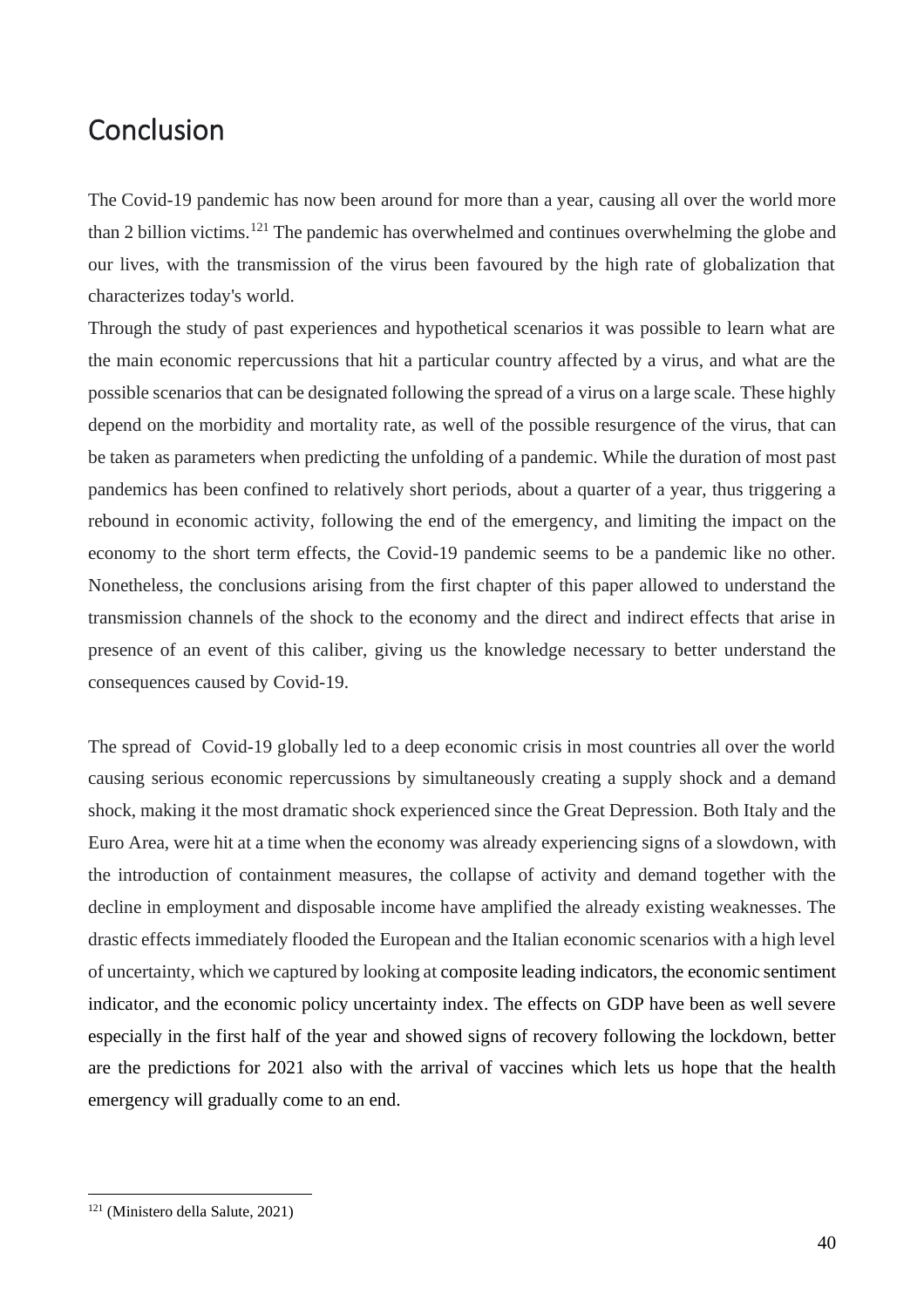# Conclusion

The Covid-19 pandemic has now been around for more than a year, causing all over the world more than 2 billion victims.[121] The pandemic has overwhelmed and continues overwhelming the globe and our lives, with the transmission of the virus been favoured by the high rate of globalization that characterizes today's world.

Through the study of past experiences and hypothetical scenarios it was possible to learn what are the main economic repercussions that hit a particular country affected by a virus, and what are the possible scenarios that can be designated following the spread of a virus on a large scale. These highly depend on the morbidity and mortality rate, as well of the possible resurgence of the virus, that can be taken as parameters when predicting the unfolding of a pandemic. While the duration of most past pandemics has been confined to relatively short periods, about a quarter of a year, thus triggering a rebound in economic activity, following the end of the emergency, and limiting the impact on the economy to the short term effects, the Covid-19 pandemic seems to be a pandemic like no other. Nonetheless, the conclusions arising from the first chapter of this paper allowed to understand the transmission channels of the shock to the economy and the direct and indirect effects that arise in presence of an event of this caliber, giving us the knowledge necessary to better understand the consequences caused by Covid-19.

The spread of Covid-19 globally led to a deep economic crisis in most countries all over the world causing serious economic repercussions by simultaneously creating a supply shock and a demand shock, making it the most dramatic shock experienced since the Great Depression. Both Italy and the Euro Area, were hit at a time when the economy was already experiencing signs of a slowdown, with the introduction of containment measures, the collapse of activity and demand together with the decline in employment and disposable income have amplified the already existing weaknesses. The drastic effects immediately flooded the European and the Italian economic scenarios with a high level of uncertainty, which we captured by looking at composite leading indicators, the economic sentiment indicator, and the economic policy uncertainty index. The effects on GDP have been as well severe especially in the first half of the year and showed signs of recovery following the lockdown, better are the predictions for 2021 also with the arrival of vaccines which lets us hope that the health emergency will gradually come to an end.

[121] (Ministero della Salute, 2021)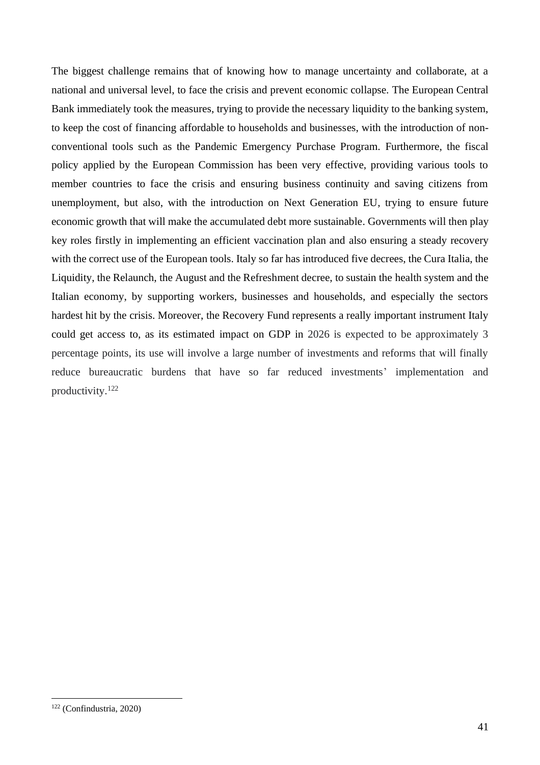The biggest challenge remains that of knowing how to manage uncertainty and collaborate, at a national and universal level, to face the crisis and prevent economic collapse. The European Central Bank immediately took the measures, trying to provide the necessary liquidity to the banking system, to keep the cost of financing affordable to households and businesses, with the introduction of non-conventional tools such as the Pandemic Emergency Purchase Program. Furthermore, the fiscal policy applied by the European Commission has been very effective, providing various tools to member countries to face the crisis and ensuring business continuity and saving citizens from unemployment, but also, with the introduction on Next Generation EU, trying to ensure future economic growth that will make the accumulated debt more sustainable. Governments will then play key roles firstly in implementing an efficient vaccination plan and also ensuring a steady recovery with the correct use of the European tools. Italy so far has introduced five decrees, the Cura Italia, the Liquidity, the Relaunch, the August and the Refreshment decree, to sustain the health system and the Italian economy, by supporting workers, businesses and households, and especially the sectors hardest hit by the crisis. Moreover, the Recovery Fund represents a really important instrument Italy could get access to, as its estimated impact on GDP in 2026 is expected to be approximately 3 percentage points, its use will involve a large number of investments and reforms that will finally reduce bureaucratic burdens that have so far reduced investments' implementation and productivity.[122]

[122] (Confindustria, 2020)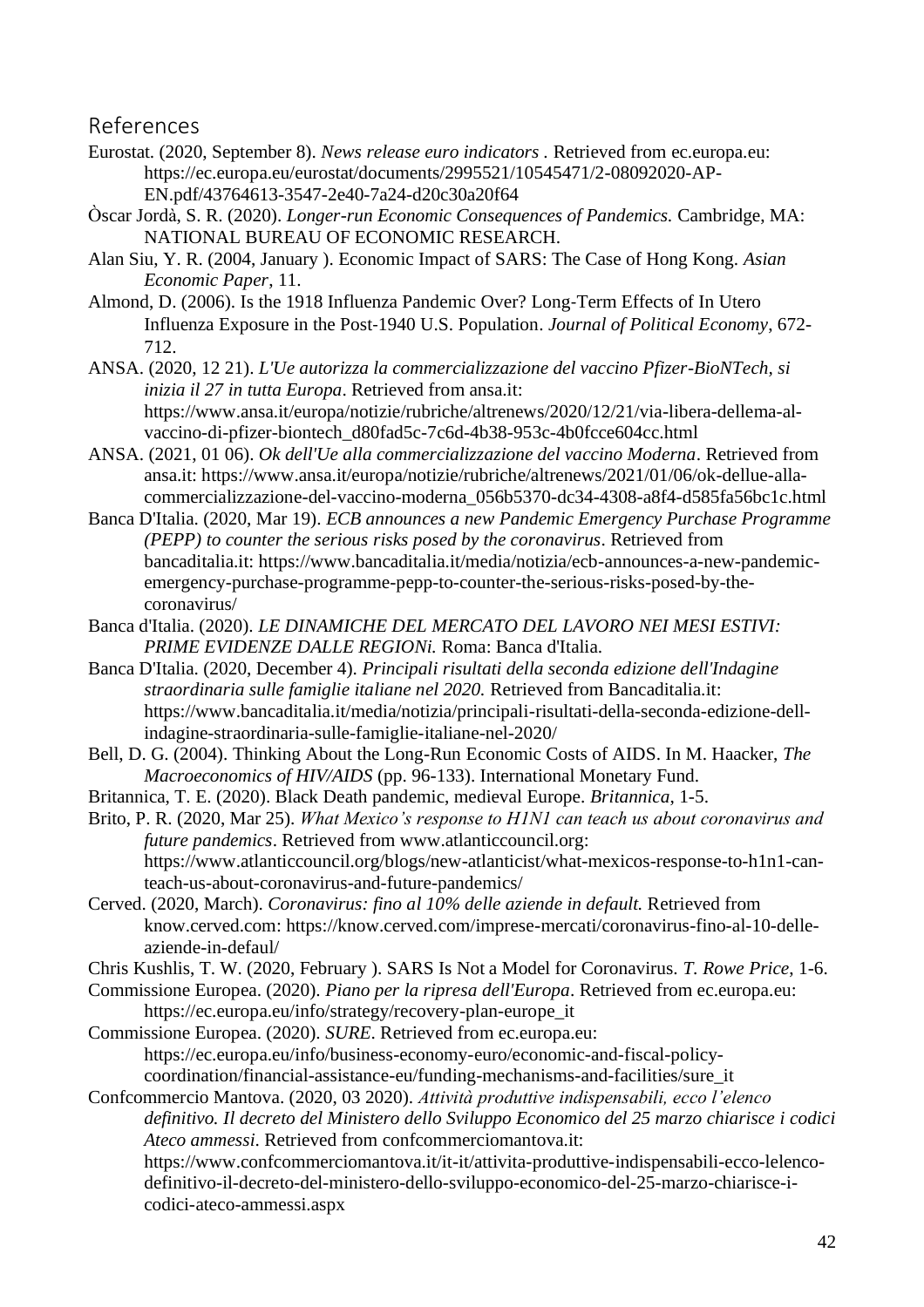## References

Eurostat. (2020, September 8). *News release euro indicators* . Retrieved from ec.europa.eu: https://ec.europa.eu/eurostat/documents/2995521/10545471/2-08092020-AP-EN.pdf/43764613-3547-2e40-7a24-d20c30a20f64

Òscar Jordà, S. R. (2020). *Longer-run Economic Consequences of Pandemics.* Cambridge, MA: NATIONAL BUREAU OF ECONOMIC RESEARCH.

Alan Siu, Y. R. (2004, January ). Economic Impact of SARS: The Case of Hong Kong. *Asian Economic Paper*, 11.

Almond, D. (2006). Is the 1918 Influenza Pandemic Over? Long-Term Effects of In Utero Influenza Exposure in the Post-1940 U.S. Population. *Journal of Political Economy*, 672-712.

ANSA. (2020, 12 21). *L'Ue autorizza la commercializzazione del vaccino Pfizer-BioNTech, si inizia il 27 in tutta Europa*. Retrieved from ansa.it: https://www.ansa.it/europa/notizie/rubriche/altrenews/2020/12/21/via-libera-dellema-al-vaccino-di-pfizer-biontech_d80fad5c-7c6d-4b38-953c-4b0fcce604cc.html

ANSA. (2021, 01 06). *Ok dell'Ue alla commercializzazione del vaccino Moderna*. Retrieved from ansa.it: https://www.ansa.it/europa/notizie/rubriche/altrenews/2021/01/06/ok-dellue-alla-commercializzazione-del-vaccino-moderna_056b5370-dc34-4308-a8f4-d585fa56bc1c.html

Banca D'Italia. (2020, Mar 19). *ECB announces a new Pandemic Emergency Purchase Programme (PEPP) to counter the serious risks posed by the coronavirus*. Retrieved from bancaditalia.it: https://www.bancaditalia.it/media/notizia/ecb-announces-a-new-pandemic-emergency-purchase-programme-pepp-to-counter-the-serious-risks-posed-by-the-coronavirus/

Banca d'Italia. (2020). *LE DINAMICHE DEL MERCATO DEL LAVORO NEI MESI ESTIVI: PRIME EVIDENZE DALLE REGIONi.* Roma: Banca d'Italia.

Banca D'Italia. (2020, December 4). *Principali risultati della seconda edizione dell'Indagine straordinaria sulle famiglie italiane nel 2020.* Retrieved from Bancaditalia.it: https://www.bancaditalia.it/media/notizia/principali-risultati-della-seconda-edizione-dell-indagine-straordinaria-sulle-famiglie-italiane-nel-2020/

Bell, D. G. (2004). Thinking About the Long-Run Economic Costs of AIDS. In M. Haacker, *The Macroeconomics of HIV/AIDS* (pp. 96-133). International Monetary Fund.

Britannica, T. E. (2020). Black Death pandemic, medieval Europe. *Britannica*, 1-5.

Brito, P. R. (2020, Mar 25). *What Mexico's response to H1N1 can teach us about coronavirus and future pandemics*. Retrieved from www.atlanticcouncil.org: https://www.atlanticcouncil.org/blogs/new-atlanticist/what-mexicos-response-to-h1n1-can-teach-us-about-coronavirus-and-future-pandemics/

Cerved. (2020, March). *Coronavirus: fino al 10% delle aziende in default.* Retrieved from know.cerved.com: https://know.cerved.com/imprese-mercati/coronavirus-fino-al-10-delle-aziende-in-defaul/

Chris Kushlis, T. W. (2020, February ). SARS Is Not a Model for Coronavirus. *T. Rowe Price*, 1-6.

Commissione Europea. (2020). *Piano per la ripresa dell'Europa*. Retrieved from ec.europa.eu: https://ec.europa.eu/info/strategy/recovery-plan-europe_it

Commissione Europea. (2020). *SURE*. Retrieved from ec.europa.eu: https://ec.europa.eu/info/business-economy-euro/economic-and-fiscal-policy-coordination/financial-assistance-eu/funding-mechanisms-and-facilities/sure_it

Confcommercio Mantova. (2020, 03 2020). *Attività produttive indispensabili, ecco l'elenco definitivo. Il decreto del Ministero dello Sviluppo Economico del 25 marzo chiarisce i codici Ateco ammessi*. Retrieved from confcommerciomantova.it: https://www.confcommerciomantova.it/it-it/attivita-produttive-indispensabili-ecco-lelenco-definitivo-il-decreto-del-ministero-dello-sviluppo-economico-del-25-marzo-chiarisce-i-codici-ateco-ammessi.aspx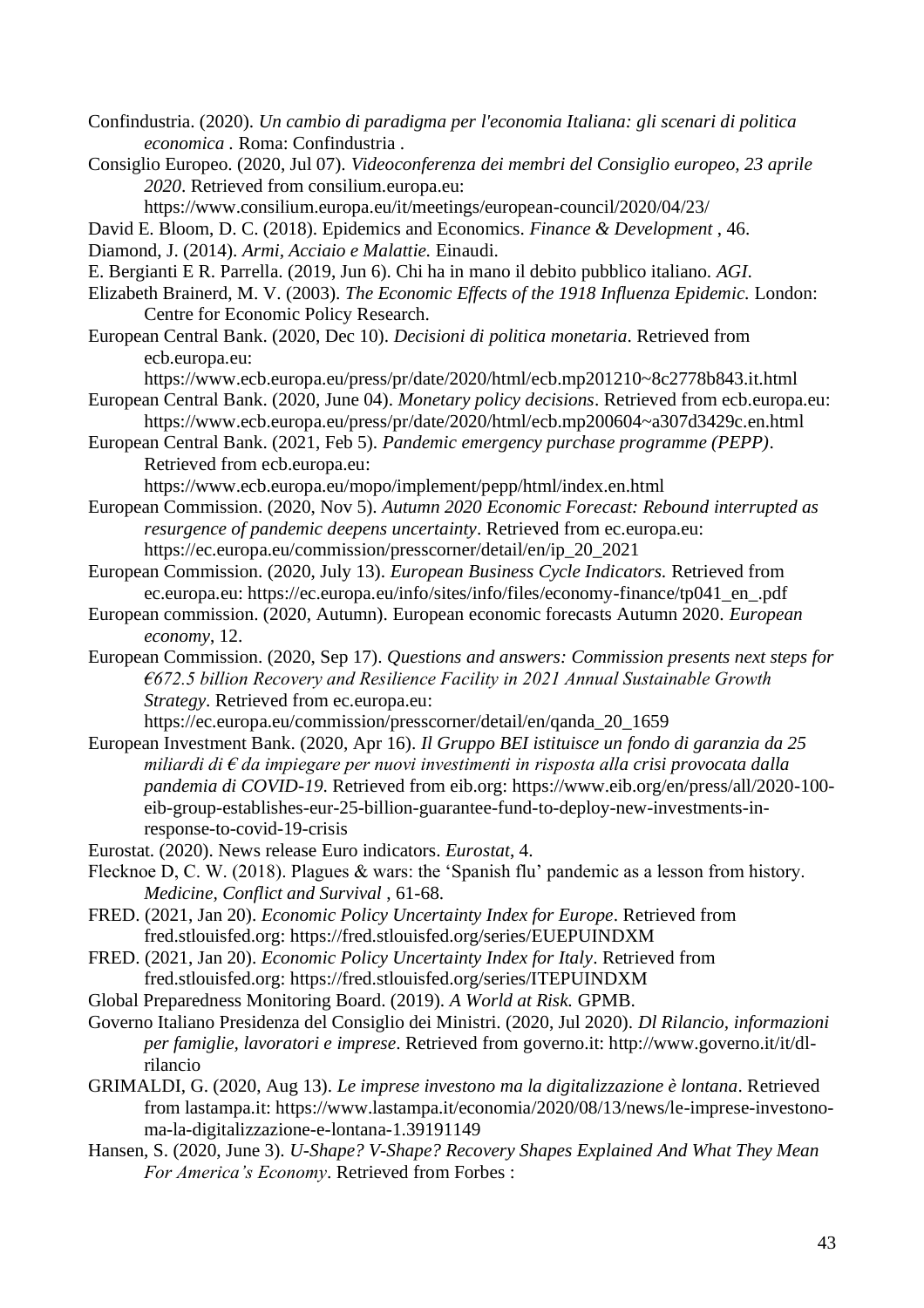Confindustria. (2020). *Un cambio di paradigma per l'economia Italiana: gli scenari di politica economica* . Roma: Confindustria .

Consiglio Europeo. (2020, Jul 07). *Videoconferenza dei membri del Consiglio europeo, 23 aprile 2020*. Retrieved from consilium.europa.eu: https://www.consilium.europa.eu/it/meetings/european-council/2020/04/23/

David E. Bloom, D. C. (2018). Epidemics and Economics. *Finance & Development* , 46.

Diamond, J. (2014). *Armi, Acciaio e Malattie.* Einaudi.

E. Bergianti E R. Parrella. (2019, Jun 6). Chi ha in mano il debito pubblico italiano. *AGI*.

Elizabeth Brainerd, M. V. (2003). *The Economic Effects of the 1918 Influenza Epidemic.* London: Centre for Economic Policy Research.

European Central Bank. (2020, Dec 10). *Decisioni di politica monetaria*. Retrieved from ecb.europa.eu: https://www.ecb.europa.eu/press/pr/date/2020/html/ecb.mp201210~8c2778b843.it.html

European Central Bank. (2020, June 04). *Monetary policy decisions*. Retrieved from ecb.europa.eu: https://www.ecb.europa.eu/press/pr/date/2020/html/ecb.mp200604~a307d3429c.en.html

European Central Bank. (2021, Feb 5). *Pandemic emergency purchase programme (PEPP)*. Retrieved from ecb.europa.eu: https://www.ecb.europa.eu/mopo/implement/pepp/html/index.en.html

European Commission. (2020, Nov 5). *Autumn 2020 Economic Forecast: Rebound interrupted as resurgence of pandemic deepens uncertainty*. Retrieved from ec.europa.eu: https://ec.europa.eu/commission/presscorner/detail/en/ip_20_2021

European Commission. (2020, July 13). *European Business Cycle Indicators.* Retrieved from ec.europa.eu: https://ec.europa.eu/info/sites/info/files/economy-finance/tp041_en_.pdf

European commission. (2020, Autumn). European economic forecasts Autumn 2020. *European economy*, 12.

European Commission. (2020, Sep 17). *Questions and answers: Commission presents next steps for €672.5 billion Recovery and Resilience Facility in 2021 Annual Sustainable Growth Strategy*. Retrieved from ec.europa.eu: https://ec.europa.eu/commission/presscorner/detail/en/qanda_20_1659

European Investment Bank. (2020, Apr 16). *Il Gruppo BEI istituisce un fondo di garanzia da 25 miliardi di € da impiegare per nuovi investimenti in risposta alla crisi provocata dalla pandemia di COVID-19*. Retrieved from eib.org: https://www.eib.org/en/press/all/2020-100-eib-group-establishes-eur-25-billion-guarantee-fund-to-deploy-new-investments-in-response-to-covid-19-crisis

Eurostat. (2020). News release Euro indicators. *Eurostat*, 4.

Flecknoe D, C. W. (2018). Plagues & wars: the 'Spanish flu' pandemic as a lesson from history. *Medicine, Conflict and Survival* , 61-68.

FRED. (2021, Jan 20). *Economic Policy Uncertainty Index for Europe*. Retrieved from fred.stlouisfed.org: https://fred.stlouisfed.org/series/EUEPUINDXM

FRED. (2021, Jan 20). *Economic Policy Uncertainty Index for Italy*. Retrieved from fred.stlouisfed.org: https://fred.stlouisfed.org/series/ITEPUINDXM

Global Preparedness Monitoring Board. (2019). *A World at Risk.* GPMB.

Governo Italiano Presidenza del Consiglio dei Ministri. (2020, Jul 2020). *Dl Rilancio, informazioni per famiglie, lavoratori e imprese*. Retrieved from governo.it: http://www.governo.it/it/dl-rilancio

GRIMALDI, G. (2020, Aug 13). *Le imprese investono ma la digitalizzazione è lontana*. Retrieved from lastampa.it: https://www.lastampa.it/economia/2020/08/13/news/le-imprese-investono-ma-la-digitalizzazione-e-lontana-1.39191149

Hansen, S. (2020, June 3). *U-Shape? V-Shape? Recovery Shapes Explained And What They Mean For America's Economy*. Retrieved from Forbes :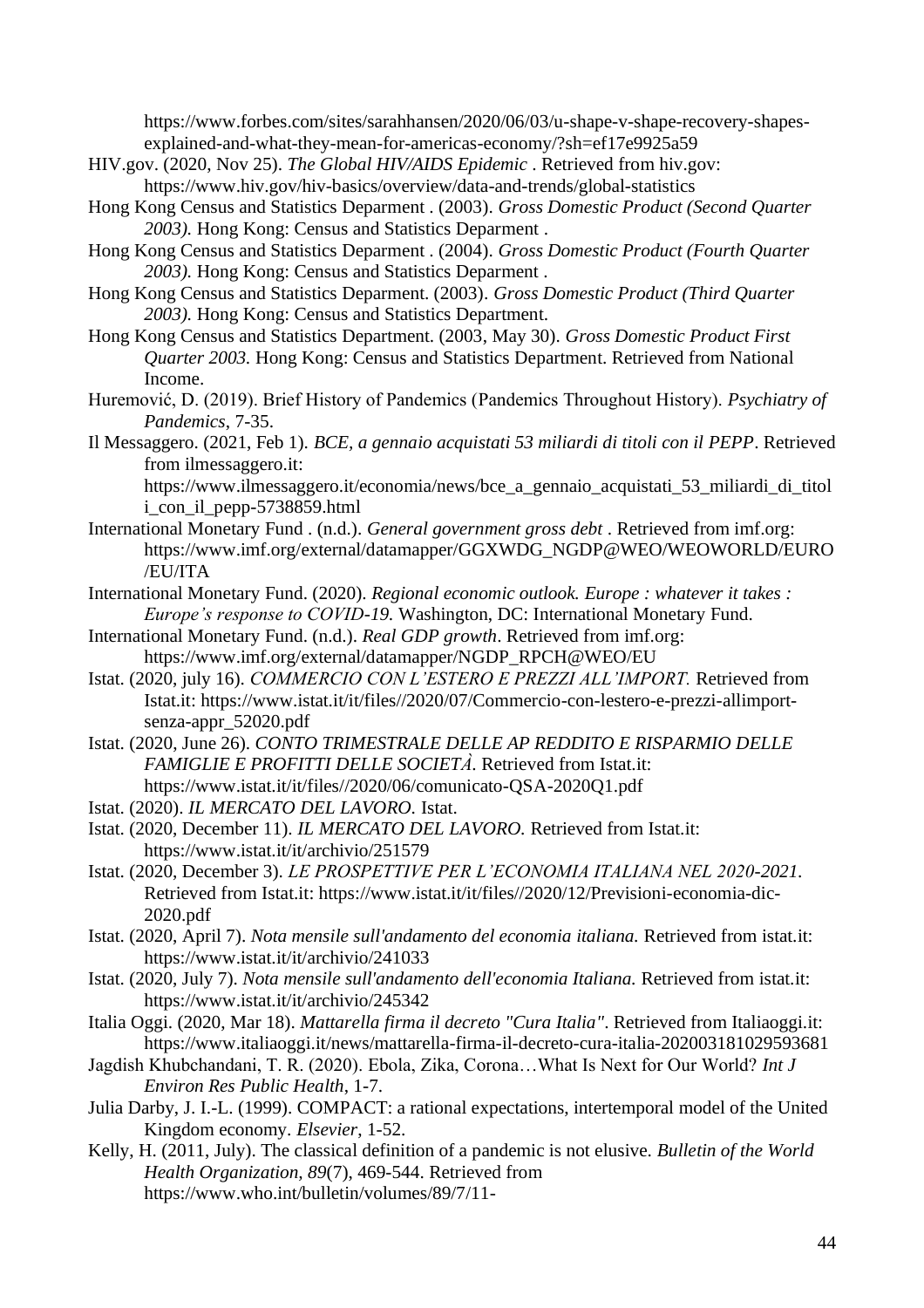https://www.forbes.com/sites/sarahhansen/2020/06/03/u-shape-v-shape-recovery-shapes-explained-and-what-they-mean-for-americas-economy/?sh=ef17e9925a59

HIV.gov. (2020, Nov 25). *The Global HIV/AIDS Epidemic* . Retrieved from hiv.gov: https://www.hiv.gov/hiv-basics/overview/data-and-trends/global-statistics

Hong Kong Census and Statistics Deparment . (2003). *Gross Domestic Product (Second Quarter 2003).* Hong Kong: Census and Statistics Deparment .

Hong Kong Census and Statistics Deparment . (2004). *Gross Domestic Product (Fourth Quarter 2003).* Hong Kong: Census and Statistics Deparment .

Hong Kong Census and Statistics Deparment. (2003). *Gross Domestic Product (Third Quarter 2003).* Hong Kong: Census and Statistics Department.

Hong Kong Census and Statistics Department. (2003, May 30). *Gross Domestic Product First Quarter 2003.* Hong Kong: Census and Statistics Department. Retrieved from National Income.

Huremović, D. (2019). Brief History of Pandemics (Pandemics Throughout History). *Psychiatry of Pandemics*, 7-35.

Il Messaggero. (2021, Feb 1). *BCE, a gennaio acquistati 53 miliardi di titoli con il PEPP*. Retrieved from ilmessaggero.it: https://www.ilmessaggero.it/economia/news/bce_a_gennaio_acquistati_53_miliardi_di_titoli_con_il_pepp-5738859.html

International Monetary Fund . (n.d.). *General government gross debt* . Retrieved from imf.org: https://www.imf.org/external/datamapper/GGXWDG_NGDP@WEO/WEOWORLD/EURO/EU/ITA

International Monetary Fund. (2020). *Regional economic outlook. Europe : whatever it takes : Europe's response to COVID-19.* Washington, DC: International Monetary Fund.

International Monetary Fund. (n.d.). *Real GDP growth*. Retrieved from imf.org: https://www.imf.org/external/datamapper/NGDP_RPCH@WEO/EU

Istat. (2020, july 16). *COMMERCIO CON L'ESTERO E PREZZI ALL'IMPORT.* Retrieved from Istat.it: https://www.istat.it/it/files//2020/07/Commercio-con-lestero-e-prezzi-allimport-senza-appr_52020.pdf

Istat. (2020, June 26). *CONTO TRIMESTRALE DELLE AP REDDITO E RISPARMIO DELLE FAMIGLIE E PROFITTI DELLE SOCIETÀ*. Retrieved from Istat.it: https://www.istat.it/it/files//2020/06/comunicato-QSA-2020Q1.pdf

Istat. (2020). *IL MERCATO DEL LAVORO*. Istat.

Istat. (2020, December 11). *IL MERCATO DEL LAVORO.* Retrieved from Istat.it: https://www.istat.it/it/archivio/251579

Istat. (2020, December 3). *LE PROSPETTIVE PER L'ECONOMIA ITALIANA NEL 2020-2021.* Retrieved from Istat.it: https://www.istat.it/it/files//2020/12/Previsioni-economia-dic-2020.pdf

Istat. (2020, April 7). *Nota mensile sull'andamento del economia italiana.* Retrieved from istat.it: https://www.istat.it/it/archivio/241033

Istat. (2020, July 7). *Nota mensile sull'andamento dell'economia Italiana.* Retrieved from istat.it: https://www.istat.it/it/archivio/245342

Italia Oggi. (2020, Mar 18). *Mattarella firma il decreto "Cura Italia"*. Retrieved from Italiaoggi.it: https://www.italiaoggi.it/news/mattarella-firma-il-decreto-cura-italia-202003181029593681

Jagdish Khubchandani, T. R. (2020). Ebola, Zika, Corona…What Is Next for Our World? *Int J Environ Res Public Health*, 1-7.

Julia Darby, J. I.-L. (1999). COMPACT: a rational expectations, intertemporal model of the United Kingdom economy. *Elsevier*, 1-52.

Kelly, H. (2011, July). The classical definition of a pandemic is not elusive. *Bulletin of the World Health Organization, 89*(7), 469-544. Retrieved from https://www.who.int/bulletin/volumes/89/7/11-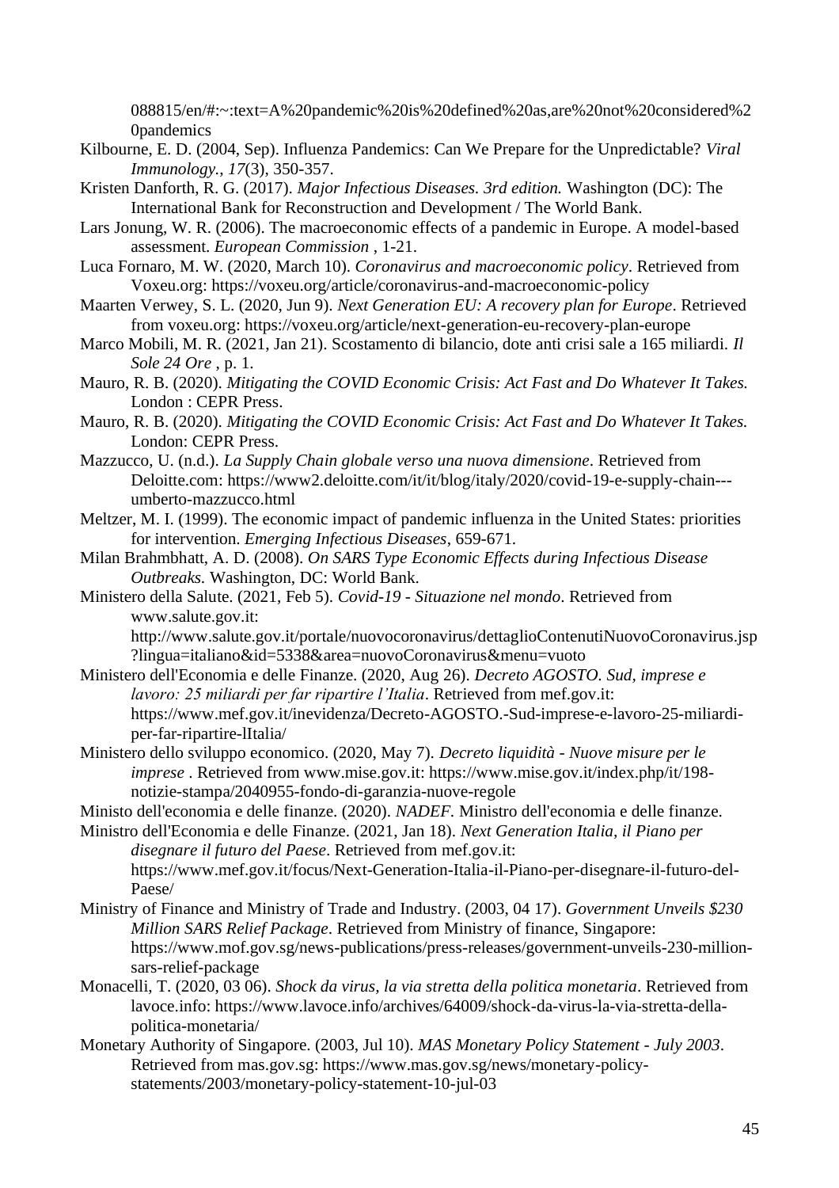088815/en/#:~:text=A%20pandemic%20is%20defined%20as,are%20not%20considered%20pandemics

Kilbourne, E. D. (2004, Sep). Influenza Pandemics: Can We Prepare for the Unpredictable? *Viral Immunology., 17*(3), 350-357.

Kristen Danforth, R. G. (2017). *Major Infectious Diseases. 3rd edition.* Washington (DC): The International Bank for Reconstruction and Development / The World Bank.

Lars Jonung, W. R. (2006). The macroeconomic effects of a pandemic in Europe. A model-based assessment. *European Commission* , 1-21.

Luca Fornaro, M. W. (2020, March 10). *Coronavirus and macroeconomic policy*. Retrieved from Voxeu.org: https://voxeu.org/article/coronavirus-and-macroeconomic-policy

Maarten Verwey, S. L. (2020, Jun 9). *Next Generation EU: A recovery plan for Europe*. Retrieved from voxeu.org: https://voxeu.org/article/next-generation-eu-recovery-plan-europe

Marco Mobili, M. R. (2021, Jan 21). Scostamento di bilancio, dote anti crisi sale a 165 miliardi. *Il Sole 24 Ore* , p. 1.

Mauro, R. B. (2020). *Mitigating the COVID Economic Crisis: Act Fast and Do Whatever It Takes.* London : CEPR Press.

Mauro, R. B. (2020). *Mitigating the COVID Economic Crisis: Act Fast and Do Whatever It Takes.* London: CEPR Press.

Mazzucco, U. (n.d.). *La Supply Chain globale verso una nuova dimensione*. Retrieved from Deloitte.com: https://www2.deloitte.com/it/it/blog/italy/2020/covid-19-e-supply-chain---umberto-mazzucco.html

Meltzer, M. I. (1999). The economic impact of pandemic influenza in the United States: priorities for intervention. *Emerging Infectious Diseases*, 659-671.

Milan Brahmbhatt, A. D. (2008). *On SARS Type Economic Effects during Infectious Disease Outbreaks.* Washington, DC: World Bank.

Ministero della Salute. (2021, Feb 5). *Covid-19 - Situazione nel mondo*. Retrieved from www.salute.gov.it: http://www.salute.gov.it/portale/nuovocoronavirus/dettaglioContenutiNuovoCoronavirus.jsp?lingua=italiano&id=5338&area=nuovoCoronavirus&menu=vuoto

Ministero dell'Economia e delle Finanze. (2020, Aug 26). *Decreto AGOSTO. Sud, imprese e lavoro: 25 miliardi per far ripartire l'Italia*. Retrieved from mef.gov.it: https://www.mef.gov.it/inevidenza/Decreto-AGOSTO.-Sud-imprese-e-lavoro-25-miliardi-per-far-ripartire-lItalia/

Ministero dello sviluppo economico. (2020, May 7). *Decreto liquidità - Nuove misure per le imprese* . Retrieved from www.mise.gov.it: https://www.mise.gov.it/index.php/it/198-notizie-stampa/2040955-fondo-di-garanzia-nuove-regole

Ministo dell'economia e delle finanze. (2020). *NADEF.* Ministro dell'economia e delle finanze.

Ministro dell'Economia e delle Finanze. (2021, Jan 18). *Next Generation Italia, il Piano per disegnare il futuro del Paese*. Retrieved from mef.gov.it: https://www.mef.gov.it/focus/Next-Generation-Italia-il-Piano-per-disegnare-il-futuro-del-Paese/

Ministry of Finance and Ministry of Trade and Industry. (2003, 04 17). *Government Unveils $230 Million SARS Relief Package*. Retrieved from Ministry of finance, Singapore: https://www.mof.gov.sg/news-publications/press-releases/government-unveils-230-million-sars-relief-package

Monacelli, T. (2020, 03 06). *Shock da virus, la via stretta della politica monetaria*. Retrieved from lavoce.info: https://www.lavoce.info/archives/64009/shock-da-virus-la-via-stretta-della-politica-monetaria/

Monetary Authority of Singapore. (2003, Jul 10). *MAS Monetary Policy Statement - July 2003*. Retrieved from mas.gov.sg: https://www.mas.gov.sg/news/monetary-policy-statements/2003/monetary-policy-statement-10-jul-03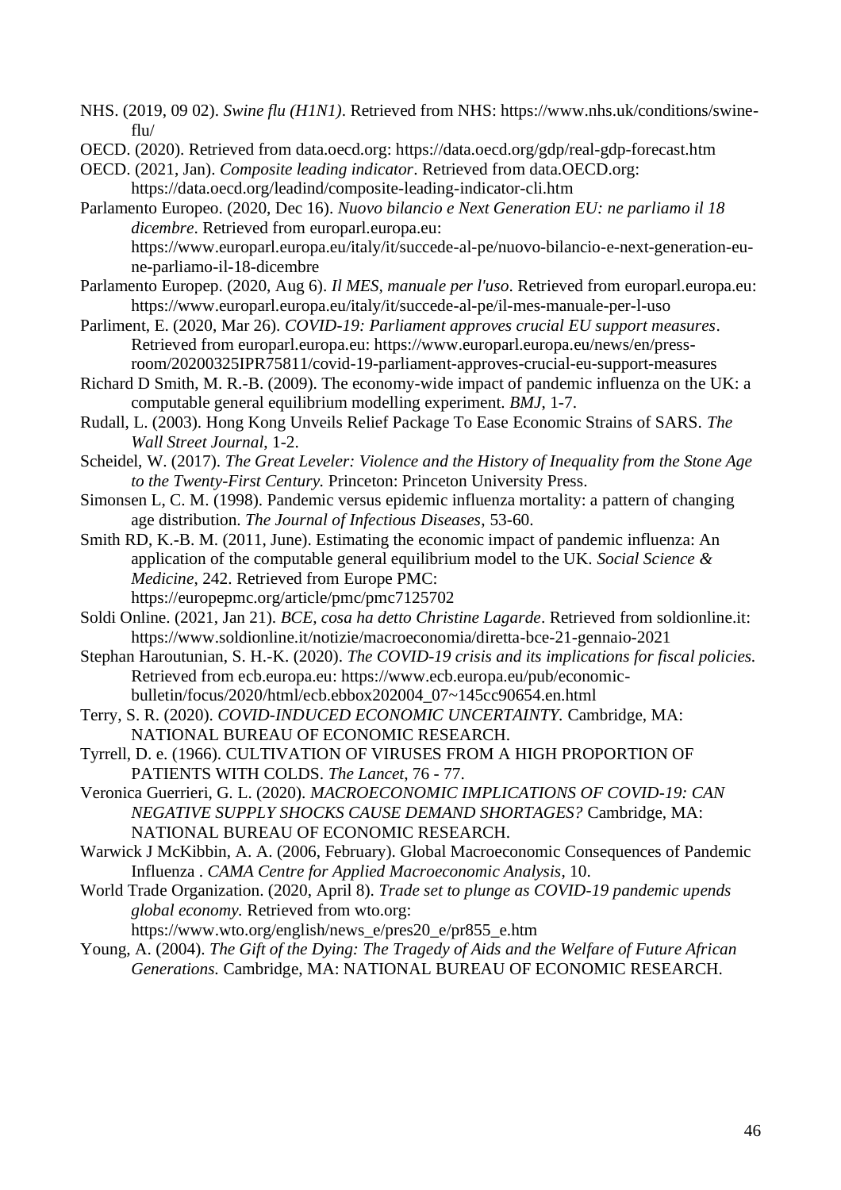NHS. (2019, 09 02). *Swine flu (H1N1)*. Retrieved from NHS: https://www.nhs.uk/conditions/swine-flu/

OECD. (2020). Retrieved from data.oecd.org: https://data.oecd.org/gdp/real-gdp-forecast.htm

OECD. (2021, Jan). *Composite leading indicator*. Retrieved from data.OECD.org: https://data.oecd.org/leadind/composite-leading-indicator-cli.htm

Parlamento Europeo. (2020, Dec 16). *Nuovo bilancio e Next Generation EU: ne parliamo il 18 dicembre*. Retrieved from europarl.europa.eu: https://www.europarl.europa.eu/italy/it/succede-al-pe/nuovo-bilancio-e-next-generation-eu-ne-parliamo-il-18-dicembre

Parlamento Europep. (2020, Aug 6). *Il MES, manuale per l'uso*. Retrieved from europarl.europa.eu: https://www.europarl.europa.eu/italy/it/succede-al-pe/il-mes-manuale-per-l-uso

Parliment, E. (2020, Mar 26). *COVID-19: Parliament approves crucial EU support measures*. Retrieved from europarl.europa.eu: https://www.europarl.europa.eu/news/en/press-room/20200325IPR75811/covid-19-parliament-approves-crucial-eu-support-measures

Richard D Smith, M. R.-B. (2009). The economy-wide impact of pandemic influenza on the UK: a computable general equilibrium modelling experiment. *BMJ*, 1-7.

Rudall, L. (2003). Hong Kong Unveils Relief Package To Ease Economic Strains of SARS. *The Wall Street Journal*, 1-2.

Scheidel, W. (2017). *The Great Leveler: Violence and the History of Inequality from the Stone Age to the Twenty-First Century.* Princeton: Princeton University Press.

Simonsen L, C. M. (1998). Pandemic versus epidemic influenza mortality: a pattern of changing age distribution. *The Journal of Infectious Diseases*, 53-60.

Smith RD, K.-B. M. (2011, June). Estimating the economic impact of pandemic influenza: An application of the computable general equilibrium model to the UK. *Social Science & Medicine*, 242. Retrieved from Europe PMC: https://europepmc.org/article/pmc/pmc7125702

Soldi Online. (2021, Jan 21). *BCE, cosa ha detto Christine Lagarde*. Retrieved from soldionline.it: https://www.soldionline.it/notizie/macroeconomia/diretta-bce-21-gennaio-2021

Stephan Haroutunian, S. H.-K. (2020). *The COVID-19 crisis and its implications for fiscal policies.* Retrieved from ecb.europa.eu: https://www.ecb.europa.eu/pub/economic-bulletin/focus/2020/html/ecb.ebbox202004_07~145cc90654.en.html

Terry, S. R. (2020). *COVID-INDUCED ECONOMIC UNCERTAINTY.* Cambridge, MA: NATIONAL BUREAU OF ECONOMIC RESEARCH.

Tyrrell, D. e. (1966). CULTIVATION OF VIRUSES FROM A HIGH PROPORTION OF PATIENTS WITH COLDS. *The Lancet*, 76 - 77.

Veronica Guerrieri, G. L. (2020). *MACROECONOMIC IMPLICATIONS OF COVID-19: CAN NEGATIVE SUPPLY SHOCKS CAUSE DEMAND SHORTAGES?* Cambridge, MA: NATIONAL BUREAU OF ECONOMIC RESEARCH.

Warwick J McKibbin, A. A. (2006, February). Global Macroeconomic Consequences of Pandemic Influenza . *CAMA Centre for Applied Macroeconomic Analysis*, 10.

World Trade Organization. (2020, April 8). *Trade set to plunge as COVID-19 pandemic upends global economy.* Retrieved from wto.org: https://www.wto.org/english/news_e/pres20_e/pr855_e.htm

Young, A. (2004). *The Gift of the Dying: The Tragedy of Aids and the Welfare of Future African Generations.* Cambridge, MA: NATIONAL BUREAU OF ECONOMIC RESEARCH.